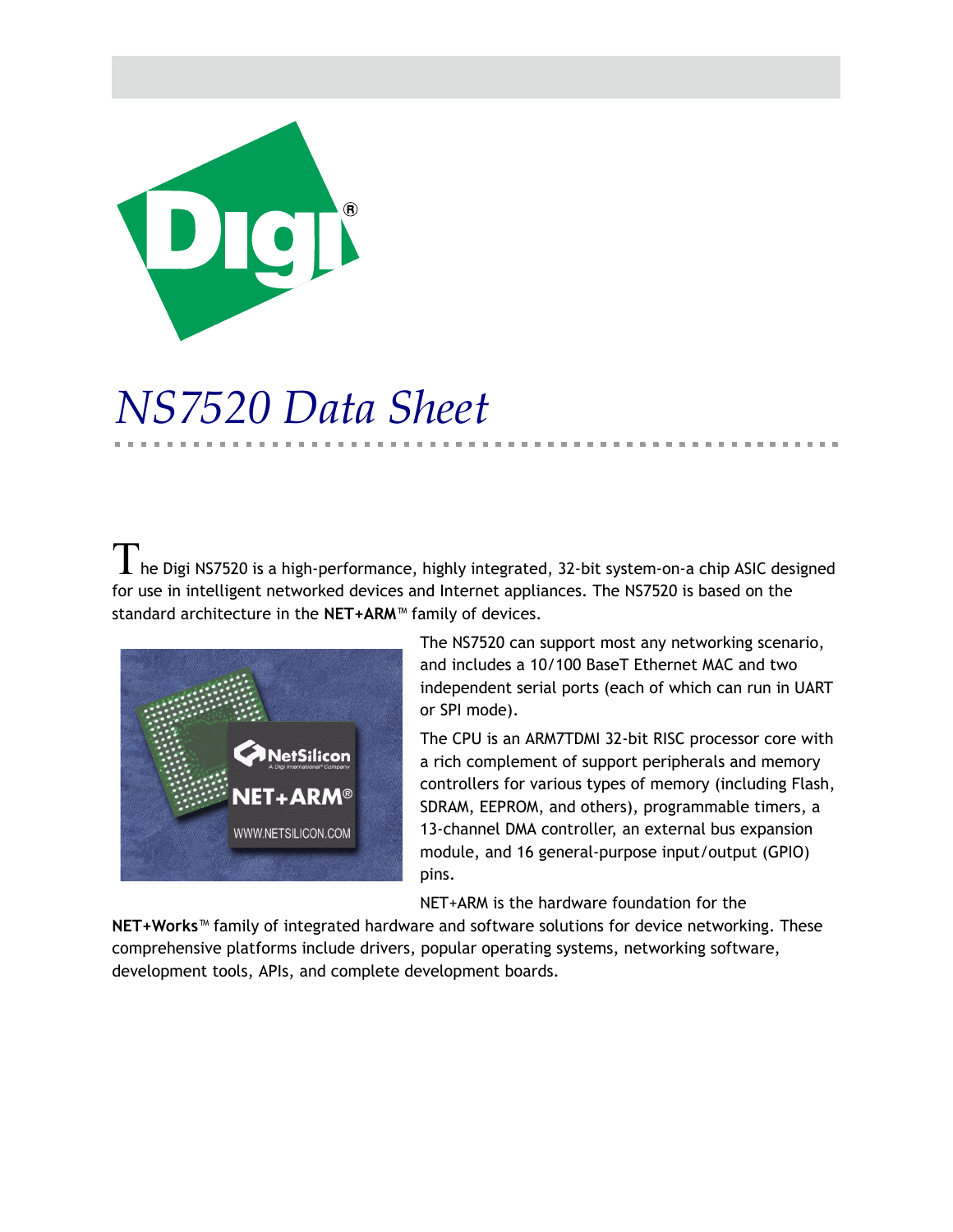# *NS7520 Data Sheet*

The Digi NS7520 is a high-performance, highly integrated, 32-bit system-on-a chip ASIC designed for use in intelligent networked devices and Internet appliances. The NS7520 is based on the standard architecture in the **NET+ARM**™ family of devices.

The NS7520 can support most any networking scenario, and includes a 10/100 BaseT Ethernet MAC and two independent serial ports (each of which can run in UART or SPI mode).

The CPU is an ARM7TDMI 32-bit RISC processor core with a rich complement of support peripherals and memory controllers for various types of memory (including Flash, SDRAM, EEPROM, and others), programmable timers, a 13-channel DMA controller, an external bus expansion module, and 16 general-purpose input/output (GPIO) pins.

NET+ARM is the hardware foundation for the **NET+Works**™ family of integrated hardware and software solutions for device networking. These comprehensive platforms include drivers, popular operating systems, networking software, development tools, APIs, and complete development boards.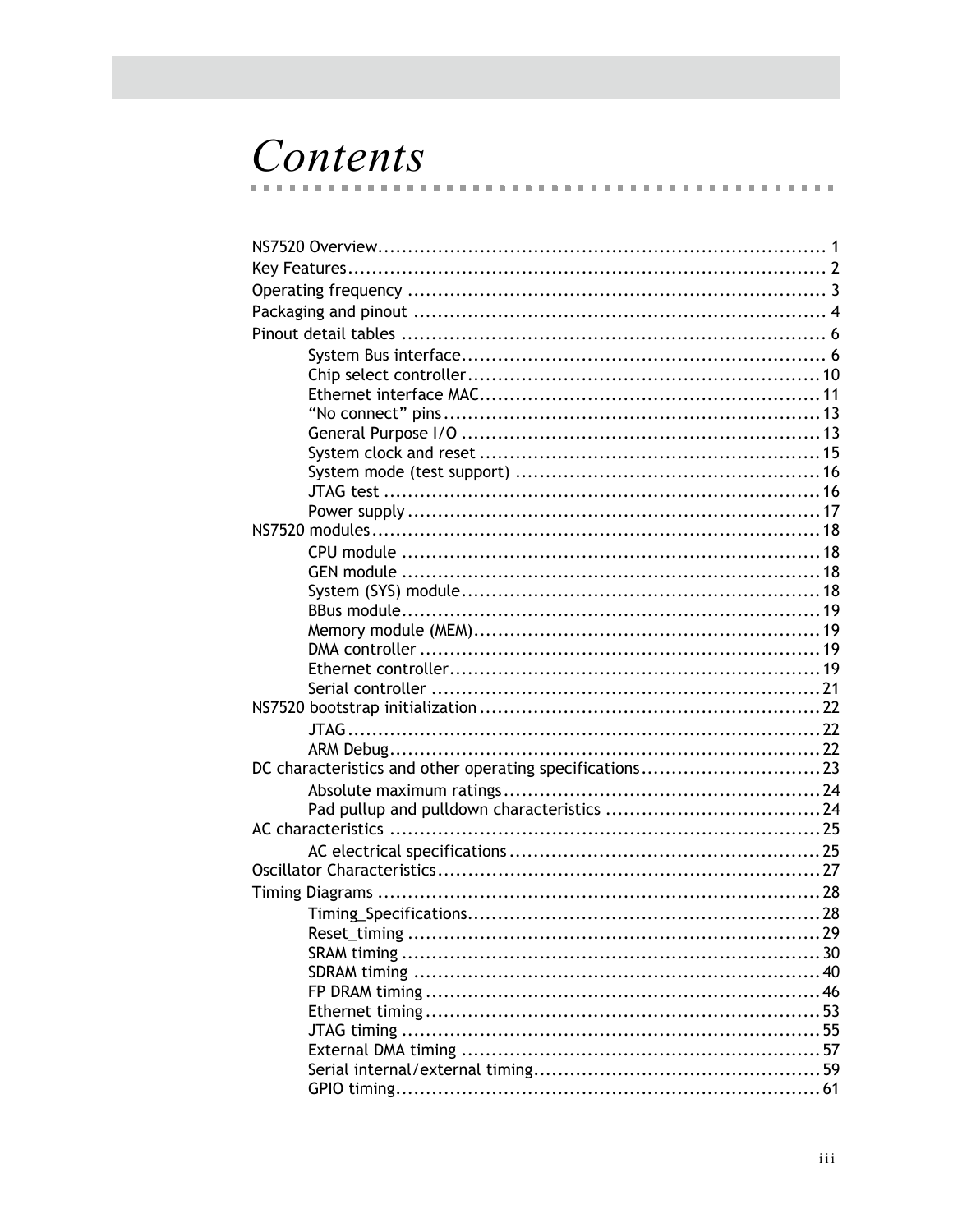# Contents

- NS7520 Overview ........ 1
- Key Features ........ 2
- Operating frequency ........ 3
- Packaging and pinout ........ 4
- Pinout detail tables ........ 6
  - System Bus interface ........ 6
  - Chip select controller ........ 10
  - Ethernet interface MAC ........ 11
  - "No connect" pins ........ 13
  - General Purpose I/O ........ 13
  - System clock and reset ........ 15
  - System mode (test support) ........ 16
  - JTAG test ........ 16
  - Power supply ........ 17
- NS7520 modules ........ 18
  - CPU module ........ 18
  - GEN module ........ 18
  - System (SYS) module ........ 18
  - BBus module ........ 19
  - Memory module (MEM) ........ 19
  - DMA controller ........ 19
  - Ethernet controller ........ 19
  - Serial controller ........ 21
- NS7520 bootstrap initialization ........ 22
  - JTAG ........ 22
  - ARM Debug ........ 22
- DC characteristics and other operating specifications ........ 23
  - Absolute maximum ratings ........ 24
  - Pad pullup and pulldown characteristics ........ 24
- AC characteristics ........ 25
  - AC electrical specifications ........ 25
- Oscillator Characteristics ........ 27
- Timing Diagrams ........ 28
  - Timing_Specifications ........ 28
  - Reset_timing ........ 29
  - SRAM timing ........ 30
  - SDRAM timing ........ 40
  - FP DRAM timing ........ 46
  - Ethernet timing ........ 53
  - JTAG timing ........ 55
  - External DMA timing ........ 57
  - Serial internal/external timing ........ 59
  - GPIO timing ........ 61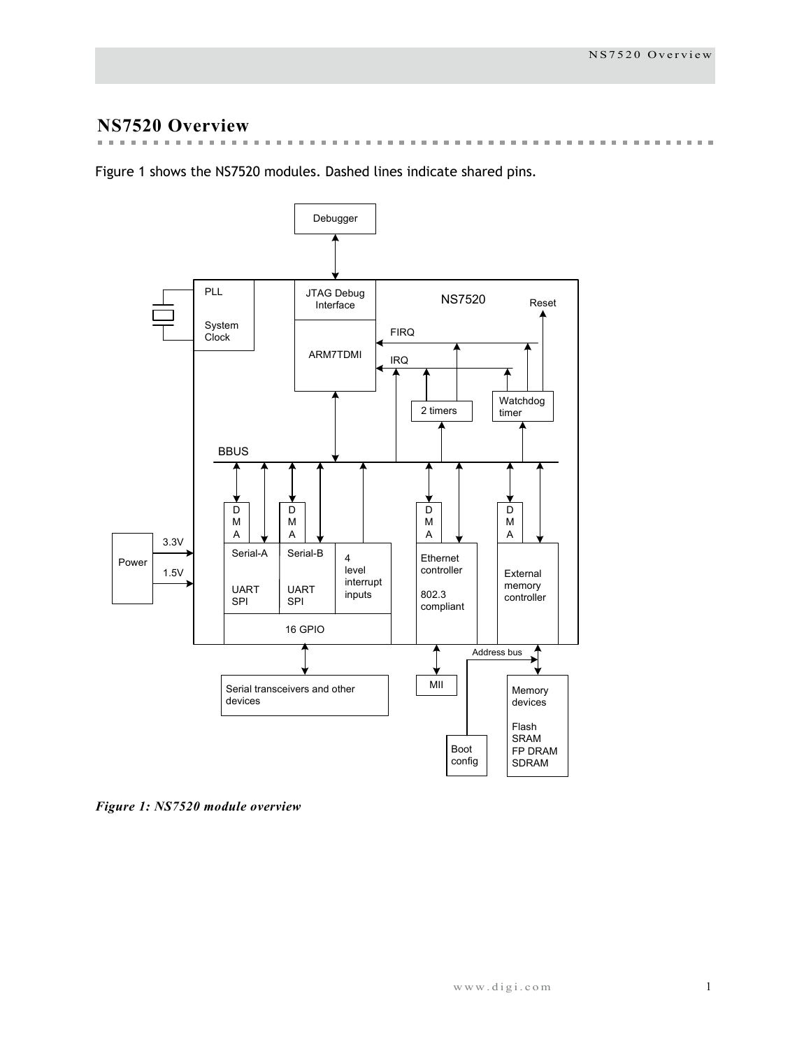# NS7520 Overview

Figure 1 shows the NS7520 modules. Dashed lines indicate shared pins.

*Figure 1: NS7520 module overview*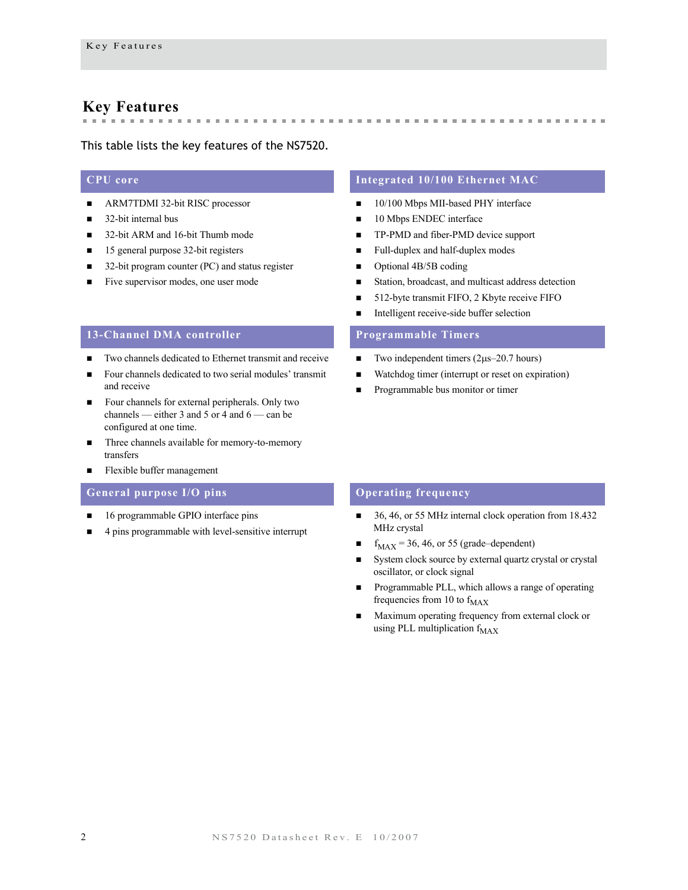## Key Features

This table lists the key features of the NS7520.

### CPU core

- ARM7TDMI 32-bit RISC processor
- 32-bit internal bus
- 32-bit ARM and 16-bit Thumb mode
- 15 general purpose 32-bit registers
- 32-bit program counter (PC) and status register
- Five supervisor modes, one user mode

### Integrated 10/100 Ethernet MAC

- 10/100 Mbps MII-based PHY interface
- 10 Mbps ENDEC interface
- TP-PMD and fiber-PMD device support
- Full-duplex and half-duplex modes
- Optional 4B/5B coding
- Station, broadcast, and multicast address detection
- 512-byte transmit FIFO, 2 Kbyte receive FIFO
- Intelligent receive-side buffer selection

### 13-Channel DMA controller

- Two channels dedicated to Ethernet transmit and receive
- Four channels dedicated to two serial modules' transmit and receive
- Four channels for external peripherals. Only two channels — either 3 and 5 or 4 and 6 — can be configured at one time.
- Three channels available for memory-to-memory transfers
- Flexible buffer management

### Programmable Timers

- Two independent timers (2µs–20.7 hours)
- Watchdog timer (interrupt or reset on expiration)
- Programmable bus monitor or timer

### General purpose I/O pins

- 16 programmable GPIO interface pins
- 4 pins programmable with level-sensitive interrupt

### Operating frequency

- 36, 46, or 55 MHz internal clock operation from 18.432 MHz crystal
- $f_{MAX}$ = 36, 46, or 55 (grade–dependent)
- System clock source by external quartz crystal or crystal oscillator, or clock signal
- Programmable PLL, which allows a range of operating frequencies from 10 to $f_{MAX}$
- Maximum operating frequency from external clock or using PLL multiplication $f_{MAX}$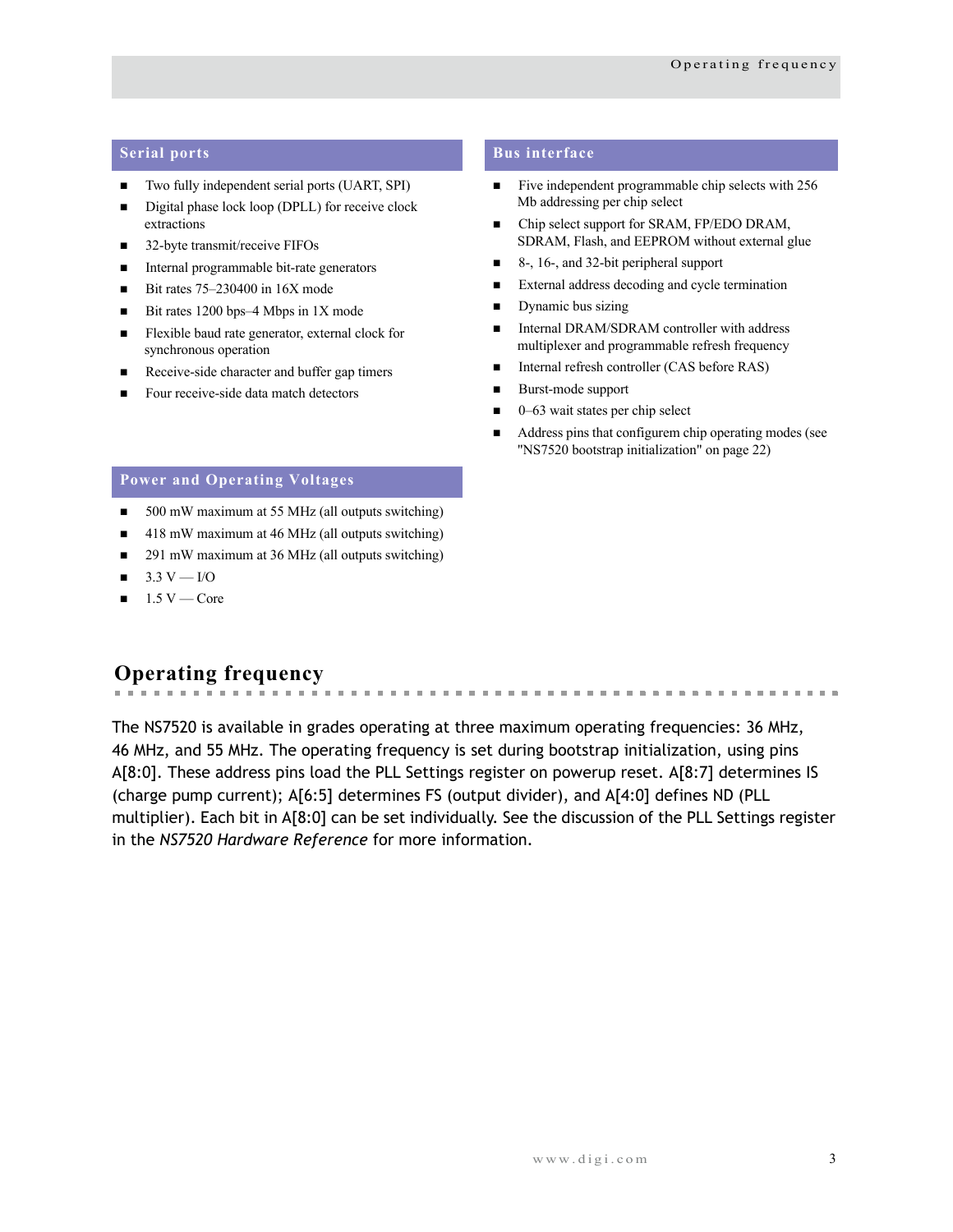### Serial ports

- Two fully independent serial ports (UART, SPI)
- Digital phase lock loop (DPLL) for receive clock extractions
- 32-byte transmit/receive FIFOs
- Internal programmable bit-rate generators
- Bit rates 75–230400 in 16X mode
- Bit rates 1200 bps–4 Mbps in 1X mode
- Flexible baud rate generator, external clock for synchronous operation
- Receive-side character and buffer gap timers
- Four receive-side data match detectors

### Bus interface

- Five independent programmable chip selects with 256 Mb addressing per chip select
- Chip select support for SRAM, FP/EDO DRAM, SDRAM, Flash, and EEPROM without external glue
- 8-, 16-, and 32-bit peripheral support
- External address decoding and cycle termination
- Dynamic bus sizing
- Internal DRAM/SDRAM controller with address multiplexer and programmable refresh frequency
- Internal refresh controller (CAS before RAS)
- Burst-mode support
- 0–63 wait states per chip select
- Address pins that configurem chip operating modes (see "NS7520 bootstrap initialization" on page 22)

### Power and Operating Voltages

- 500 mW maximum at 55 MHz (all outputs switching)
- 418 mW maximum at 46 MHz (all outputs switching)
- 291 mW maximum at 36 MHz (all outputs switching)
- 3.3 V — I/O
- 1.5 V — Core

## Operating frequency

The NS7520 is available in grades operating at three maximum operating frequencies: 36 MHz, 46 MHz, and 55 MHz. The operating frequency is set during bootstrap initialization, using pins A[8:0]. These address pins load the PLL Settings register on powerup reset. A[8:7] determines IS (charge pump current); A[6:5] determines FS (output divider), and A[4:0] defines ND (PLL multiplier). Each bit in A[8:0] can be set individually. See the discussion of the PLL Settings register in the *NS7520 Hardware Reference* for more information.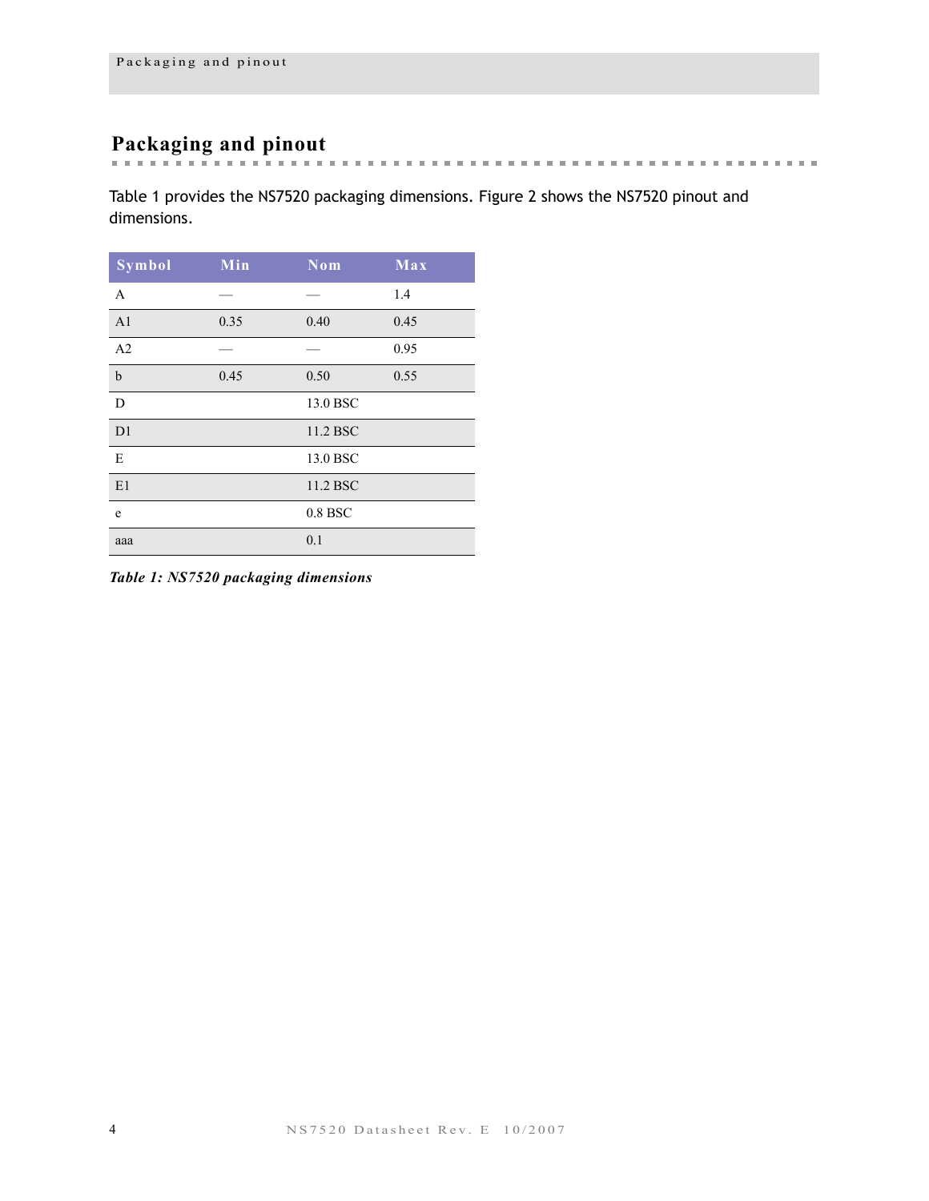## Packaging and pinout

Table 1 provides the NS7520 packaging dimensions. Figure 2 shows the NS7520 pinout and dimensions.

| Symbol | Min | Nom | Max |
|---|---|---|---|
| A | — | — | 1.4 |
| A1 | 0.35 | 0.40 | 0.45 |
| A2 | — | — | 0.95 |
| b | 0.45 | 0.50 | 0.55 |
| D | | 13.0 BSC | |
| D1 | | 11.2 BSC | |
| E | | 13.0 BSC | |
| E1 | | 11.2 BSC | |
| e | | 0.8 BSC | |
| aaa | | 0.1 | |

***Table 1: NS7520 packaging dimensions***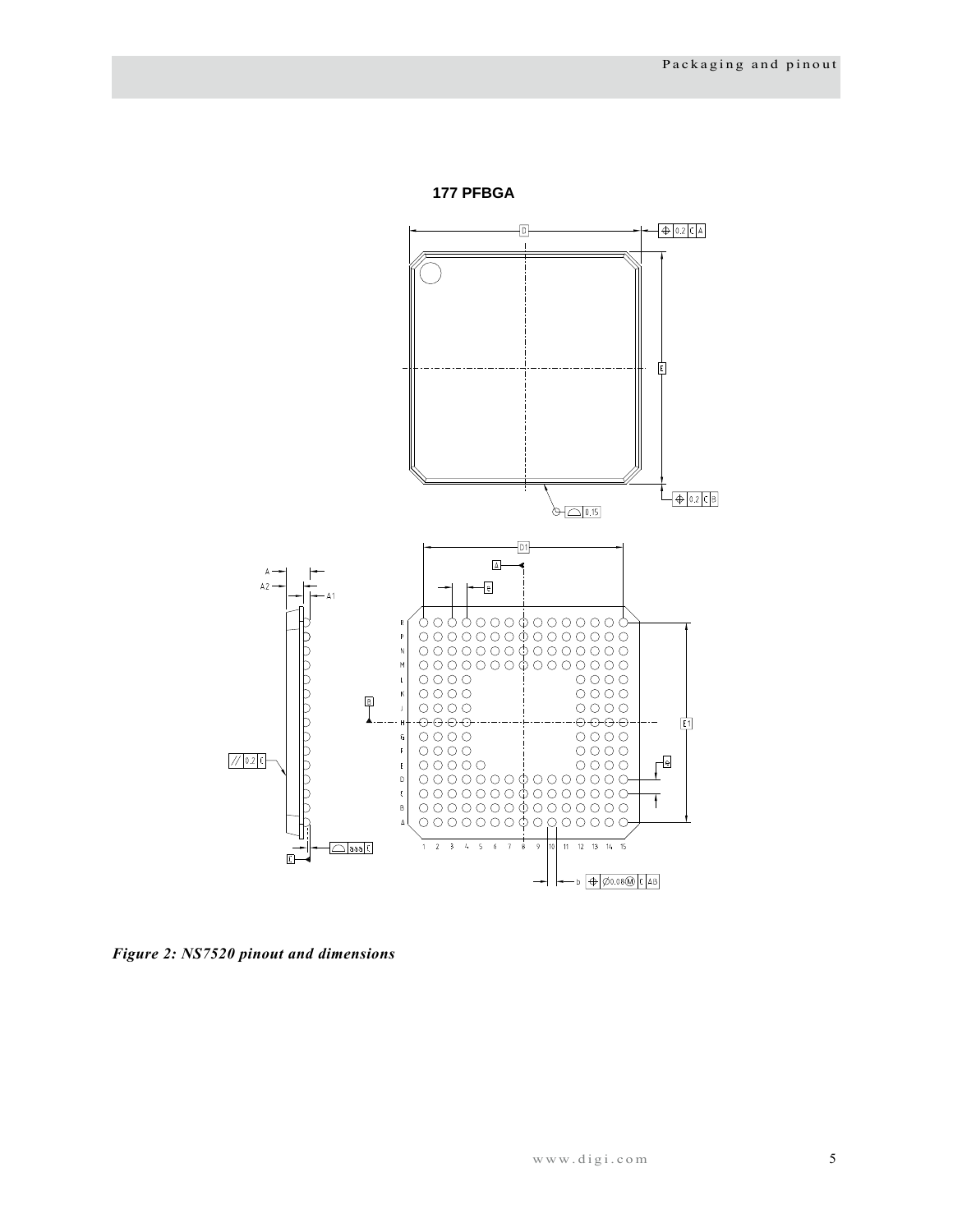**177 PFBGA**

*Figure 2: NS7520 pinout and dimensions*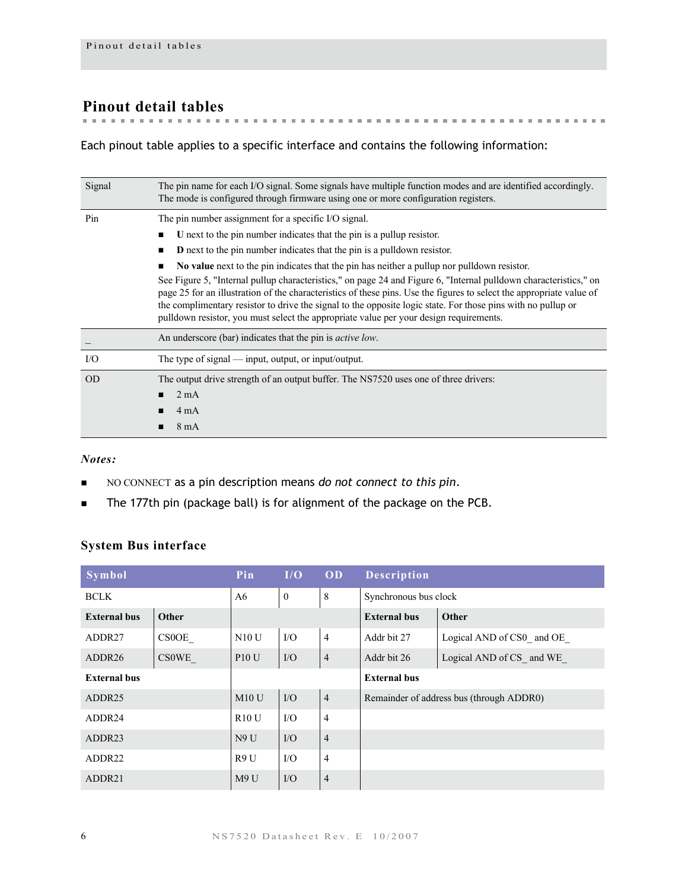## Pinout detail tables

Each pinout table applies to a specific interface and contains the following information:

| | |
|---|---|
| Signal | The pin name for each I/O signal. Some signals have multiple function modes and are identified accordingly. The mode is configured through firmware using one or more configuration registers. |
| Pin | The pin number assignment for a specific I/O signal.<br>■ **U** next to the pin number indicates that the pin is a pullup resistor.<br>■ **D** next to the pin number indicates that the pin is a pulldown resistor.<br>■ **No value** next to the pin indicates that the pin has neither a pullup nor pulldown resistor.<br>See Figure 5, "Internal pullup characteristics," on page 24 and Figure 6, "Internal pulldown characteristics," on page 25 for an illustration of the characteristics of these pins. Use the figures to select the appropriate value of the complimentary resistor to drive the signal to the opposite logic state. For those pins with no pullup or pulldown resistor, you must select the appropriate value per your design requirements. |
| _ | An underscore (bar) indicates that the pin is *active low*. |
| I/O | The type of signal — input, output, or input/output. |
| OD | The output drive strength of an output buffer. The NS7520 uses one of three drivers:<br>■ 2 mA<br>■ 4 mA<br>■ 8 mA |

***Notes:***

- NO CONNECT as a pin description means *do not connect to this pin*.
- The 177th pin (package ball) is for alignment of the package on the PCB.

### System Bus interface

| Symbol | | Pin | I/O | OD | Description | |
|---|---|---|---|---|---|---|
| BCLK | | A6 | 0 | 8 | Synchronous bus clock | |
| **External bus** | **Other** | | | | **External bus** | **Other** |
| ADDR27 | CS0OE_ | N10 U | I/O | 4 | Addr bit 27 | Logical AND of CS0_ and OE_ |
| ADDR26 | CS0WE_ | P10 U | I/O | 4 | Addr bit 26 | Logical AND of CS_ and WE_ |
| **External bus** | | | | | **External bus** | |
| ADDR25 | | M10 U | I/O | 4 | Remainder of address bus (through ADDR0) | |
| ADDR24 | | R10 U | I/O | 4 | | |
| ADDR23 | | N9 U | I/O | 4 | | |
| ADDR22 | | R9 U | I/O | 4 | | |
| ADDR21 | | M9 U | I/O | 4 | | |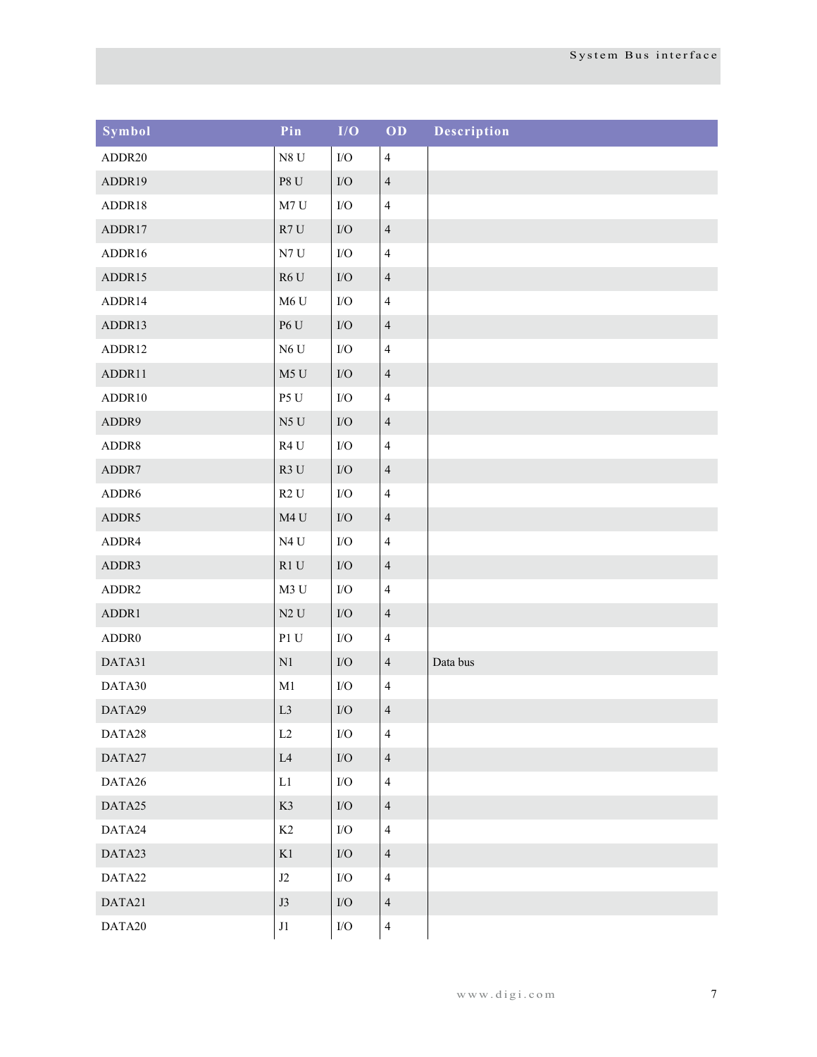| Symbol | Pin | I/O | OD | Description |
|---|---|---|---|---|
| ADDR20 | N8 U | I/O | 4 | |
| ADDR19 | P8 U | I/O | 4 | |
| ADDR18 | M7 U | I/O | 4 | |
| ADDR17 | R7 U | I/O | 4 | |
| ADDR16 | N7 U | I/O | 4 | |
| ADDR15 | R6 U | I/O | 4 | |
| ADDR14 | M6 U | I/O | 4 | |
| ADDR13 | P6 U | I/O | 4 | |
| ADDR12 | N6 U | I/O | 4 | |
| ADDR11 | M5 U | I/O | 4 | |
| ADDR10 | P5 U | I/O | 4 | |
| ADDR9 | N5 U | I/O | 4 | |
| ADDR8 | R4 U | I/O | 4 | |
| ADDR7 | R3 U | I/O | 4 | |
| ADDR6 | R2 U | I/O | 4 | |
| ADDR5 | M4 U | I/O | 4 | |
| ADDR4 | N4 U | I/O | 4 | |
| ADDR3 | R1 U | I/O | 4 | |
| ADDR2 | M3 U | I/O | 4 | |
| ADDR1 | N2 U | I/O | 4 | |
| ADDR0 | P1 U | I/O | 4 | |
| DATA31 | N1 | I/O | 4 | Data bus |
| DATA30 | M1 | I/O | 4 | |
| DATA29 | L3 | I/O | 4 | |
| DATA28 | L2 | I/O | 4 | |
| DATA27 | L4 | I/O | 4 | |
| DATA26 | L1 | I/O | 4 | |
| DATA25 | K3 | I/O | 4 | |
| DATA24 | K2 | I/O | 4 | |
| DATA23 | K1 | I/O | 4 | |
| DATA22 | J2 | I/O | 4 | |
| DATA21 | J3 | I/O | 4 | |
| DATA20 | J1 | I/O | 4 | |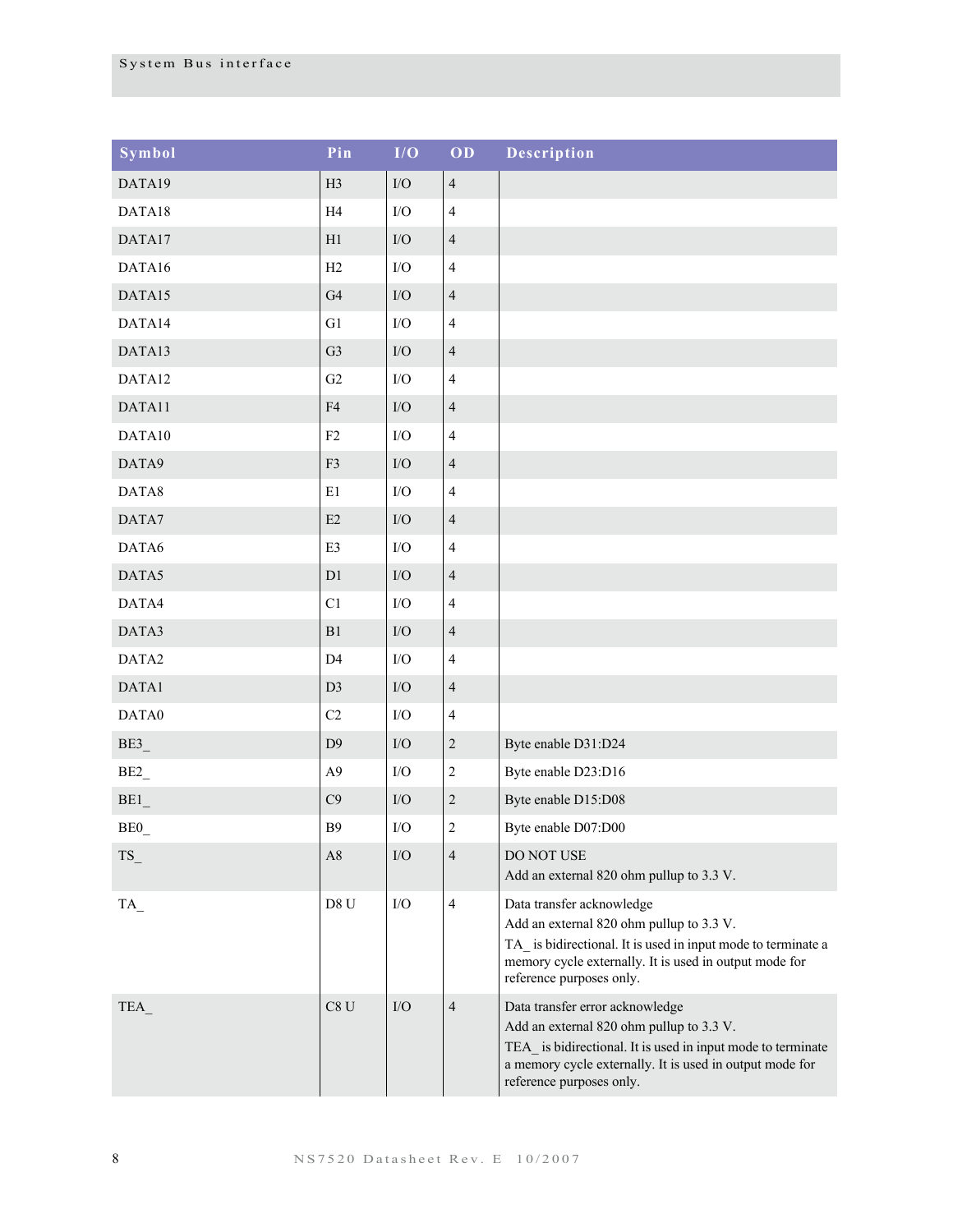## System Bus interface

| Symbol | Pin | I/O | OD | Description |
|---|---|---|---|---|
| DATA19 | H3 | I/O | 4 | |
| DATA18 | H4 | I/O | 4 | |
| DATA17 | H1 | I/O | 4 | |
| DATA16 | H2 | I/O | 4 | |
| DATA15 | G4 | I/O | 4 | |
| DATA14 | G1 | I/O | 4 | |
| DATA13 | G3 | I/O | 4 | |
| DATA12 | G2 | I/O | 4 | |
| DATA11 | F4 | I/O | 4 | |
| DATA10 | F2 | I/O | 4 | |
| DATA9 | F3 | I/O | 4 | |
| DATA8 | E1 | I/O | 4 | |
| DATA7 | E2 | I/O | 4 | |
| DATA6 | E3 | I/O | 4 | |
| DATA5 | D1 | I/O | 4 | |
| DATA4 | C1 | I/O | 4 | |
| DATA3 | B1 | I/O | 4 | |
| DATA2 | D4 | I/O | 4 | |
| DATA1 | D3 | I/O | 4 | |
| DATA0 | C2 | I/O | 4 | |
| BE3_ | D9 | I/O | 2 | Byte enable D31:D24 |
| BE2_ | A9 | I/O | 2 | Byte enable D23:D16 |
| BE1_ | C9 | I/O | 2 | Byte enable D15:D08 |
| BE0_ | B9 | I/O | 2 | Byte enable D07:D00 |
| TS_ | A8 | I/O | 4 | DO NOT USE<br>Add an external 820 ohm pullup to 3.3 V. |
| TA_ | D8 U | I/O | 4 | Data transfer acknowledge<br>Add an external 820 ohm pullup to 3.3 V.<br>TA_ is bidirectional. It is used in input mode to terminate a memory cycle externally. It is used in output mode for reference purposes only. |
| TEA_ | C8 U | I/O | 4 | Data transfer error acknowledge<br>Add an external 820 ohm pullup to 3.3 V.<br>TEA_ is bidirectional. It is used in input mode to terminate a memory cycle externally. It is used in output mode for reference purposes only. |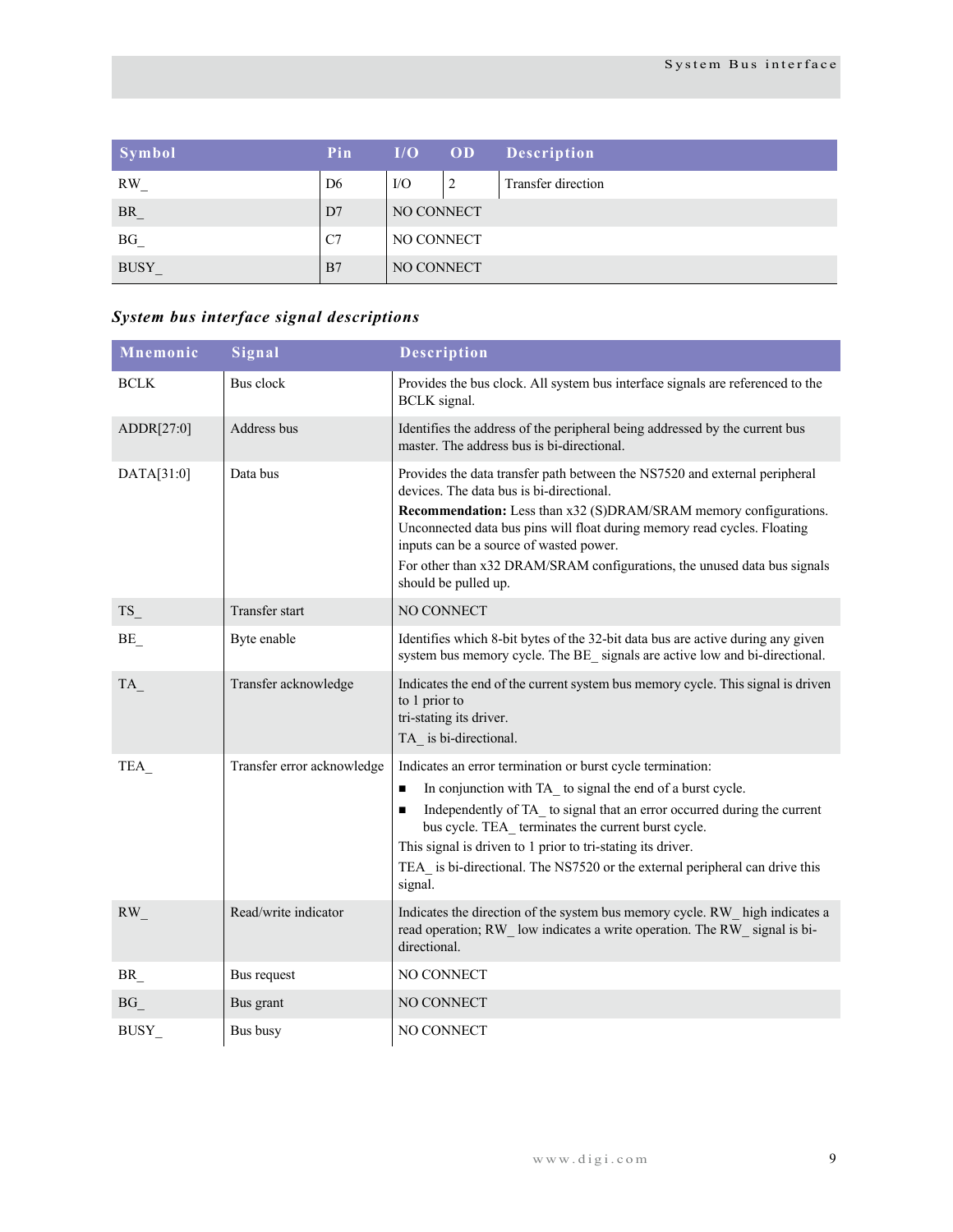| Symbol | Pin | I/O | OD | Description |
|---|---|---|---|---|
| RW_ | D6 | I/O | 2 | Transfer direction |
| BR_ | D7 | NO CONNECT | | |
| BG_ | C7 | NO CONNECT | | |
| BUSY_ | B7 | NO CONNECT | | |

### *System bus interface signal descriptions*

| Mnemonic | Signal | Description |
|---|---|---|
| BCLK | Bus clock | Provides the bus clock. All system bus interface signals are referenced to the BCLK signal. |
| ADDR[27:0] | Address bus | Identifies the address of the peripheral being addressed by the current bus master. The address bus is bi-directional. |
| DATA[31:0] | Data bus | Provides the data transfer path between the NS7520 and external peripheral devices. The data bus is bi-directional.<br>**Recommendation:** Less than x32 (S)DRAM/SRAM memory configurations. Unconnected data bus pins will float during memory read cycles. Floating inputs can be a source of wasted power.<br>For other than x32 DRAM/SRAM configurations, the unused data bus signals should be pulled up. |
| TS_ | Transfer start | NO CONNECT |
| BE_ | Byte enable | Identifies which 8-bit bytes of the 32-bit data bus are active during any given system bus memory cycle. The BE_ signals are active low and bi-directional. |
| TA_ | Transfer acknowledge | Indicates the end of the current system bus memory cycle. This signal is driven to 1 prior to tri-stating its driver.<br>TA_ is bi-directional. |
| TEA_ | Transfer error acknowledge | Indicates an error termination or burst cycle termination:<br>■ In conjunction with TA_ to signal the end of a burst cycle.<br>■ Independently of TA_ to signal that an error occurred during the current bus cycle. TEA_ terminates the current burst cycle.<br>This signal is driven to 1 prior to tri-stating its driver.<br>TEA_ is bi-directional. The NS7520 or the external peripheral can drive this signal. |
| RW_ | Read/write indicator | Indicates the direction of the system bus memory cycle. RW_ high indicates a read operation; RW_ low indicates a write operation. The RW_ signal is bi-directional. |
| BR_ | Bus request | NO CONNECT |
| BG_ | Bus grant | NO CONNECT |
| BUSY_ | Bus busy | NO CONNECT |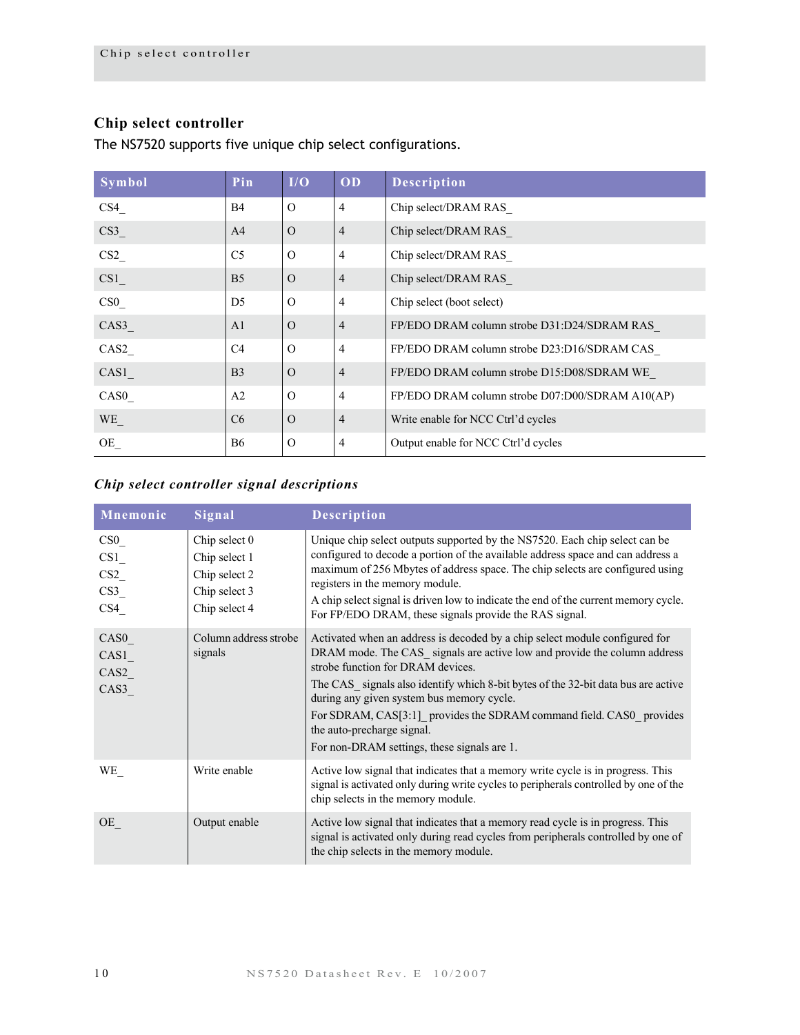## Chip select controller

The NS7520 supports five unique chip select configurations.

| Symbol | Pin | I/O | OD | Description |
|---|---|---|---|---|
| CS4_ | B4 | O | 4 | Chip select/DRAM RAS_ |
| CS3_ | A4 | O | 4 | Chip select/DRAM RAS_ |
| CS2_ | C5 | O | 4 | Chip select/DRAM RAS_ |
| CS1_ | B5 | O | 4 | Chip select/DRAM RAS_ |
| CS0_ | D5 | O | 4 | Chip select (boot select) |
| CAS3_ | A1 | O | 4 | FP/EDO DRAM column strobe D31:D24/SDRAM RAS_ |
| CAS2_ | C4 | O | 4 | FP/EDO DRAM column strobe D23:D16/SDRAM CAS_ |
| CAS1_ | B3 | O | 4 | FP/EDO DRAM column strobe D15:D08/SDRAM WE_ |
| CAS0_ | A2 | O | 4 | FP/EDO DRAM column strobe D07:D00/SDRAM A10(AP) |
| WE_ | C6 | O | 4 | Write enable for NCC Ctrl'd cycles |
| OE_ | B6 | O | 4 | Output enable for NCC Ctrl'd cycles |

### *Chip select controller signal descriptions*

| Mnemonic | Signal | Description |
|---|---|---|
| CS0_<br>CS1_<br>CS2_<br>CS3_<br>CS4_ | Chip select 0<br>Chip select 1<br>Chip select 2<br>Chip select 3<br>Chip select 4 | Unique chip select outputs supported by the NS7520. Each chip select can be configured to decode a portion of the available address space and can address a maximum of 256 Mbytes of address space. The chip selects are configured using registers in the memory module.<br>A chip select signal is driven low to indicate the end of the current memory cycle. For FP/EDO DRAM, these signals provide the RAS signal. |
| CAS0_<br>CAS1_<br>CAS2_<br>CAS3_ | Column address strobe signals | Activated when an address is decoded by a chip select module configured for DRAM mode. The CAS_ signals are active low and provide the column address strobe function for DRAM devices.<br>The CAS_ signals also identify which 8-bit bytes of the 32-bit data bus are active during any given system bus memory cycle.<br>For SDRAM, CAS[3:1]_ provides the SDRAM command field. CAS0_ provides the auto-precharge signal.<br>For non-DRAM settings, these signals are 1. |
| WE_ | Write enable | Active low signal that indicates that a memory write cycle is in progress. This signal is activated only during write cycles to peripherals controlled by one of the chip selects in the memory module. |
| OE_ | Output enable | Active low signal that indicates that a memory read cycle is in progress. This signal is activated only during read cycles from peripherals controlled by one of the chip selects in the memory module. |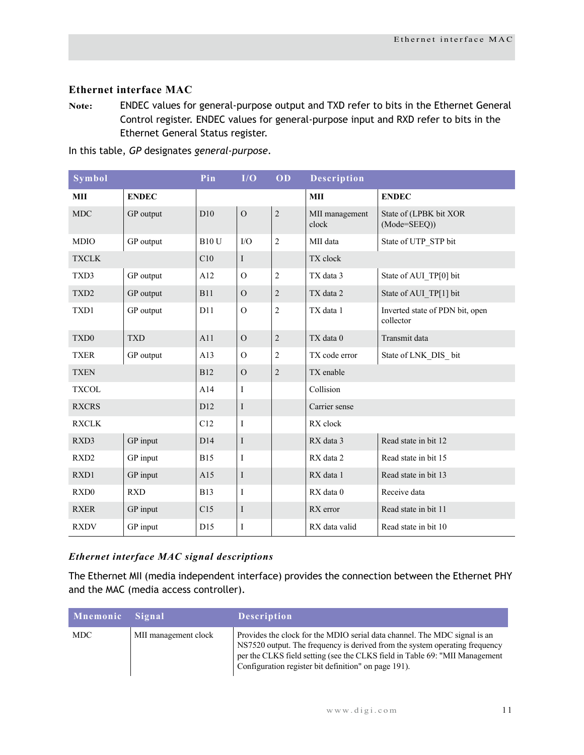## Ethernet interface MAC

**Note:** ENDEC values for general-purpose output and TXD refer to bits in the Ethernet General Control register. ENDEC values for general-purpose input and RXD refer to bits in the Ethernet General Status register.

In this table, *GP* designates *general-purpose*.

| Symbol | | Pin | I/O | OD | Description | |
|---|---|---|---|---|---|---|
| **MII** | **ENDEC** | | | | **MII** | **ENDEC** |
| MDC | GP output | D10 | O | 2 | MII management clock | State of (LPBK bit XOR (Mode=SEEQ)) |
| MDIO | GP output | B10 U | I/O | 2 | MII data | State of UTP_STP bit |
| TXCLK | | C10 | I | | TX clock | |
| TXD3 | GP output | A12 | O | 2 | TX data 3 | State of AUI_TP[0] bit |
| TXD2 | GP output | B11 | O | 2 | TX data 2 | State of AUI_TP[1] bit |
| TXD1 | GP output | D11 | O | 2 | TX data 1 | Inverted state of PDN bit, open collector |
| TXD0 | TXD | A11 | O | 2 | TX data 0 | Transmit data |
| TXER | GP output | A13 | O | 2 | TX code error | State of LNK_DIS_ bit |
| TXEN | | B12 | O | 2 | TX enable | |
| TXCOL | | A14 | I | | Collision | |
| RXCRS | | D12 | I | | Carrier sense | |
| RXCLK | | C12 | I | | RX clock | |
| RXD3 | GP input | D14 | I | | RX data 3 | Read state in bit 12 |
| RXD2 | GP input | B15 | I | | RX data 2 | Read state in bit 15 |
| RXD1 | GP input | A15 | I | | RX data 1 | Read state in bit 13 |
| RXD0 | RXD | B13 | I | | RX data 0 | Receive data |
| RXER | GP input | C15 | I | | RX error | Read state in bit 11 |
| RXDV | GP input | D15 | I | | RX data valid | Read state in bit 10 |

### *Ethernet interface MAC signal descriptions*

The Ethernet MII (media independent interface) provides the connection between the Ethernet PHY and the MAC (media access controller).

| Mnemonic | Signal | Description |
|---|---|---|
| MDC | MII management clock | Provides the clock for the MDIO serial data channel. The MDC signal is an NS7520 output. The frequency is derived from the system operating frequency per the CLKS field setting (see the CLKS field in Table 69: "MII Management Configuration register bit definition" on page 191). |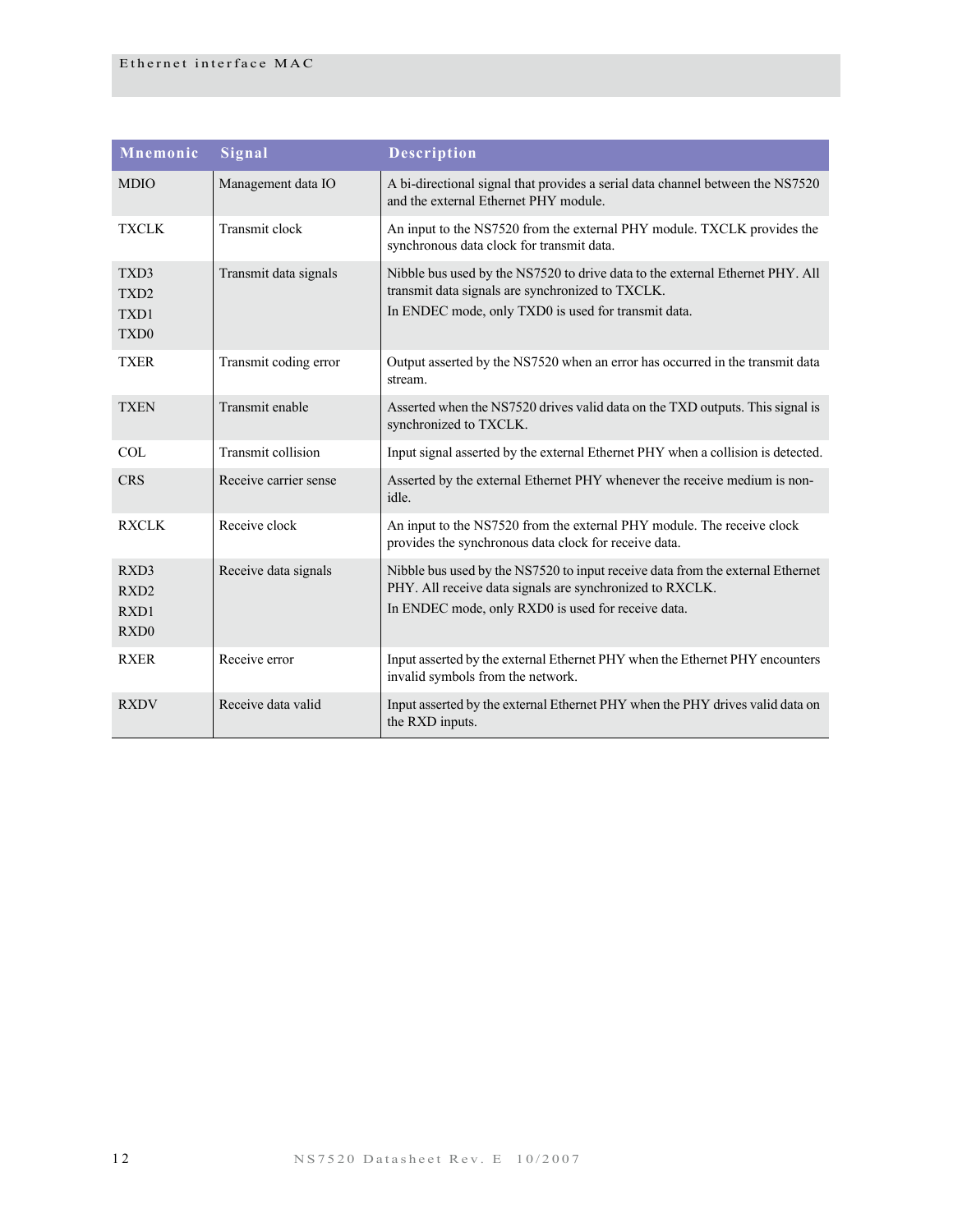| Mnemonic | Signal | Description |
|---|---|---|
| MDIO | Management data IO | A bi-directional signal that provides a serial data channel between the NS7520 and the external Ethernet PHY module. |
| TXCLK | Transmit clock | An input to the NS7520 from the external PHY module. TXCLK provides the synchronous data clock for transmit data. |
| TXD3<br>TXD2<br>TXD1<br>TXD0 | Transmit data signals | Nibble bus used by the NS7520 to drive data to the external Ethernet PHY. All transmit data signals are synchronized to TXCLK.<br>In ENDEC mode, only TXD0 is used for transmit data. |
| TXER | Transmit coding error | Output asserted by the NS7520 when an error has occurred in the transmit data stream. |
| TXEN | Transmit enable | Asserted when the NS7520 drives valid data on the TXD outputs. This signal is synchronized to TXCLK. |
| COL | Transmit collision | Input signal asserted by the external Ethernet PHY when a collision is detected. |
| CRS | Receive carrier sense | Asserted by the external Ethernet PHY whenever the receive medium is non-idle. |
| RXCLK | Receive clock | An input to the NS7520 from the external PHY module. The receive clock provides the synchronous data clock for receive data. |
| RXD3<br>RXD2<br>RXD1<br>RXD0 | Receive data signals | Nibble bus used by the NS7520 to input receive data from the external Ethernet PHY. All receive data signals are synchronized to RXCLK.<br>In ENDEC mode, only RXD0 is used for receive data. |
| RXER | Receive error | Input asserted by the external Ethernet PHY when the Ethernet PHY encounters invalid symbols from the network. |
| RXDV | Receive data valid | Input asserted by the external Ethernet PHY when the PHY drives valid data on the RXD inputs. |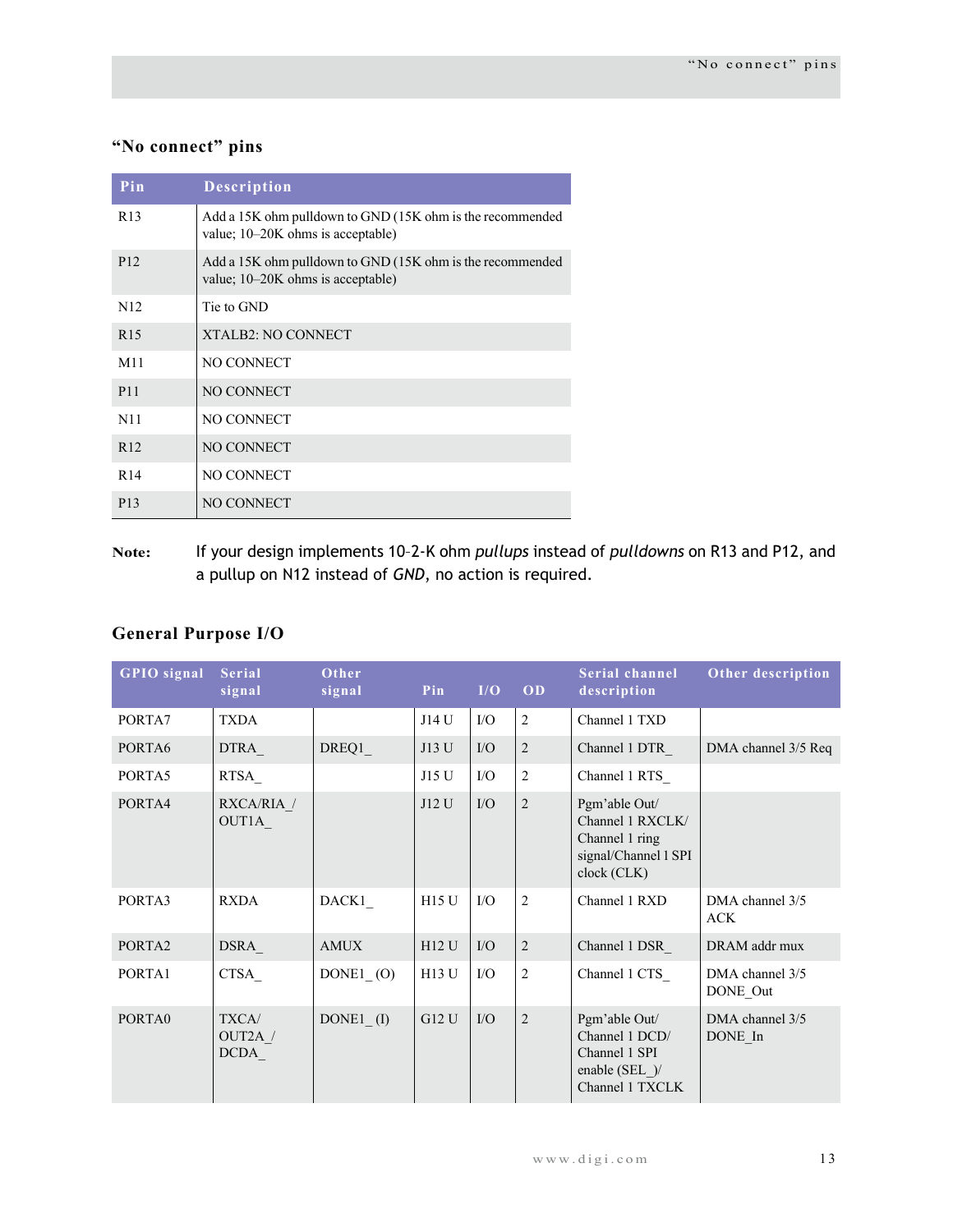## "No connect" pins

| Pin | Description |
|---|---|
| R13 | Add a 15K ohm pulldown to GND (15K ohm is the recommended value; 10–20K ohms is acceptable) |
| P12 | Add a 15K ohm pulldown to GND (15K ohm is the recommended value; 10–20K ohms is acceptable) |
| N12 | Tie to GND |
| R15 | XTALB2: NO CONNECT |
| M11 | NO CONNECT |
| P11 | NO CONNECT |
| N11 | NO CONNECT |
| R12 | NO CONNECT |
| R14 | NO CONNECT |
| P13 | NO CONNECT |

**Note:** If your design implements 10–2-K ohm *pullups* instead of *pulldowns* on R13 and P12, and a pullup on N12 instead of *GND*, no action is required.

## General Purpose I/O

| GPIO signal | Serial signal | Other signal | Pin | I/O | OD | Serial channel description | Other description |
|---|---|---|---|---|---|---|---|
| PORTA7 | TXDA | | J14 U | I/O | 2 | Channel 1 TXD | |
| PORTA6 | DTRA_ | DREQ1_ | J13 U | I/O | 2 | Channel 1 DTR_ | DMA channel 3/5 Req |
| PORTA5 | RTSA_ | | J15 U | I/O | 2 | Channel 1 RTS_ | |
| PORTA4 | RXCA/RIA_/ OUT1A_ | | J12 U | I/O | 2 | Pgm'able Out/ Channel 1 RXCLK/ Channel 1 ring signal/Channel 1 SPI clock (CLK) | |
| PORTA3 | RXDA | DACK1_ | H15 U | I/O | 2 | Channel 1 RXD | DMA channel 3/5 ACK |
| PORTA2 | DSRA_ | AMUX | H12 U | I/O | 2 | Channel 1 DSR_ | DRAM addr mux |
| PORTA1 | CTSA_ | DONE1_ (O) | H13 U | I/O | 2 | Channel 1 CTS_ | DMA channel 3/5 DONE_Out |
| PORTA0 | TXCA/ OUT2A_/ DCDA_ | DONE1_ (I) | G12 U | I/O | 2 | Pgm'able Out/ Channel 1 DCD/ Channel 1 SPI enable (SEL_)/ Channel 1 TXCLK | DMA channel 3/5 DONE_In |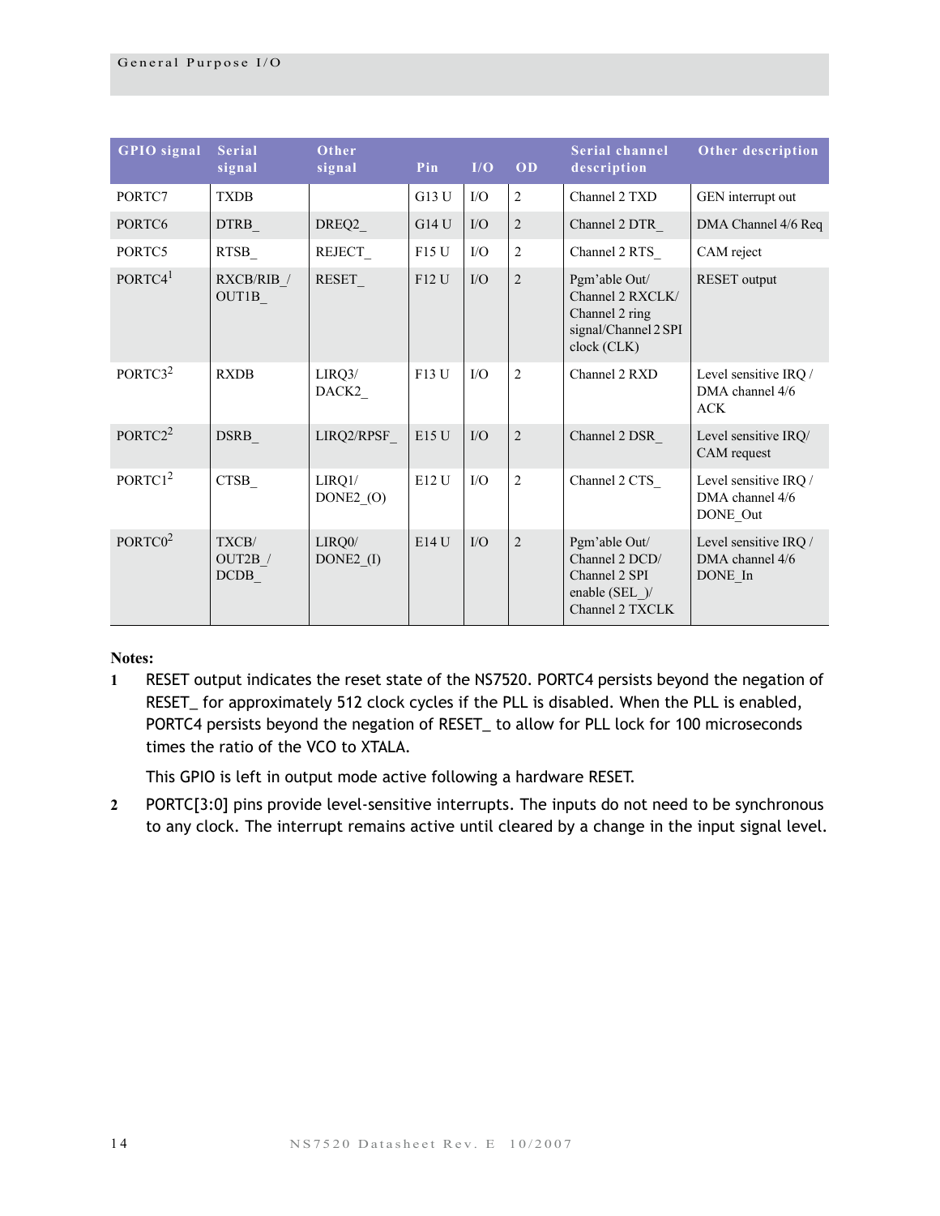| GPIO signal | Serial signal | Other signal | Pin | I/O | OD | Serial channel description | Other description |
|---|---|---|---|---|---|---|---|
| PORTC7 | TXDB | | G13 U | I/O | 2 | Channel 2 TXD | GEN interrupt out |
| PORTC6 | DTRB_ | DREQ2_ | G14 U | I/O | 2 | Channel 2 DTR_ | DMA Channel 4/6 Req |
| PORTC5 | RTSB_ | REJECT_ | F15 U | I/O | 2 | Channel 2 RTS_ | CAM reject |
| PORTC4[1] | RXCB/RIB_/ OUT1B_ | RESET_ | F12 U | I/O | 2 | Pgm'able Out/ Channel 2 RXCLK/ Channel 2 ring signal/Channel 2 SPI clock (CLK) | RESET output |
| PORTC3[2] | RXDB | LIRQ3/ DACK2_ | F13 U | I/O | 2 | Channel 2 RXD | Level sensitive IRQ / DMA channel 4/6 ACK |
| PORTC2[2] | DSRB_ | LIRQ2/RPSF_ | E15 U | I/O | 2 | Channel 2 DSR_ | Level sensitive IRQ/ CAM request |
| PORTC1[2] | CTSB_ | LIRQ1/ DONE2_(O) | E12 U | I/O | 2 | Channel 2 CTS_ | Level sensitive IRQ / DMA channel 4/6 DONE_Out |
| PORTC0[2] | TXCB/ OUT2B_/ DCDB_ | LIRQ0/ DONE2_(I) | E14 U | I/O | 2 | Pgm'able Out/ Channel 2 DCD/ Channel 2 SPI enable (SEL_)/ Channel 2 TXCLK | Level sensitive IRQ / DMA channel 4/6 DONE_In |

**Notes:**

1. RESET output indicates the reset state of the NS7520. PORTC4 persists beyond the negation of RESET_ for approximately 512 clock cycles if the PLL is disabled. When the PLL is enabled, PORTC4 persists beyond the negation of RESET_ to allow for PLL lock for 100 microseconds times the ratio of the VCO to XTALA.

   This GPIO is left in output mode active following a hardware RESET.

2. PORTC[3:0] pins provide level-sensitive interrupts. The inputs do not need to be synchronous to any clock. The interrupt remains active until cleared by a change in the input signal level.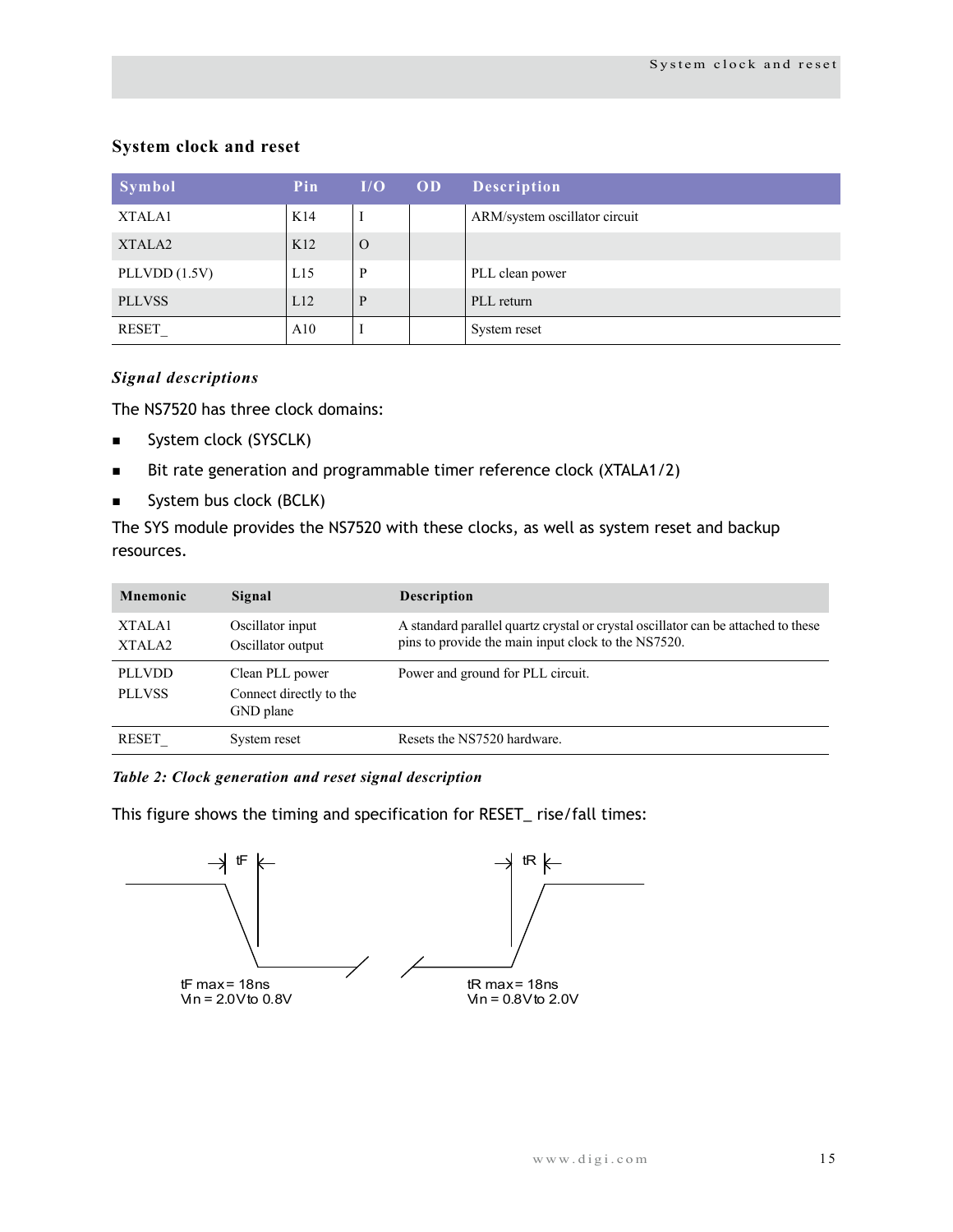## System clock and reset

| Symbol | Pin | I/O | OD | Description |
|---|---|---|---|---|
| XTALA1 | K14 | I | | ARM/system oscillator circuit |
| XTALA2 | K12 | O | | |
| PLLVDD (1.5V) | L15 | P | | PLL clean power |
| PLLVSS | L12 | P | | PLL return |
| RESET_ | A10 | I | | System reset |

### *Signal descriptions*

The NS7520 has three clock domains:

- System clock (SYSCLK)
- Bit rate generation and programmable timer reference clock (XTALA1/2)
- System bus clock (BCLK)

The SYS module provides the NS7520 with these clocks, as well as system reset and backup resources.

| Mnemonic | Signal | Description |
|---|---|---|
| XTALA1<br>XTALA2 | Oscillator input<br>Oscillator output | A standard parallel quartz crystal or crystal oscillator can be attached to these pins to provide the main input clock to the NS7520. |
| PLLVDD<br>PLLVSS | Clean PLL power<br>Connect directly to the GND plane | Power and ground for PLL circuit. |
| RESET_ | System reset | Resets the NS7520 hardware. |

***Table 2: Clock generation and reset signal description***

This figure shows the timing and specification for RESET_ rise/fall times:

tF

tF max = 18ns
Vin = 2.0V to 0.8V

tR

tR max = 18ns
Vin = 0.8V to 2.0V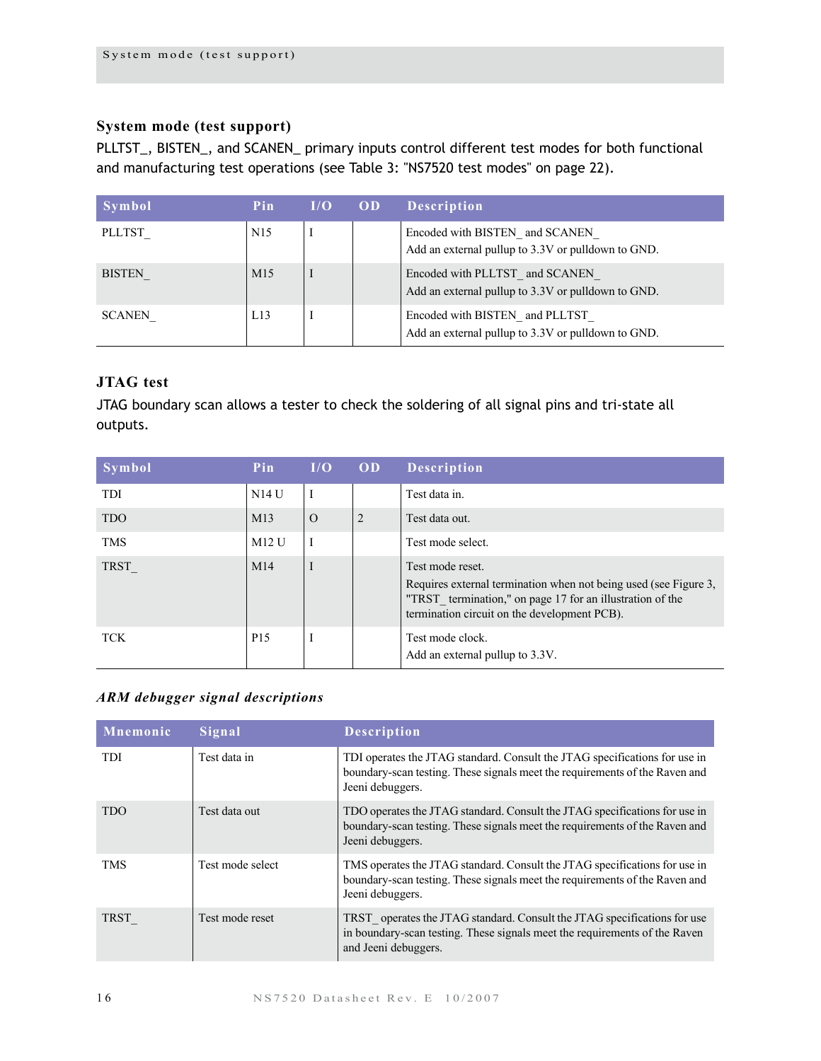## System mode (test support)

PLLTST_, BISTEN_, and SCANEN_ primary inputs control different test modes for both functional and manufacturing test operations (see Table 3: "NS7520 test modes" on page 22).

| Symbol | Pin | I/O | OD | Description |
|---|---|---|---|---|
| PLLTST_ | N15 | I | | Encoded with BISTEN_ and SCANEN_<br>Add an external pullup to 3.3V or pulldown to GND. |
| BISTEN_ | M15 | I | | Encoded with PLLTST_ and SCANEN_<br>Add an external pullup to 3.3V or pulldown to GND. |
| SCANEN_ | L13 | I | | Encoded with BISTEN_ and PLLTST_<br>Add an external pullup to 3.3V or pulldown to GND. |

## JTAG test

JTAG boundary scan allows a tester to check the soldering of all signal pins and tri-state all outputs.

| Symbol | Pin | I/O | OD | Description |
|---|---|---|---|---|
| TDI | N14 U | I | | Test data in. |
| TDO | M13 | O | 2 | Test data out. |
| TMS | M12 U | I | | Test mode select. |
| TRST_ | M14 | I | | Test mode reset.<br>Requires external termination when not being used (see Figure 3, "TRST_ termination," on page 17 for an illustration of the termination circuit on the development PCB). |
| TCK | P15 | I | | Test mode clock.<br>Add an external pullup to 3.3V. |

### *ARM debugger signal descriptions*

| Mnemonic | Signal | Description |
|---|---|---|
| TDI | Test data in | TDI operates the JTAG standard. Consult the JTAG specifications for use in boundary-scan testing. These signals meet the requirements of the Raven and Jeeni debuggers. |
| TDO | Test data out | TDO operates the JTAG standard. Consult the JTAG specifications for use in boundary-scan testing. These signals meet the requirements of the Raven and Jeeni debuggers. |
| TMS | Test mode select | TMS operates the JTAG standard. Consult the JTAG specifications for use in boundary-scan testing. These signals meet the requirements of the Raven and Jeeni debuggers. |
| TRST_ | Test mode reset | TRST_ operates the JTAG standard. Consult the JTAG specifications for use in boundary-scan testing. These signals meet the requirements of the Raven and Jeeni debuggers. |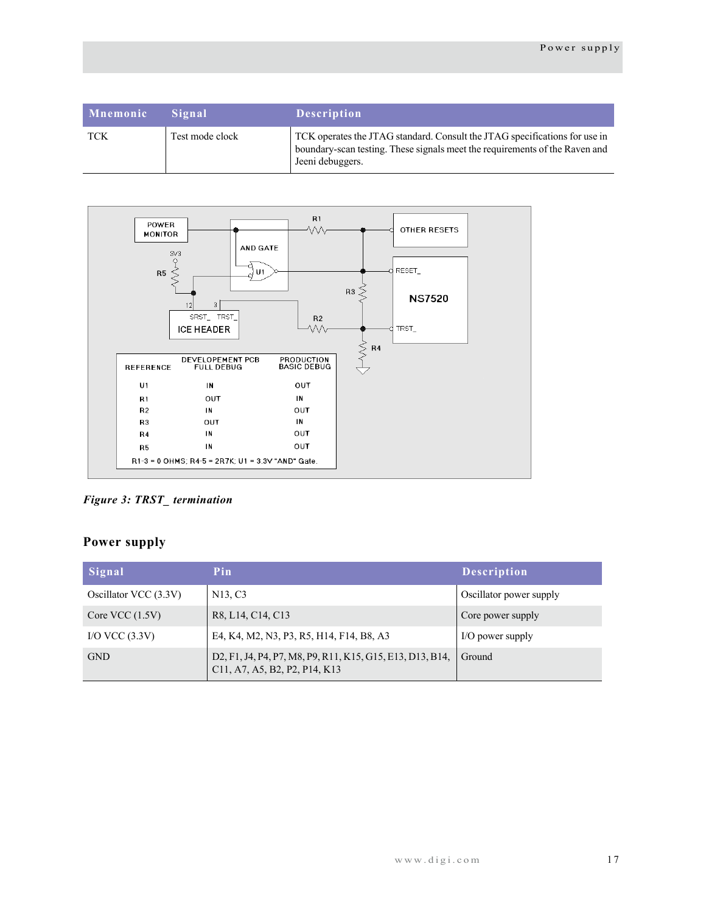| Mnemonic | Signal | Description |
|---|---|---|
| TCK | Test mode clock | TCK operates the JTAG standard. Consult the JTAG specifications for use in boundary-scan testing. These signals meet the requirements of the Raven and Jeeni debuggers. |

| REFERENCE | DEVELOPEMENT PCB FULL DEBUG | PRODUCTION BASIC DEBUG |
|---|---|---|
| U1 | IN | OUT |
| R1 | OUT | IN |
| R2 | IN | OUT |
| R3 | OUT | IN |
| R4 | IN | OUT |
| R5 | IN | OUT |

R1-3 = 0 OHMS; R4-5 = 2R7K; U1 = 3.3V "AND" Gate.

*Figure 3: TRST_ termination*

## Power supply

| Signal | Pin | Description |
|---|---|---|
| Oscillator VCC (3.3V) | N13, C3 | Oscillator power supply |
| Core VCC (1.5V) | R8, L14, C14, C13 | Core power supply |
| I/O VCC (3.3V) | E4, K4, M2, N3, P3, R5, H14, F14, B8, A3 | I/O power supply |
| GND | D2, F1, J4, P4, P7, M8, P9, R11, K15, G15, E13, D13, B14, C11, A7, A5, B2, P2, P14, K13 | Ground |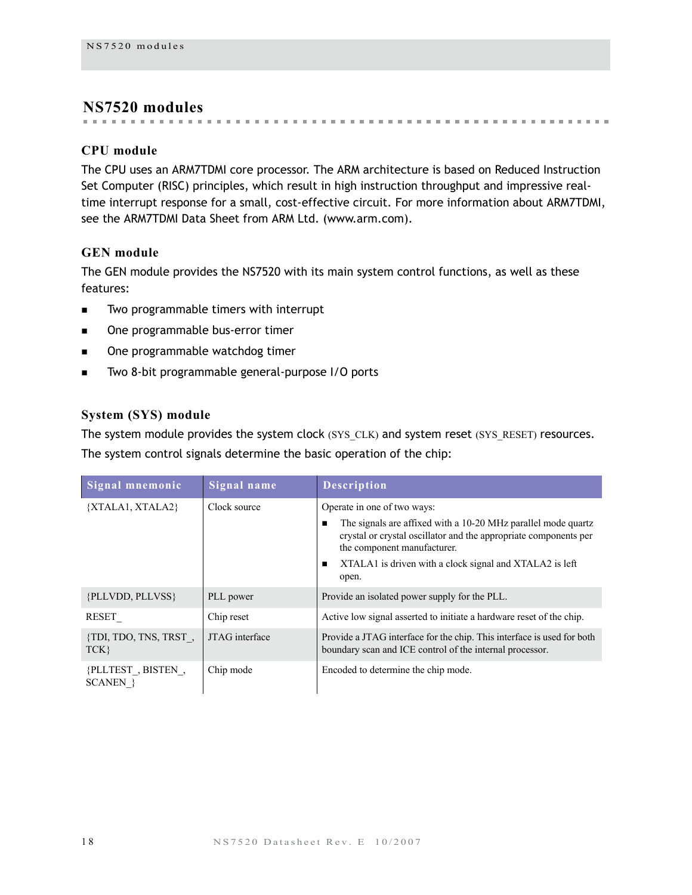# NS7520 modules

## CPU module

The CPU uses an ARM7TDMI core processor. The ARM architecture is based on Reduced Instruction Set Computer (RISC) principles, which result in high instruction throughput and impressive real-time interrupt response for a small, cost-effective circuit. For more information about ARM7TDMI, see the ARM7TDMI Data Sheet from ARM Ltd. (www.arm.com).

## GEN module

The GEN module provides the NS7520 with its main system control functions, as well as these features:

- Two programmable timers with interrupt
- One programmable bus-error timer
- One programmable watchdog timer
- Two 8-bit programmable general-purpose I/O ports

## System (SYS) module

The system module provides the system clock (SYS_CLK) and system reset (SYS_RESET) resources. The system control signals determine the basic operation of the chip:

| Signal mnemonic | Signal name | Description |
|---|---|---|
| {XTALA1, XTALA2} | Clock source | Operate in one of two ways:<br>■ The signals are affixed with a 10-20 MHz parallel mode quartz crystal or crystal oscillator and the appropriate components per the component manufacturer.<br>■ XTALA1 is driven with a clock signal and XTALA2 is left open. |
| {PLLVDD, PLLVSS} | PLL power | Provide an isolated power supply for the PLL. |
| RESET_ | Chip reset | Active low signal asserted to initiate a hardware reset of the chip. |
| {TDI, TDO, TNS, TRST_, TCK} | JTAG interface | Provide a JTAG interface for the chip. This interface is used for both boundary scan and ICE control of the internal processor. |
| {PLLTEST_, BISTEN_, SCANEN_} | Chip mode | Encoded to determine the chip mode. |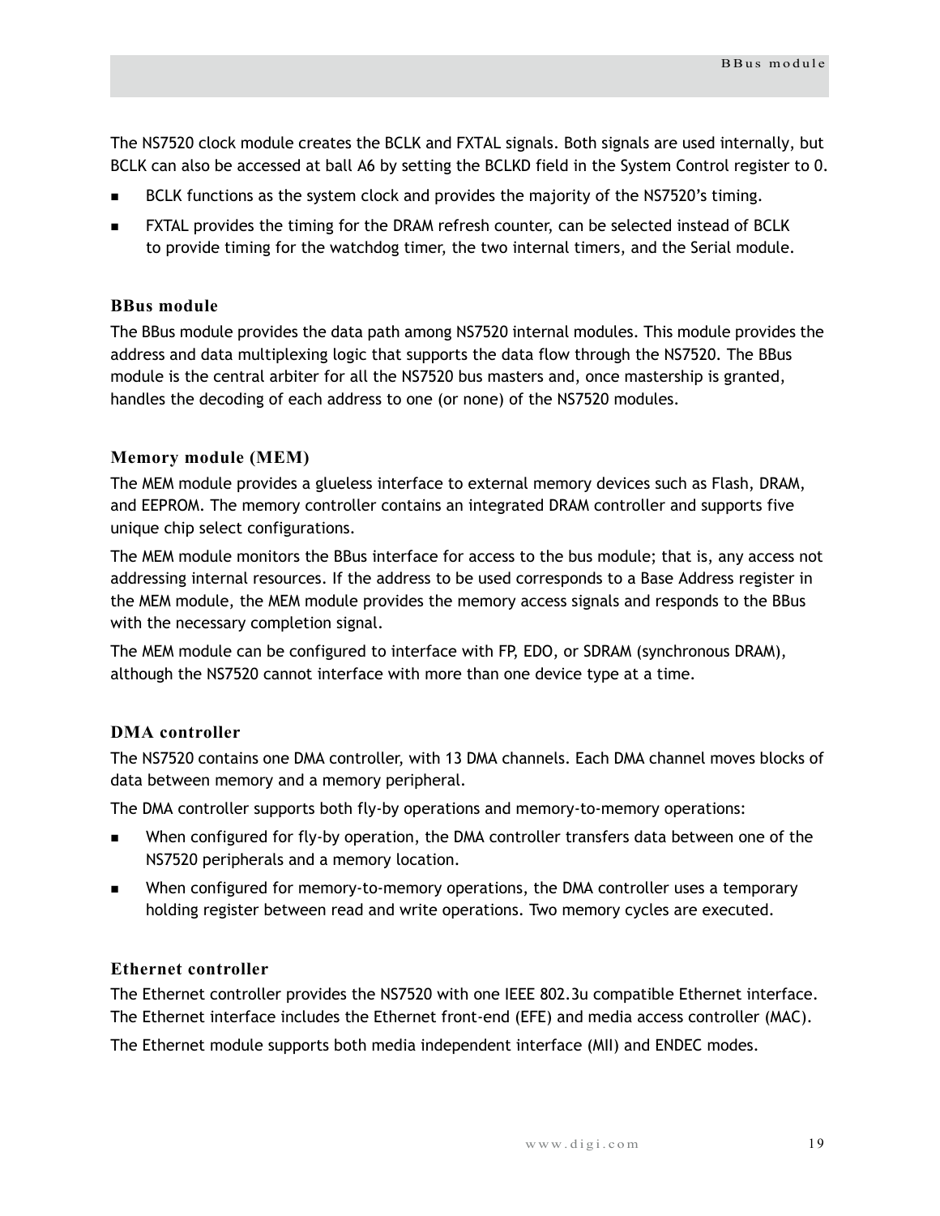The NS7520 clock module creates the BCLK and FXTAL signals. Both signals are used internally, but BCLK can also be accessed at ball A6 by setting the BCLKD field in the System Control register to 0.

- BCLK functions as the system clock and provides the majority of the NS7520's timing.
- FXTAL provides the timing for the DRAM refresh counter, can be selected instead of BCLK to provide timing for the watchdog timer, the two internal timers, and the Serial module.

### BBus module

The BBus module provides the data path among NS7520 internal modules. This module provides the address and data multiplexing logic that supports the data flow through the NS7520. The BBus module is the central arbiter for all the NS7520 bus masters and, once mastership is granted, handles the decoding of each address to one (or none) of the NS7520 modules.

### Memory module (MEM)

The MEM module provides a glueless interface to external memory devices such as Flash, DRAM, and EEPROM. The memory controller contains an integrated DRAM controller and supports five unique chip select configurations.

The MEM module monitors the BBus interface for access to the bus module; that is, any access not addressing internal resources. If the address to be used corresponds to a Base Address register in the MEM module, the MEM module provides the memory access signals and responds to the BBus with the necessary completion signal.

The MEM module can be configured to interface with FP, EDO, or SDRAM (synchronous DRAM), although the NS7520 cannot interface with more than one device type at a time.

### DMA controller

The NS7520 contains one DMA controller, with 13 DMA channels. Each DMA channel moves blocks of data between memory and a memory peripheral.

The DMA controller supports both fly-by operations and memory-to-memory operations:

- When configured for fly-by operation, the DMA controller transfers data between one of the NS7520 peripherals and a memory location.
- When configured for memory-to-memory operations, the DMA controller uses a temporary holding register between read and write operations. Two memory cycles are executed.

### Ethernet controller

The Ethernet controller provides the NS7520 with one IEEE 802.3u compatible Ethernet interface. The Ethernet interface includes the Ethernet front-end (EFE) and media access controller (MAC).

The Ethernet module supports both media independent interface (MII) and ENDEC modes.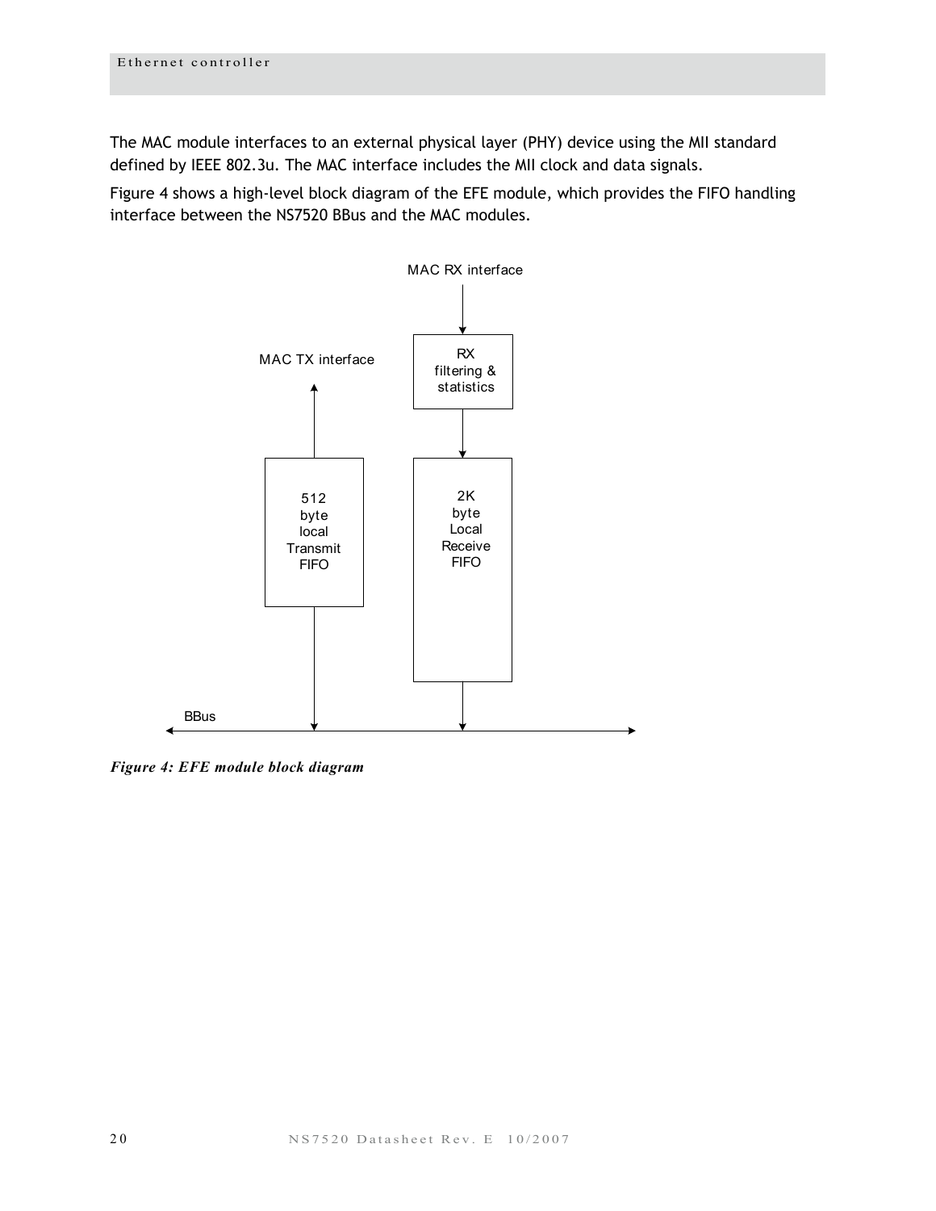The MAC module interfaces to an external physical layer (PHY) device using the MII standard defined by IEEE 802.3u. The MAC interface includes the MII clock and data signals.

Figure 4 shows a high-level block diagram of the EFE module, which provides the FIFO handling interface between the NS7520 BBus and the MAC modules.

MAC RX interface

MAC TX interface

RX filtering & statistics

512 byte local Transmit FIFO

2K byte Local Receive FIFO

BBus

*Figure 4: EFE module block diagram*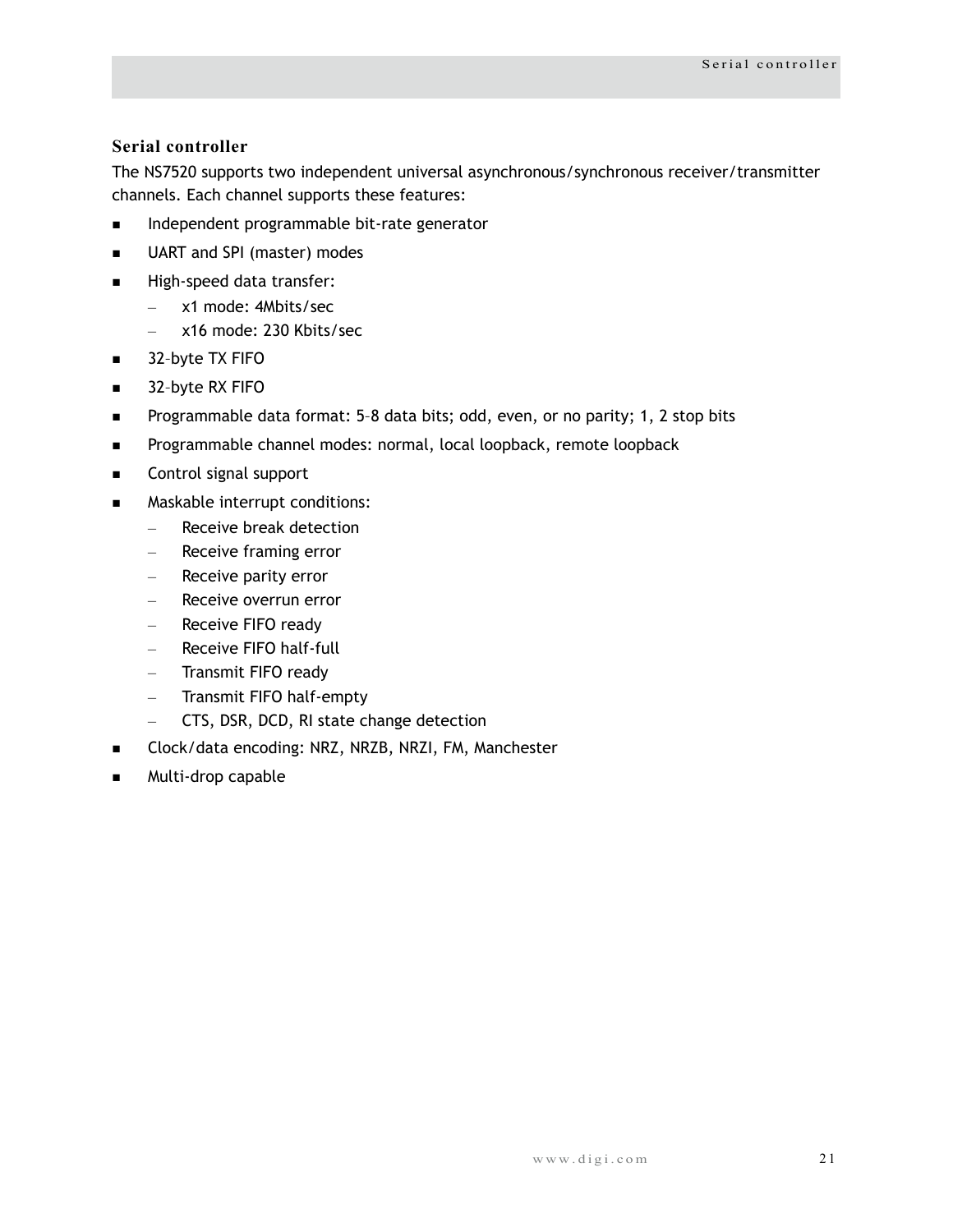## Serial controller

The NS7520 supports two independent universal asynchronous/synchronous receiver/transmitter channels. Each channel supports these features:

- Independent programmable bit-rate generator
- UART and SPI (master) modes
- High-speed data transfer:
  - x1 mode: 4Mbits/sec
  - x16 mode: 230 Kbits/sec
- 32–byte TX FIFO
- 32–byte RX FIFO
- Programmable data format: 5–8 data bits; odd, even, or no parity; 1, 2 stop bits
- Programmable channel modes: normal, local loopback, remote loopback
- Control signal support
- Maskable interrupt conditions:
  - Receive break detection
  - Receive framing error
  - Receive parity error
  - Receive overrun error
  - Receive FIFO ready
  - Receive FIFO half-full
  - Transmit FIFO ready
  - Transmit FIFO half-empty
  - CTS, DSR, DCD, RI state change detection
- Clock/data encoding: NRZ, NRZB, NRZI, FM, Manchester
- Multi-drop capable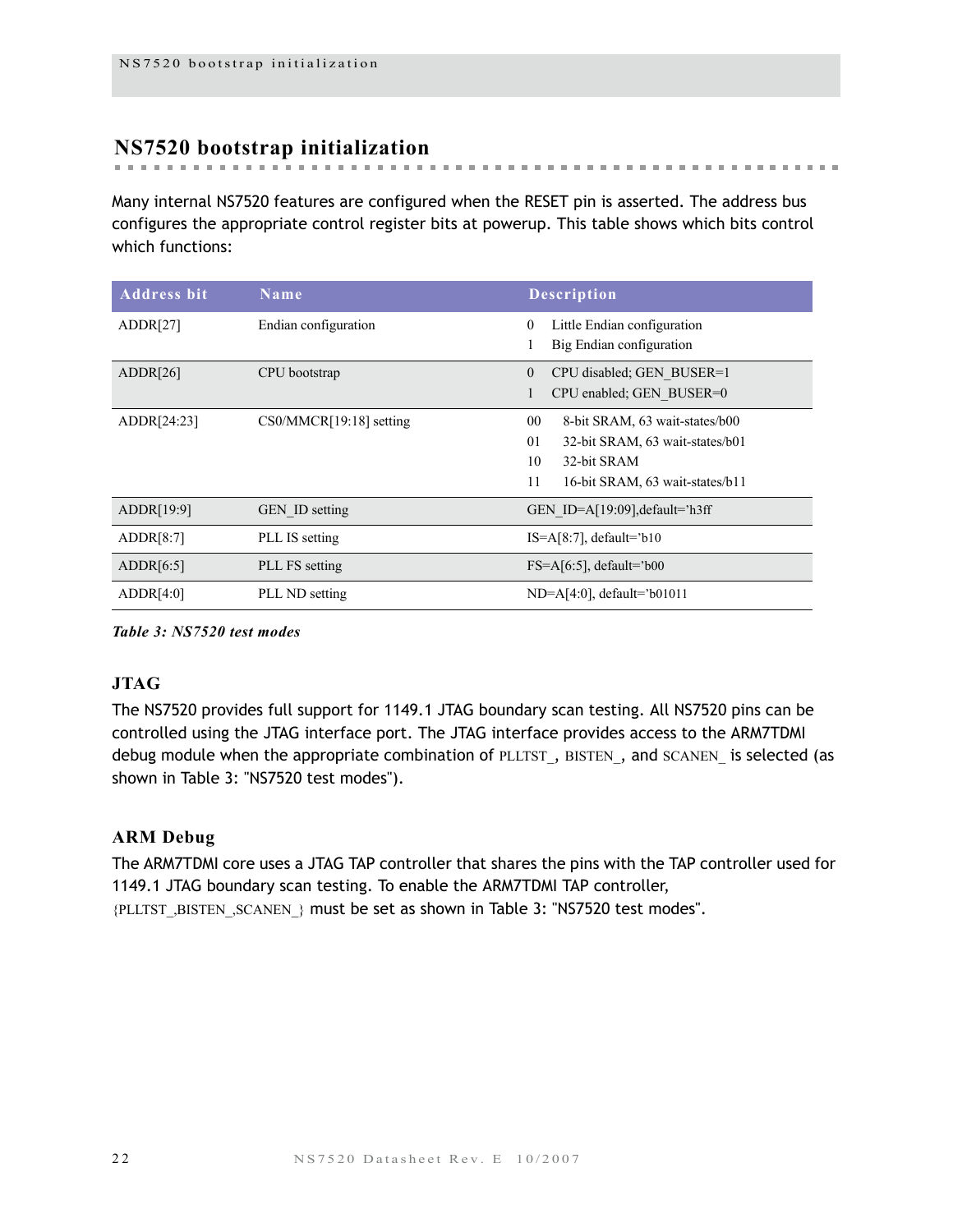## NS7520 bootstrap initialization

Many internal NS7520 features are configured when the RESET pin is asserted. The address bus configures the appropriate control register bits at powerup. This table shows which bits control which functions:

| Address bit | Name | Description |
|---|---|---|
| ADDR[27] | Endian configuration | 0 Little Endian configuration<br>1 Big Endian configuration |
| ADDR[26] | CPU bootstrap | 0 CPU disabled; GEN_BUSER=1<br>1 CPU enabled; GEN_BUSER=0 |
| ADDR[24:23] | CS0/MMCR[19:18] setting | 00 8-bit SRAM, 63 wait-states/b00<br>01 32-bit SRAM, 63 wait-states/b01<br>10 32-bit SRAM<br>11 16-bit SRAM, 63 wait-states/b11 |
| ADDR[19:9] | GEN_ID setting | GEN_ID=A[19:09],default='h3ff |
| ADDR[8:7] | PLL IS setting | IS=A[8:7], default='b10 |
| ADDR[6:5] | PLL FS setting | FS=A[6:5], default='b00 |
| ADDR[4:0] | PLL ND setting | ND=A[4:0], default='b01011 |

***Table 3: NS7520 test modes***

### JTAG

The NS7520 provides full support for 1149.1 JTAG boundary scan testing. All NS7520 pins can be controlled using the JTAG interface port. The JTAG interface provides access to the ARM7TDMI debug module when the appropriate combination of PLLTST_, BISTEN_, and SCANEN_ is selected (as shown in Table 3: "NS7520 test modes").

### ARM Debug

The ARM7TDMI core uses a JTAG TAP controller that shares the pins with the TAP controller used for 1149.1 JTAG boundary scan testing. To enable the ARM7TDMI TAP controller, {PLLTST_,BISTEN_,SCANEN_} must be set as shown in Table 3: "NS7520 test modes".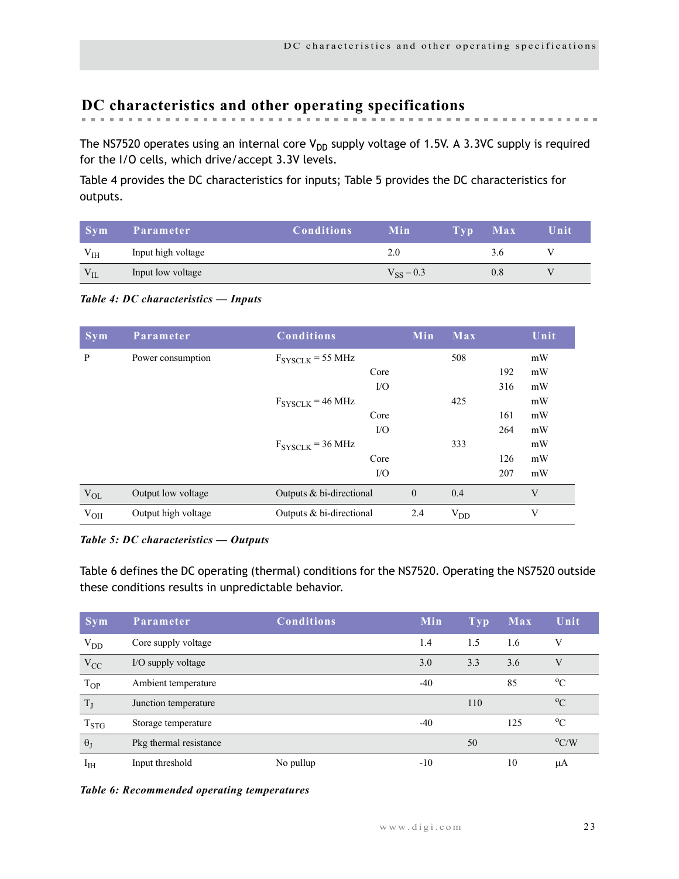## DC characteristics and other operating specifications

The NS7520 operates using an internal core $V_{DD}$ supply voltage of 1.5V. A 3.3VC supply is required for the I/O cells, which drive/accept 3.3V levels.

Table 4 provides the DC characteristics for inputs; Table 5 provides the DC characteristics for outputs.

| Sym | Parameter | Conditions | Min | Typ | Max | Unit |
|---|---|---|---|---|---|---|
| $V_{IH}$ | Input high voltage | | 2.0 | | 3.6 | V |
| $V_{IL}$ | Input low voltage | | $V_{SS} - 0.3$ | | 0.8 | V |

***Table 4: DC characteristics — Inputs***

| Sym | Parameter | Conditions | Min | Max | | Unit |
|---|---|---|---|---|---|---|
| P | Power consumption | $F_{SYSCLK}$ = 55 MHz | | 508 | | mW |
| | | Core | | | 192 | mW |
| | | I/O | | | 316 | mW |
| | | $F_{SYSCLK}$ = 46 MHz | | 425 | | mW |
| | | Core | | | 161 | mW |
| | | I/O | | | 264 | mW |
| | | $F_{SYSCLK}$ = 36 MHz | | 333 | | mW |
| | | Core | | | 126 | mW |
| | | I/O | | | 207 | mW |
| $V_{OL}$ | Output low voltage | Outputs & bi-directional | 0 | 0.4 | | V |
| $V_{OH}$ | Output high voltage | Outputs & bi-directional | 2.4 | $V_{DD}$ | | V |

***Table 5: DC characteristics — Outputs***

Table 6 defines the DC operating (thermal) conditions for the NS7520. Operating the NS7520 outside these conditions results in unpredictable behavior.

| Sym | Parameter | Conditions | Min | Typ | Max | Unit |
|---|---|---|---|---|---|---|
| $V_{DD}$ | Core supply voltage | | 1.4 | 1.5 | 1.6 | V |
| $V_{CC}$ | I/O supply voltage | | 3.0 | 3.3 | 3.6 | V |
| $T_{OP}$ | Ambient temperature | | -40 | | 85 | °C |
| $T_J$ | Junction temperature | | | 110 | | °C |
| $T_{STG}$ | Storage temperature | | -40 | | 125 | °C |
| $\theta_J$ | Pkg thermal resistance | | | 50 | | °C/W |
| $I_{IH}$ | Input threshold | No pullup | -10 | | 10 | µA |

***Table 6: Recommended operating temperatures***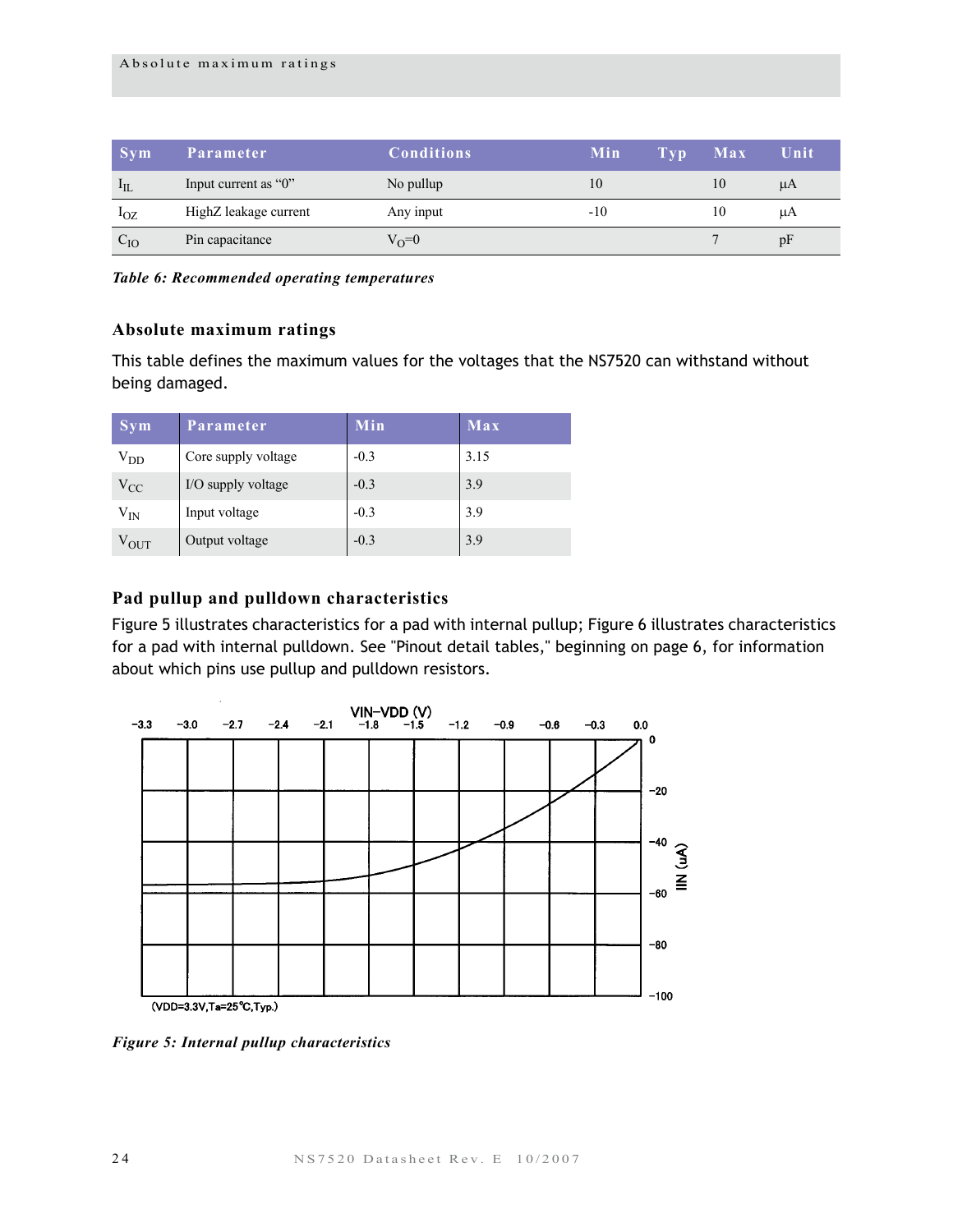| Sym | Parameter | Conditions | Min | Typ | Max | Unit |
|---|---|---|---|---|---|---|
| $I_{IL}$ | Input current as “0” | No pullup | 10 | | 10 | µA |
| $I_{OZ}$ | HighZ leakage current | Any input | -10 | | 10 | µA |
| $C_{IO}$ | Pin capacitance | $V_O$=0 | | | 7 | pF |

*Table 6: Recommended operating temperatures*

### Absolute maximum ratings

This table defines the maximum values for the voltages that the NS7520 can withstand without being damaged.

| Sym | Parameter | Min | Max |
|---|---|---|---|
| $V_{DD}$ | Core supply voltage | -0.3 | 3.15 |
| $V_{CC}$ | I/O supply voltage | -0.3 | 3.9 |
| $V_{IN}$ | Input voltage | -0.3 | 3.9 |
| $V_{OUT}$ | Output voltage | -0.3 | 3.9 |

### Pad pullup and pulldown characteristics

Figure 5 illustrates characteristics for a pad with internal pullup; Figure 6 illustrates characteristics for a pad with internal pulldown. See "Pinout detail tables," beginning on page 6, for information about which pins use pullup and pulldown resistors.

*Figure 5: Internal pullup characteristics*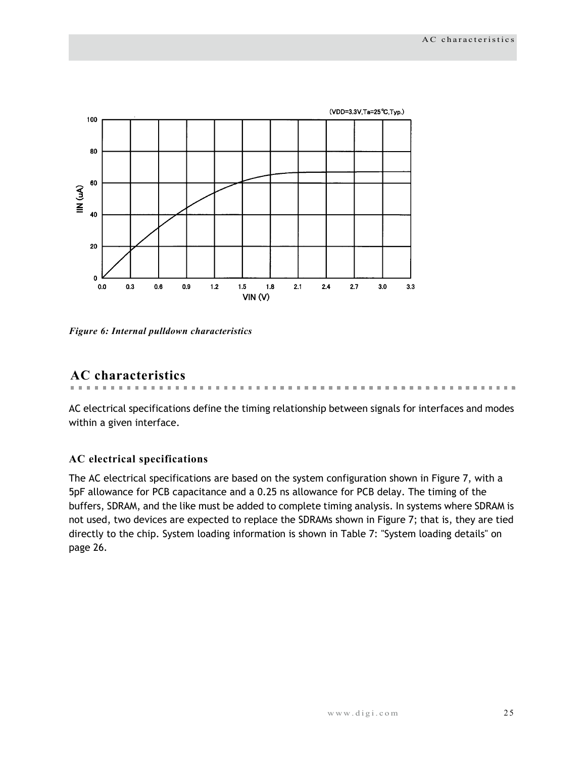Figure 6: Internal pulldown characteristics

## AC characteristics

AC electrical specifications define the timing relationship between signals for interfaces and modes within a given interface.

### AC electrical specifications

The AC electrical specifications are based on the system configuration shown in Figure 7, with a 5pF allowance for PCB capacitance and a 0.25 ns allowance for PCB delay. The timing of the buffers, SDRAM, and the like must be added to complete timing analysis. In systems where SDRAM is not used, two devices are expected to replace the SDRAMs shown in Figure 7; that is, they are tied directly to the chip. System loading information is shown in Table 7: "System loading details" on page 26.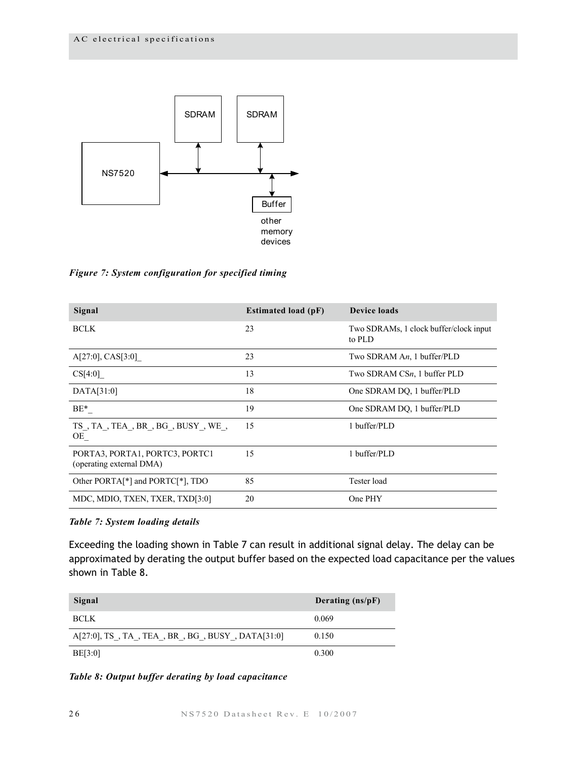*Figure 7: System configuration for specified timing*

| Signal | Estimated load (pF) | Device loads |
|---|---|---|
| BCLK | 23 | Two SDRAMs, 1 clock buffer/clock input to PLD |
| A[27:0], CAS[3:0]_ | 23 | Two SDRAM A*n*, 1 buffer/PLD |
| CS[4:0]_ | 13 | Two SDRAM CS*n*, 1 buffer PLD |
| DATA[31:0] | 18 | One SDRAM DQ, 1 buffer/PLD |
| BE*_ | 19 | One SDRAM DQ, 1 buffer/PLD |
| TS_, TA_, TEA_, BR_, BG_, BUSY_, WE_, OE_ | 15 | 1 buffer/PLD |
| PORTA3, PORTA1, PORTC3, PORTC1 (operating external DMA) | 15 | 1 buffer/PLD |
| Other PORTA[*] and PORTC[*], TDO | 85 | Tester load |
| MDC, MDIO, TXEN, TXER, TXD[3:0] | 20 | One PHY |

*Table 7: System loading details*

Exceeding the loading shown in Table 7 can result in additional signal delay. The delay can be approximated by derating the output buffer based on the expected load capacitance per the values shown in Table 8.

| Signal | Derating (ns/pF) |
|---|---|
| BCLK | 0.069 |
| A[27:0], TS_, TA_, TEA_, BR_, BG_, BUSY_, DATA[31:0] | 0.150 |
| BE[3:0] | 0.300 |

*Table 8: Output buffer derating by load capacitance*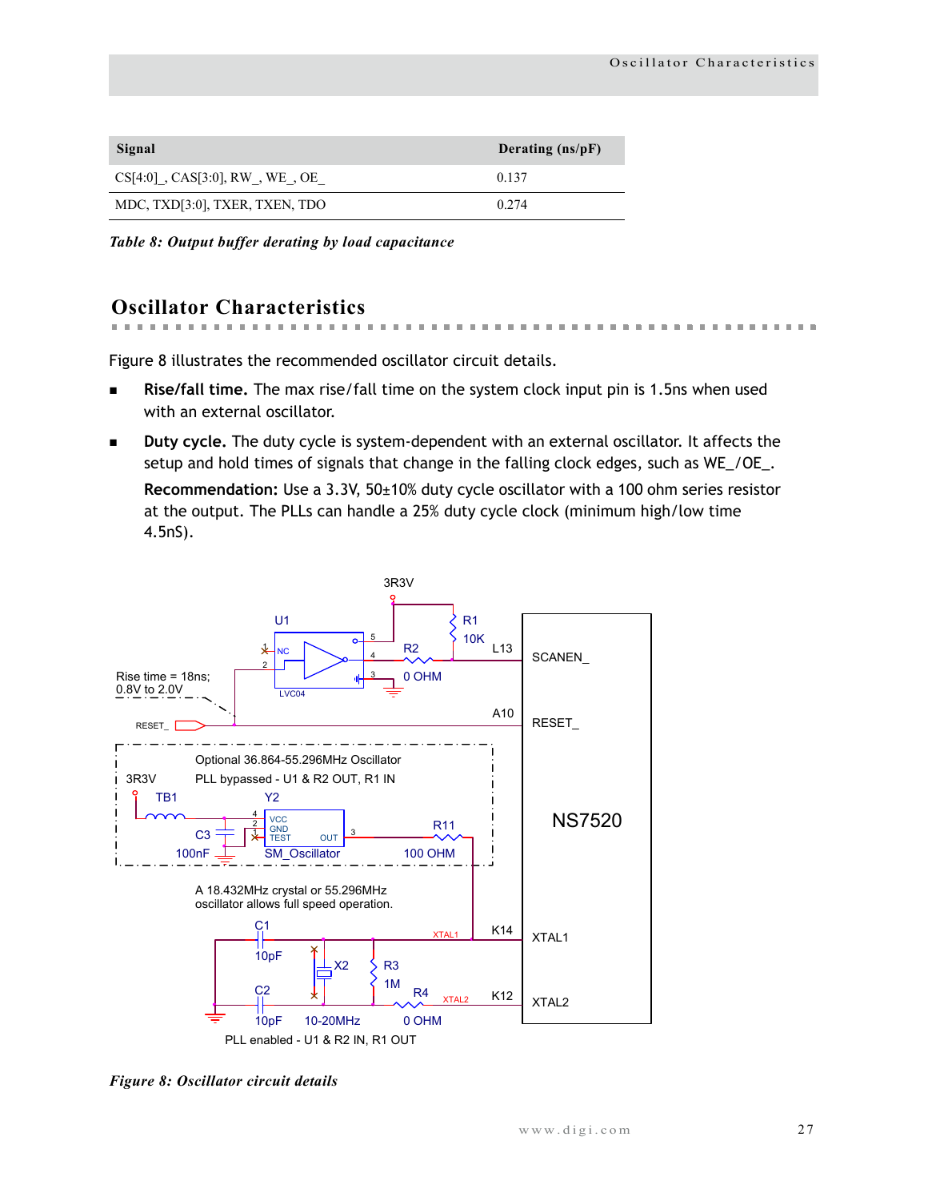| Signal | Derating (ns/pF) |
|---|---|
| CS[4:0]_, CAS[3:0], RW_, WE_, OE_ | 0.137 |
| MDC, TXD[3:0], TXER, TXEN, TDO | 0.274 |

*Table 8: Output buffer derating by load capacitance*

## Oscillator Characteristics

Figure 8 illustrates the recommended oscillator circuit details.

- **Rise/fall time.** The max rise/fall time on the system clock input pin is 1.5ns when used with an external oscillator.
- **Duty cycle.** The duty cycle is system-dependent with an external oscillator. It affects the setup and hold times of signals that change in the falling clock edges, such as WE_/OE_.

  **Recommendation:** Use a 3.3V, 50±10% duty cycle oscillator with a 100 ohm series resistor at the output. The PLLs can handle a 25% duty cycle clock (minimum high/low time 4.5nS).

*Figure 8: Oscillator circuit details*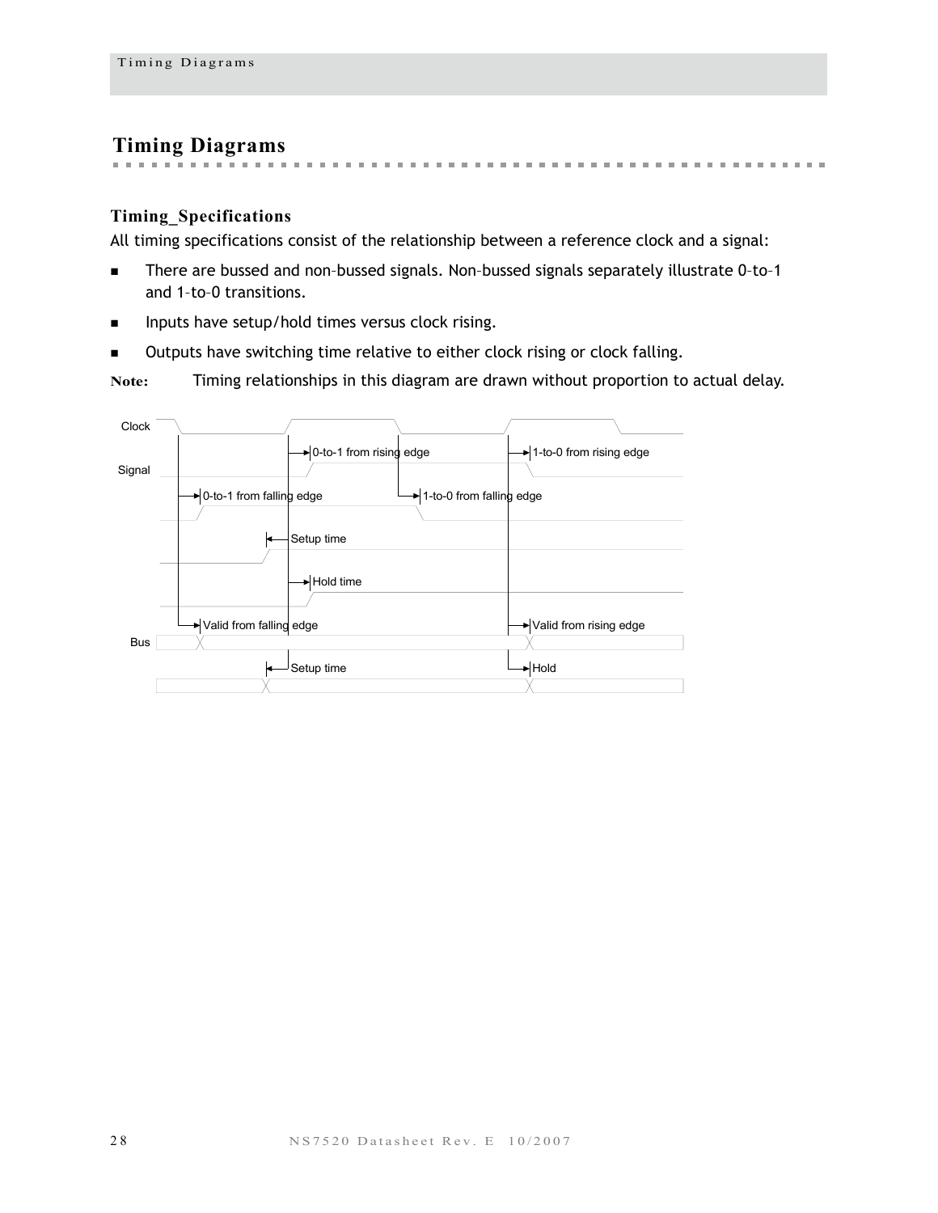# Timing Diagrams

### Timing_Specifications

All timing specifications consist of the relationship between a reference clock and a signal:

- There are bussed and non–bussed signals. Non–bussed signals separately illustrate 0–to–1 and 1–to–0 transitions.
- Inputs have setup/hold times versus clock rising.
- Outputs have switching time relative to either clock rising or clock falling.

**Note:** Timing relationships in this diagram are drawn without proportion to actual delay.

Clock

Signal

0-to-1 from rising edge

1-to-0 from rising edge

0-to-1 from falling edge

1-to-0 from falling edge

Setup time

Hold time

Valid from falling edge

Valid from rising edge

Bus

Setup time

Hold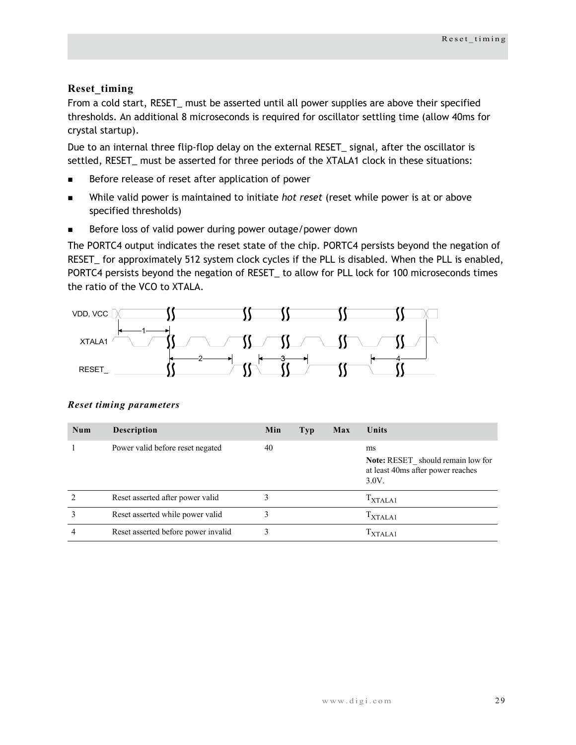### Reset_timing

From a cold start, RESET_ must be asserted until all power supplies are above their specified thresholds. An additional 8 microseconds is required for oscillator settling time (allow 40ms for crystal startup).

Due to an internal three flip-flop delay on the external RESET_ signal, after the oscillator is settled, RESET_ must be asserted for three periods of the XTALA1 clock in these situations:

- Before release of reset after application of power
- While valid power is maintained to initiate *hot reset* (reset while power is at or above specified thresholds)
- Before loss of valid power during power outage/power down

The PORTC4 output indicates the reset state of the chip. PORTC4 persists beyond the negation of RESET_ for approximately 512 system clock cycles if the PLL is disabled. When the PLL is enabled, PORTC4 persists beyond the negation of RESET_ to allow for PLL lock for 100 microseconds times the ratio of the VCO to XTALA.

VDD, VCC

XTALA1

RESET_

1 2 3 4

#### *Reset timing parameters*

| Num | Description | Min | Typ | Max | Units |
|---|---|---|---|---|---|
| 1 | Power valid before reset negated | 40 | | | ms<br>**Note:** RESET_ should remain low for at least 40ms after power reaches 3.0V. |
| 2 | Reset asserted after power valid | 3 | | | $T_{XTALA1}$ |
| 3 | Reset asserted while power valid | 3 | | | $T_{XTALA1}$ |
| 4 | Reset asserted before power invalid | 3 | | | $T_{XTALA1}$ |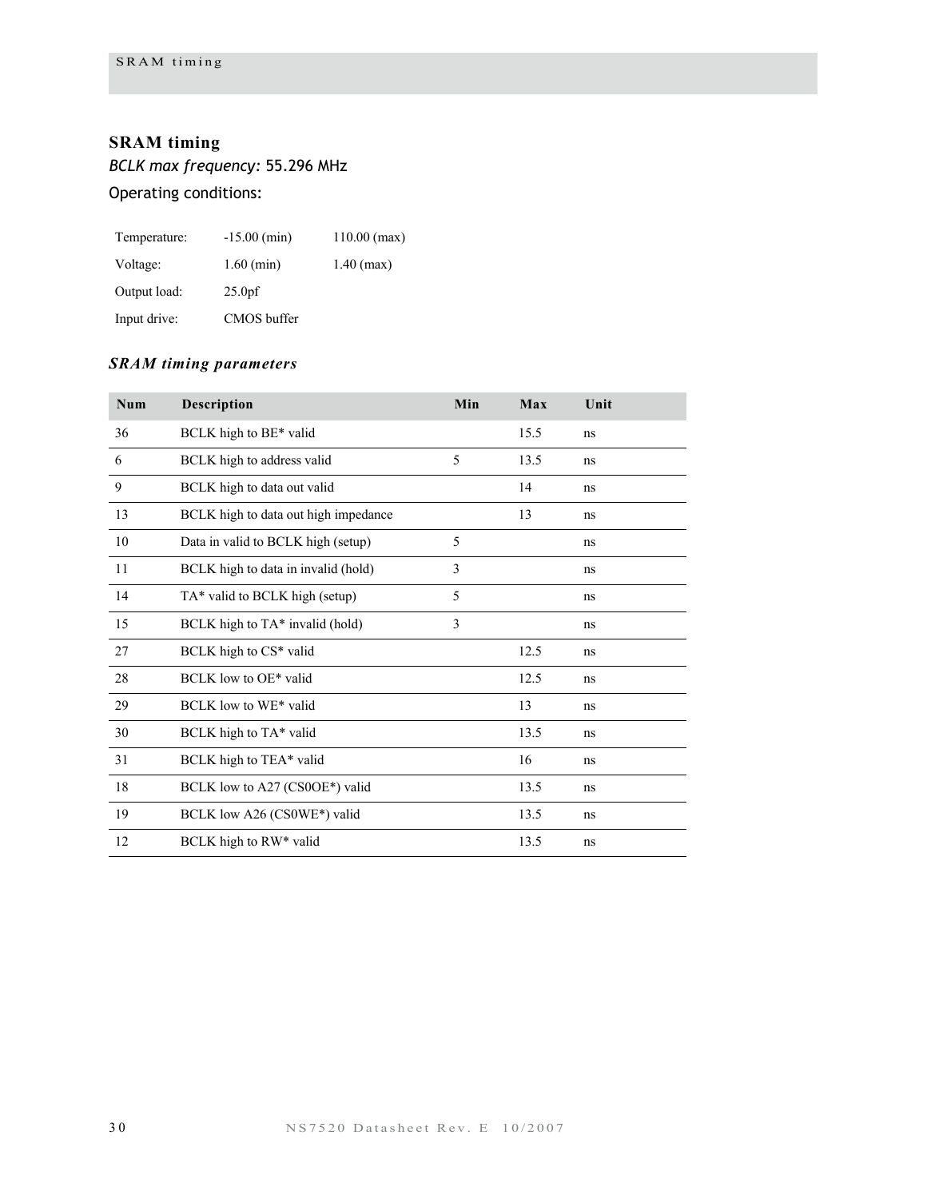## SRAM timing

*BCLK max frequency:* 55.296 MHz

Operating conditions:

| | | |
|---|---|---|
| Temperature: | -15.00 (min) | 110.00 (max) |
| Voltage: | 1.60 (min) | 1.40 (max) |
| Output load: | 25.0pf | |
| Input drive: | CMOS buffer | |

### *SRAM timing parameters*

| Num | Description | Min | Max | Unit |
|---|---|---|---|---|
| 36 | BCLK high to BE* valid | | 15.5 | ns |
| 6 | BCLK high to address valid | 5 | 13.5 | ns |
| 9 | BCLK high to data out valid | | 14 | ns |
| 13 | BCLK high to data out high impedance | | 13 | ns |
| 10 | Data in valid to BCLK high (setup) | 5 | | ns |
| 11 | BCLK high to data in invalid (hold) | 3 | | ns |
| 14 | TA* valid to BCLK high (setup) | 5 | | ns |
| 15 | BCLK high to TA* invalid (hold) | 3 | | ns |
| 27 | BCLK high to CS* valid | | 12.5 | ns |
| 28 | BCLK low to OE* valid | | 12.5 | ns |
| 29 | BCLK low to WE* valid | | 13 | ns |
| 30 | BCLK high to TA* valid | | 13.5 | ns |
| 31 | BCLK high to TEA* valid | | 16 | ns |
| 18 | BCLK low to A27 (CS0OE*) valid | | 13.5 | ns |
| 19 | BCLK low A26 (CS0WE*) valid | | 13.5 | ns |
| 12 | BCLK high to RW* valid | | 13.5 | ns |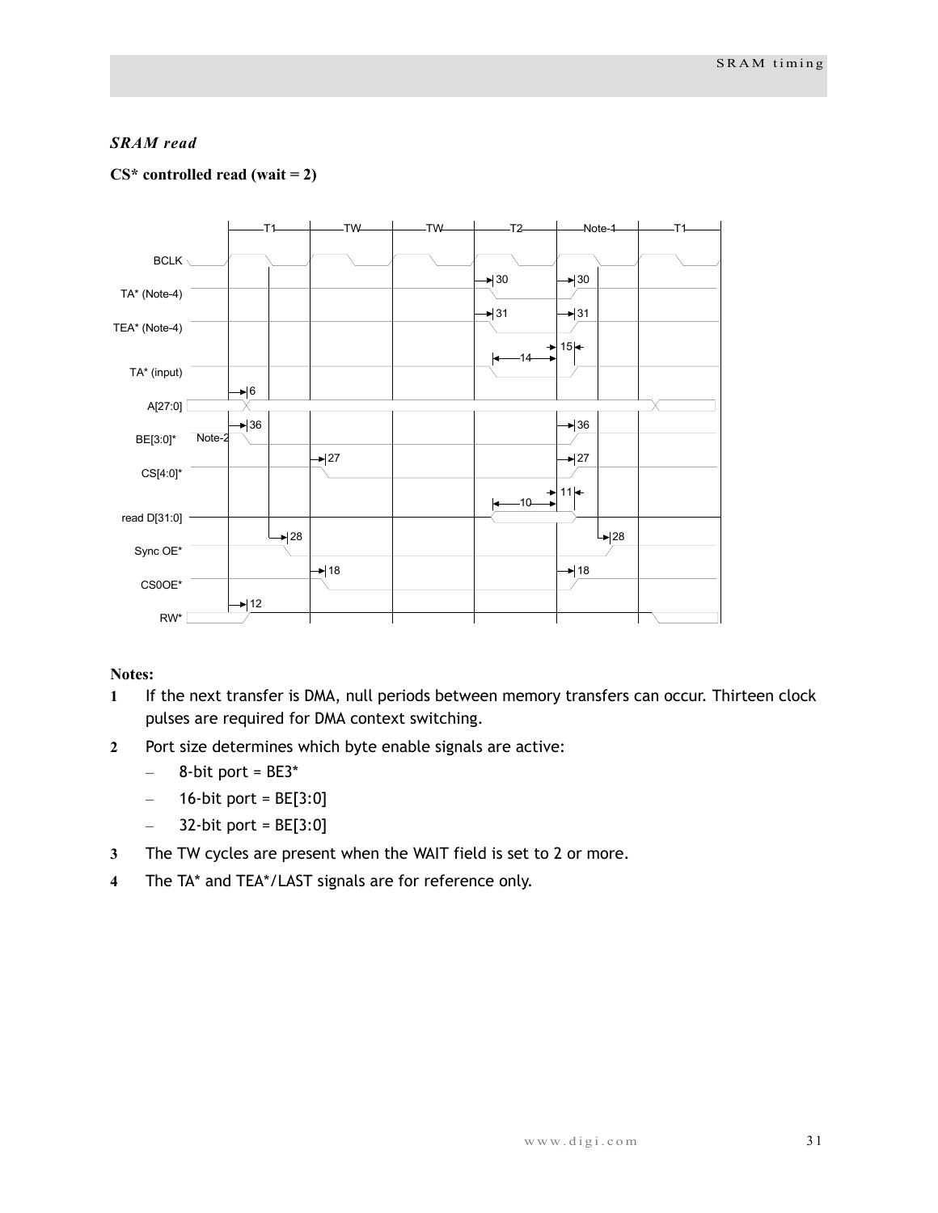### *SRAM read*

**CS* controlled read (wait = 2)**

**Notes:**

1. If the next transfer is DMA, null periods between memory transfers can occur. Thirteen clock pulses are required for DMA context switching.
2. Port size determines which byte enable signals are active:
   - 8-bit port = BE3*
   - 16-bit port = BE[3:0]
   - 32-bit port = BE[3:0]
3. The TW cycles are present when the WAIT field is set to 2 or more.
4. The TA* and TEA*/LAST signals are for reference only.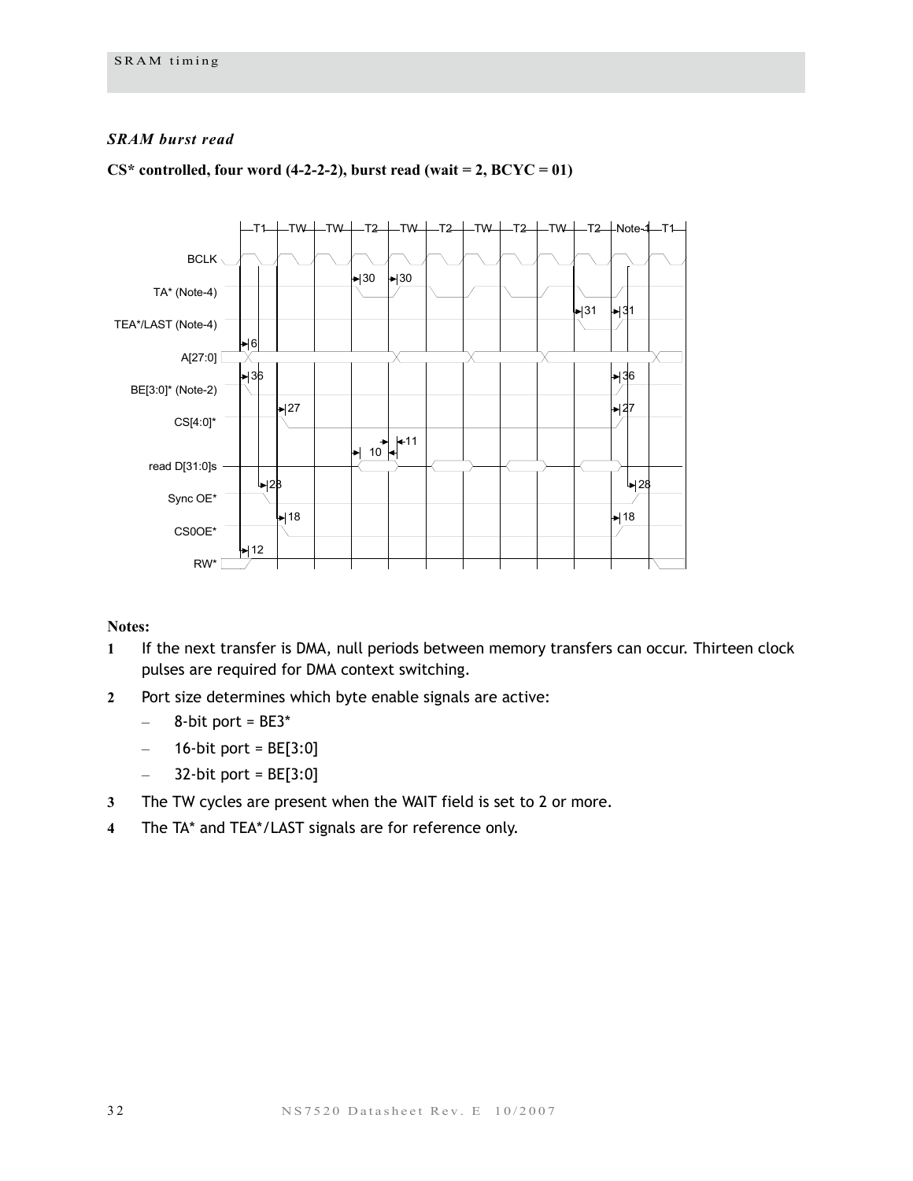### *SRAM burst read*

**CS* controlled, four word (4-2-2-2), burst read (wait = 2, BCYC = 01)**

**Notes:**

1. If the next transfer is DMA, null periods between memory transfers can occur. Thirteen clock pulses are required for DMA context switching.
2. Port size determines which byte enable signals are active:
   - 8-bit port = BE3*
   - 16-bit port = BE[3:0]
   - 32-bit port = BE[3:0]
3. The TW cycles are present when the WAIT field is set to 2 or more.
4. The TA* and TEA*/LAST signals are for reference only.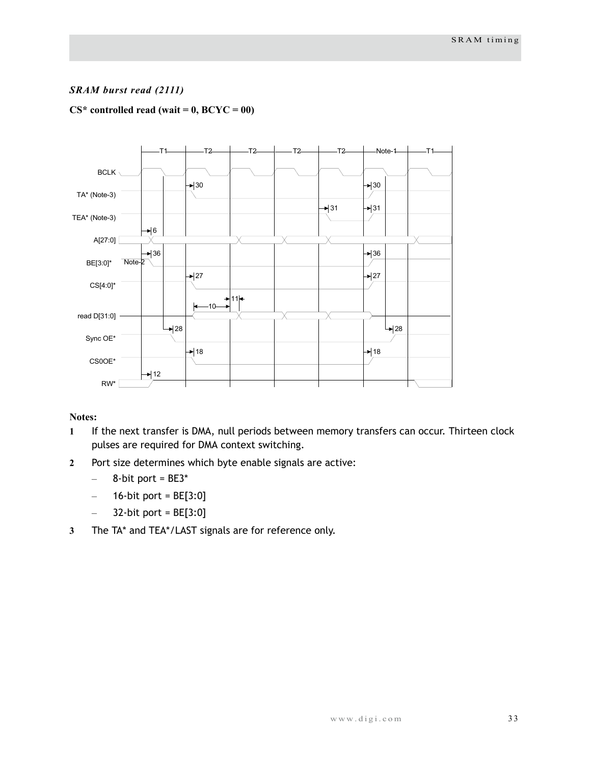### *SRAM burst read (2111)*

**CS* controlled read (wait = 0, BCYC = 00)**

**Notes:**

1. If the next transfer is DMA, null periods between memory transfers can occur. Thirteen clock pulses are required for DMA context switching.
2. Port size determines which byte enable signals are active:
   - 8-bit port = BE3*
   - 16-bit port = BE[3:0]
   - 32-bit port = BE[3:0]
3. The TA* and TEA*/LAST signals are for reference only.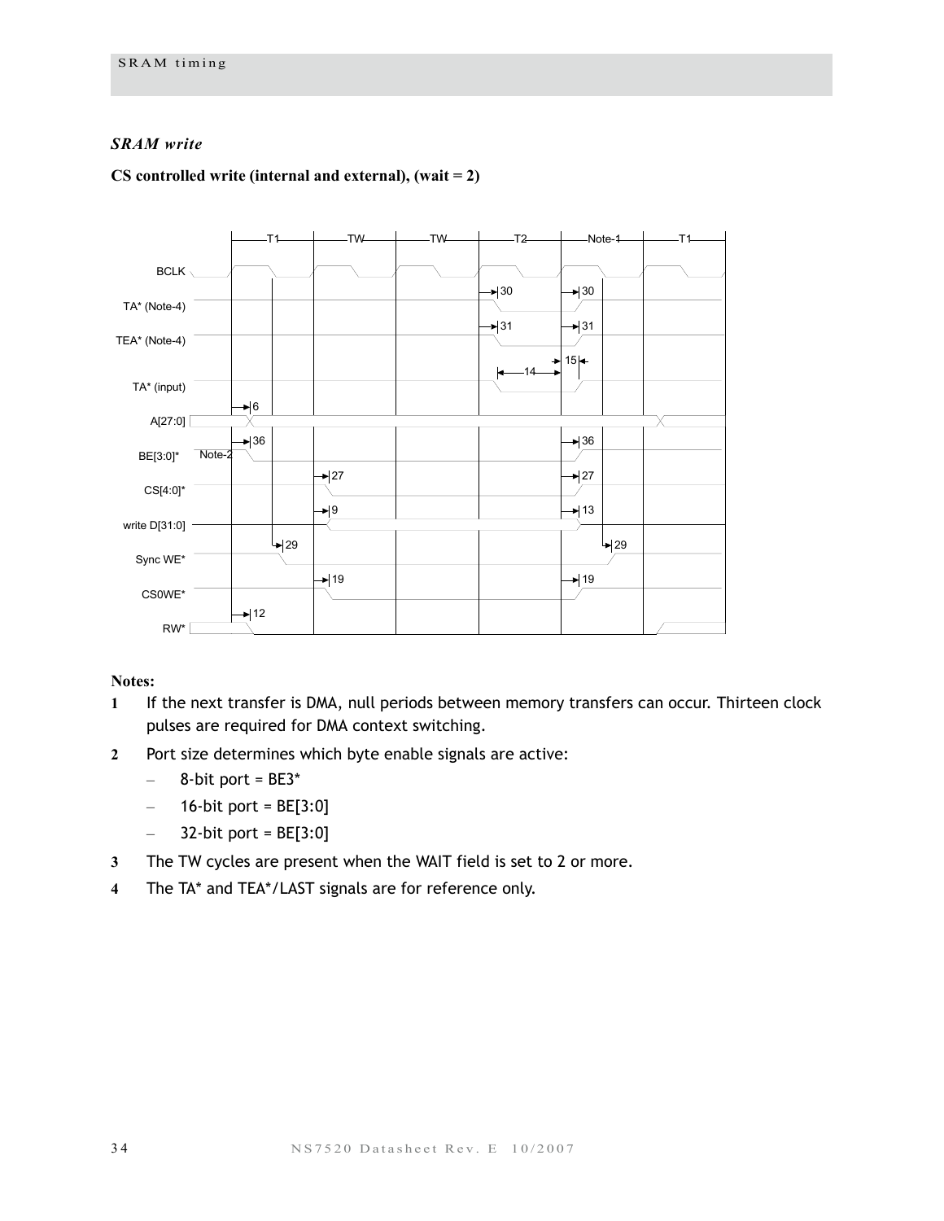### *SRAM write*

**CS controlled write (internal and external), (wait = 2)**

T1 TW TW T2 Note-1 T1

BCLK

TA* (Note-4)

TEA* (Note-4)

TA* (input)

A[27:0]

BE[3:0]* Note-2

CS[4:0]*

write D[31:0]

Sync WE*

CS0WE*

RW*

**Notes:**

1. If the next transfer is DMA, null periods between memory transfers can occur. Thirteen clock pulses are required for DMA context switching.
2. Port size determines which byte enable signals are active:
   - 8-bit port = BE3*
   - 16-bit port = BE[3:0]
   - 32-bit port = BE[3:0]
3. The TW cycles are present when the WAIT field is set to 2 or more.
4. The TA* and TEA*/LAST signals are for reference only.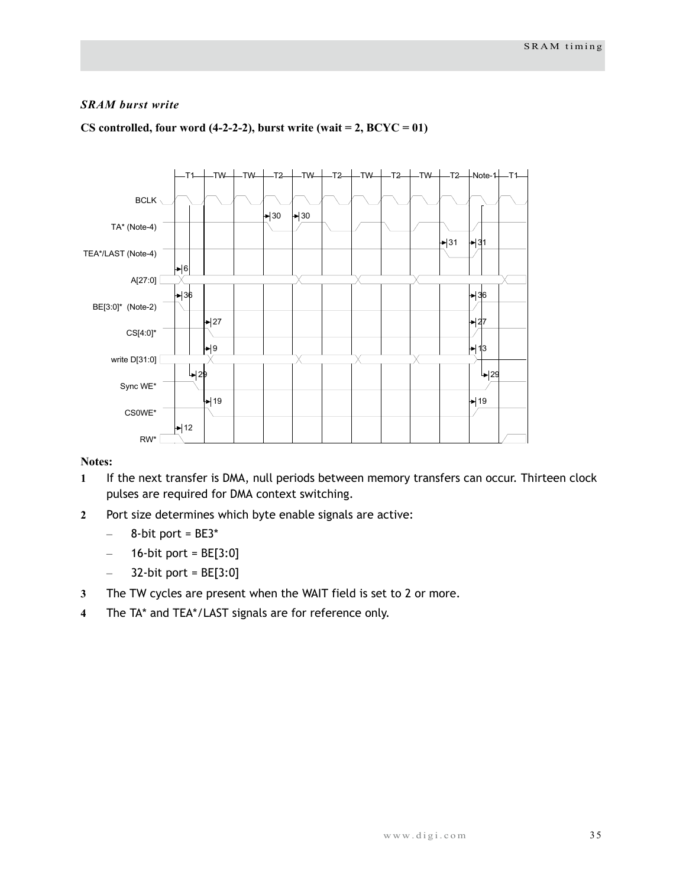### *SRAM burst write*

**CS controlled, four word (4-2-2-2), burst write (wait = 2, BCYC = 01)**

**Notes:**

1. If the next transfer is DMA, null periods between memory transfers can occur. Thirteen clock pulses are required for DMA context switching.
2. Port size determines which byte enable signals are active:
   - 8-bit port = BE3*
   - 16-bit port = BE[3:0]
   - 32-bit port = BE[3:0]
3. The TW cycles are present when the WAIT field is set to 2 or more.
4. The TA* and TEA*/LAST signals are for reference only.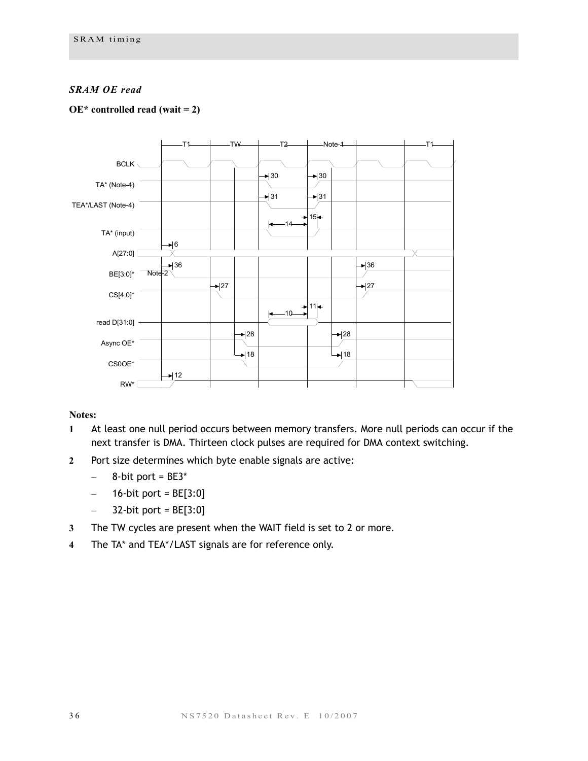*SRAM OE read*

**OE* controlled read (wait = 2)**

**Notes:**

1. At least one null period occurs between memory transfers. More null periods can occur if the next transfer is DMA. Thirteen clock pulses are required for DMA context switching.
2. Port size determines which byte enable signals are active:
   - 8-bit port = BE3*
   - 16-bit port = BE[3:0]
   - 32-bit port = BE[3:0]
3. The TW cycles are present when the WAIT field is set to 2 or more.
4. The TA* and TEA*/LAST signals are for reference only.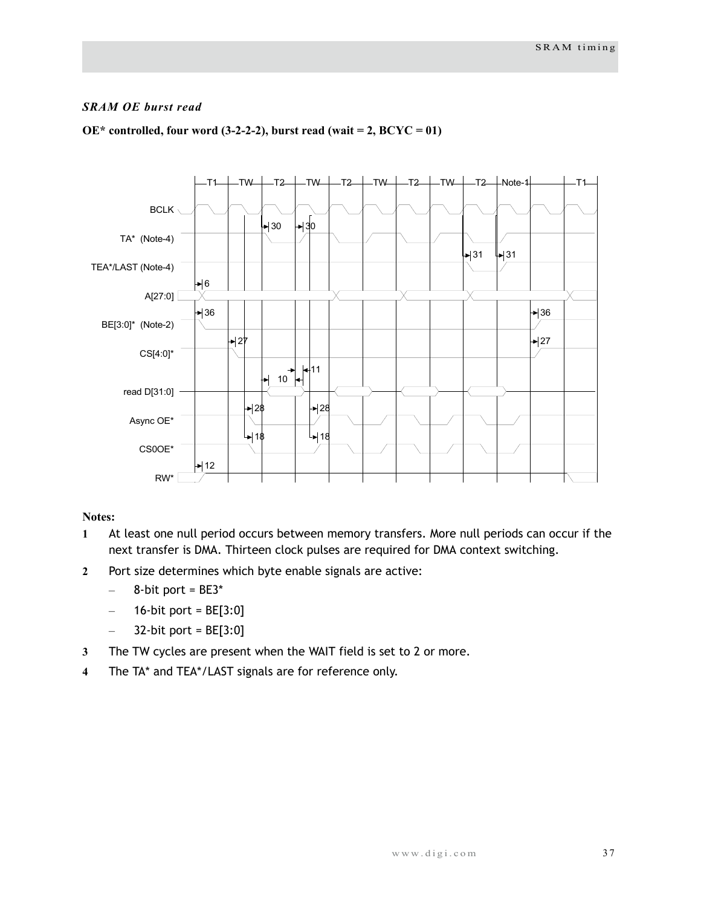### *SRAM OE burst read*

**OE\* controlled, four word (3-2-2-2), burst read (wait = 2, BCYC = 01)**

**Notes:**

1. At least one null period occurs between memory transfers. More null periods can occur if the next transfer is DMA. Thirteen clock pulses are required for DMA context switching.
2. Port size determines which byte enable signals are active:
   - 8-bit port = BE3*
   - 16-bit port = BE[3:0]
   - 32-bit port = BE[3:0]
3. The TW cycles are present when the WAIT field is set to 2 or more.
4. The TA* and TEA*/LAST signals are for reference only.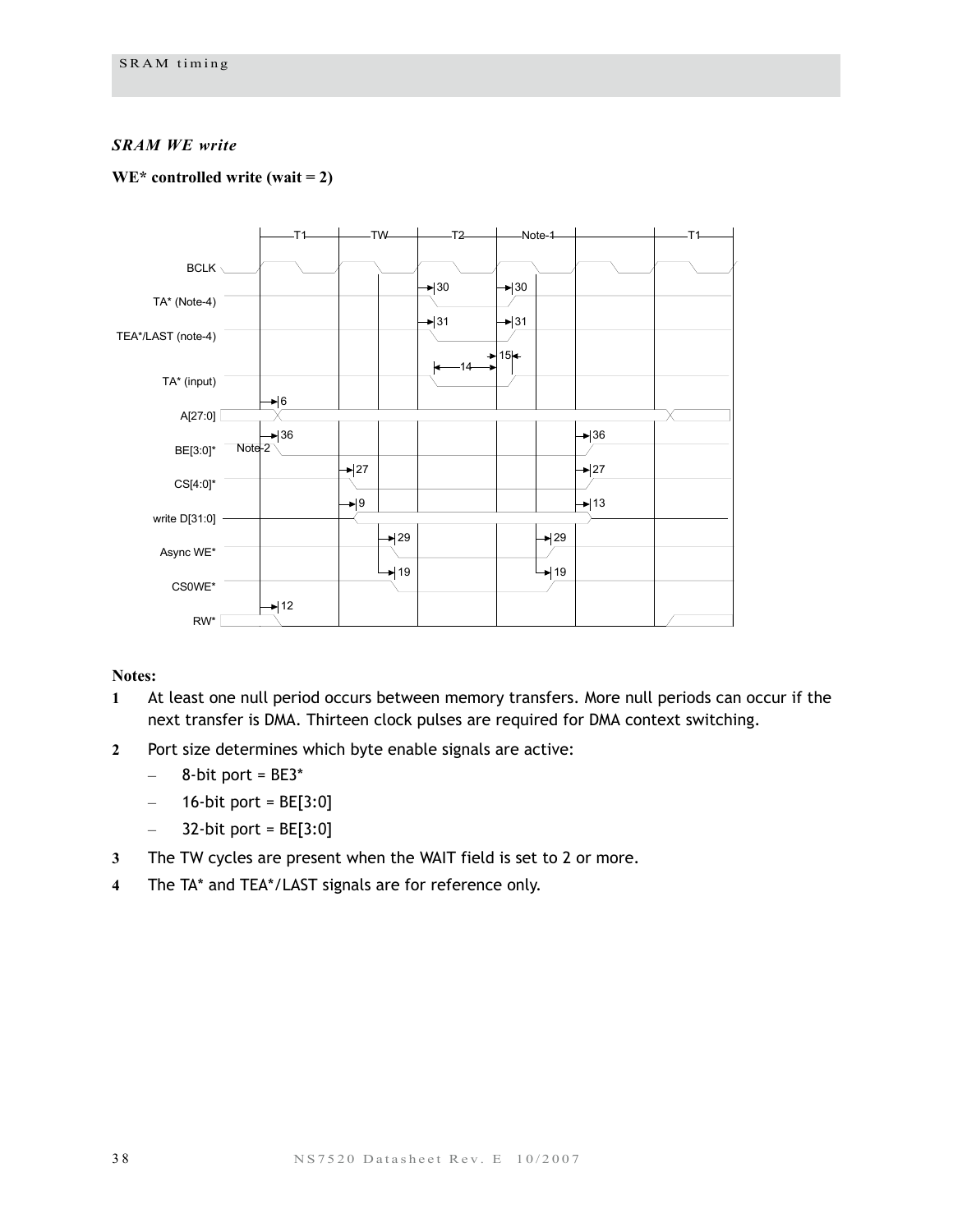### *SRAM WE write*

**WE* controlled write (wait = 2)**

**Notes:**

1. At least one null period occurs between memory transfers. More null periods can occur if the next transfer is DMA. Thirteen clock pulses are required for DMA context switching.
2. Port size determines which byte enable signals are active:
   - 8-bit port = BE3*
   - 16-bit port = BE[3:0]
   - 32-bit port = BE[3:0]
3. The TW cycles are present when the WAIT field is set to 2 or more.
4. The TA* and TEA*/LAST signals are for reference only.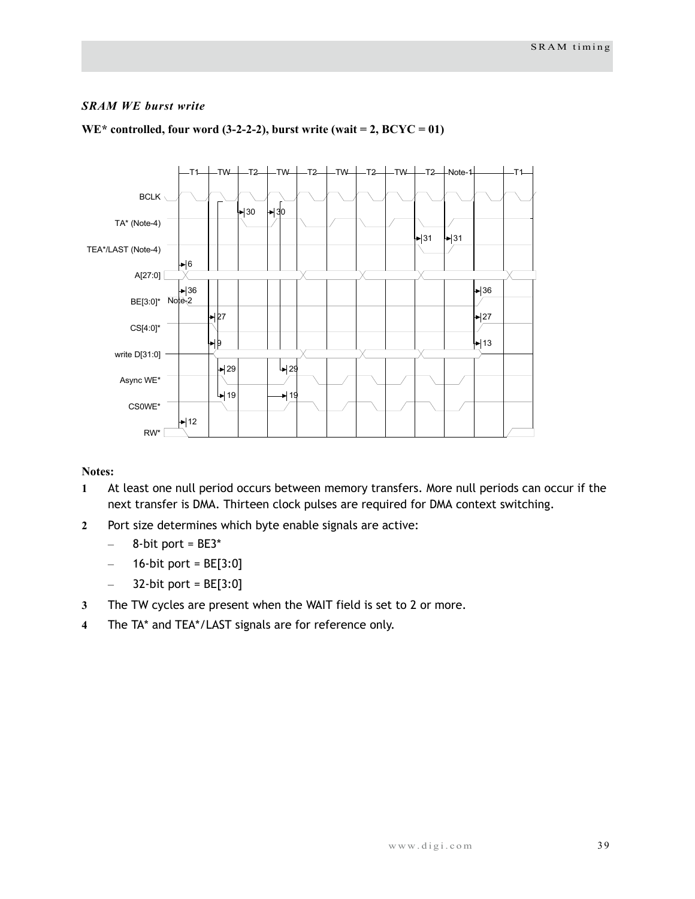*SRAM WE burst write*

**WE* controlled, four word (3-2-2-2), burst write (wait = 2, BCYC = 01)**

**Notes:**

1. At least one null period occurs between memory transfers. More null periods can occur if the next transfer is DMA. Thirteen clock pulses are required for DMA context switching.
2. Port size determines which byte enable signals are active:
   - 8-bit port = BE3*
   - 16-bit port = BE[3:0]
   - 32-bit port = BE[3:0]
3. The TW cycles are present when the WAIT field is set to 2 or more.
4. The TA* and TEA*/LAST signals are for reference only.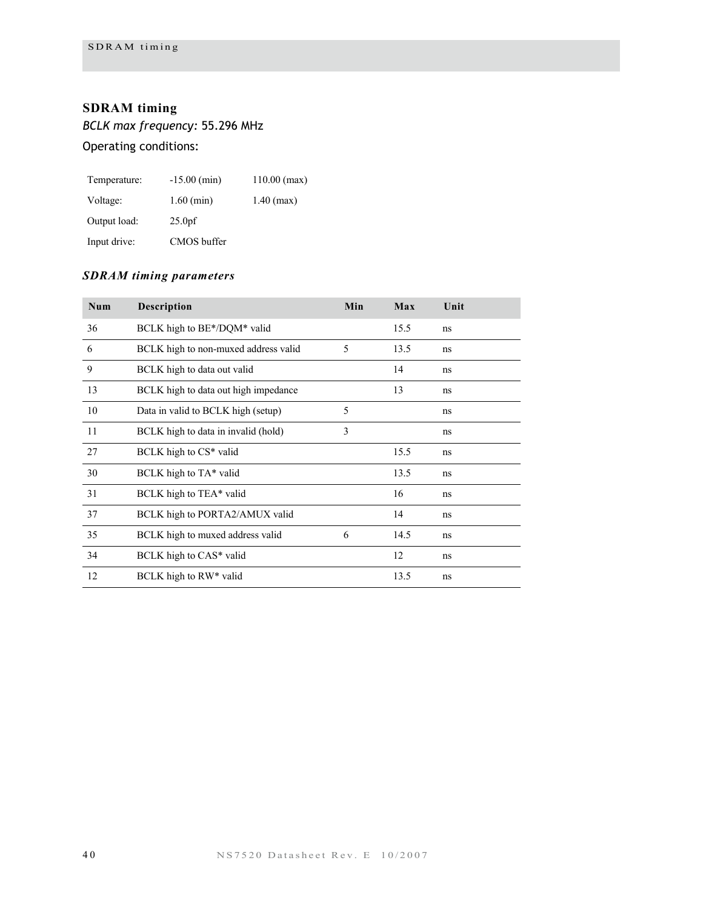## SDRAM timing

*BCLK max frequency:* 55.296 MHz

Operating conditions:

| | | |
|---|---|---|
| Temperature: | -15.00 (min) | 110.00 (max) |
| Voltage: | 1.60 (min) | 1.40 (max) |
| Output load: | 25.0pf | |
| Input drive: | CMOS buffer | |

### *SDRAM timing parameters*

| Num | Description | Min | Max | Unit |
|---|---|---|---|---|
| 36 | BCLK high to BE*/DQM* valid | | 15.5 | ns |
| 6 | BCLK high to non-muxed address valid | 5 | 13.5 | ns |
| 9 | BCLK high to data out valid | | 14 | ns |
| 13 | BCLK high to data out high impedance | | 13 | ns |
| 10 | Data in valid to BCLK high (setup) | 5 | | ns |
| 11 | BCLK high to data in invalid (hold) | 3 | | ns |
| 27 | BCLK high to CS* valid | | 15.5 | ns |
| 30 | BCLK high to TA* valid | | 13.5 | ns |
| 31 | BCLK high to TEA* valid | | 16 | ns |
| 37 | BCLK high to PORTA2/AMUX valid | | 14 | ns |
| 35 | BCLK high to muxed address valid | 6 | 14.5 | ns |
| 34 | BCLK high to CAS* valid | | 12 | ns |
| 12 | BCLK high to RW* valid | | 13.5 | ns |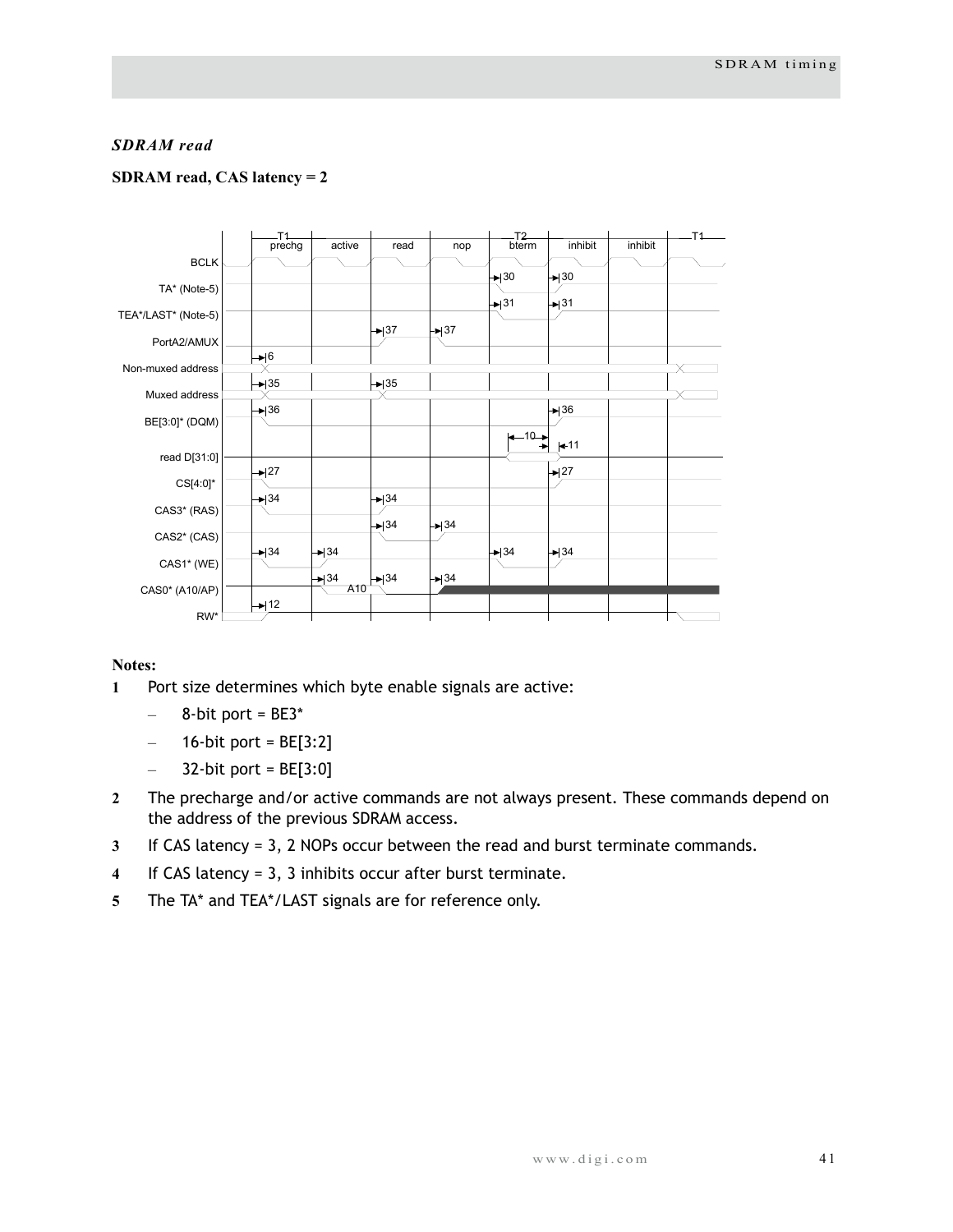### *SDRAM read*

**SDRAM read, CAS latency = 2**

**Notes:**

**1** Port size determines which byte enable signals are active:

- 8-bit port = BE3*
- 16-bit port = BE[3:2]
- 32-bit port = BE[3:0]

**2** The precharge and/or active commands are not always present. These commands depend on the address of the previous SDRAM access.

**3** If CAS latency = 3, 2 NOPs occur between the read and burst terminate commands.

**4** If CAS latency = 3, 3 inhibits occur after burst terminate.

**5** The TA* and TEA*/LAST signals are for reference only.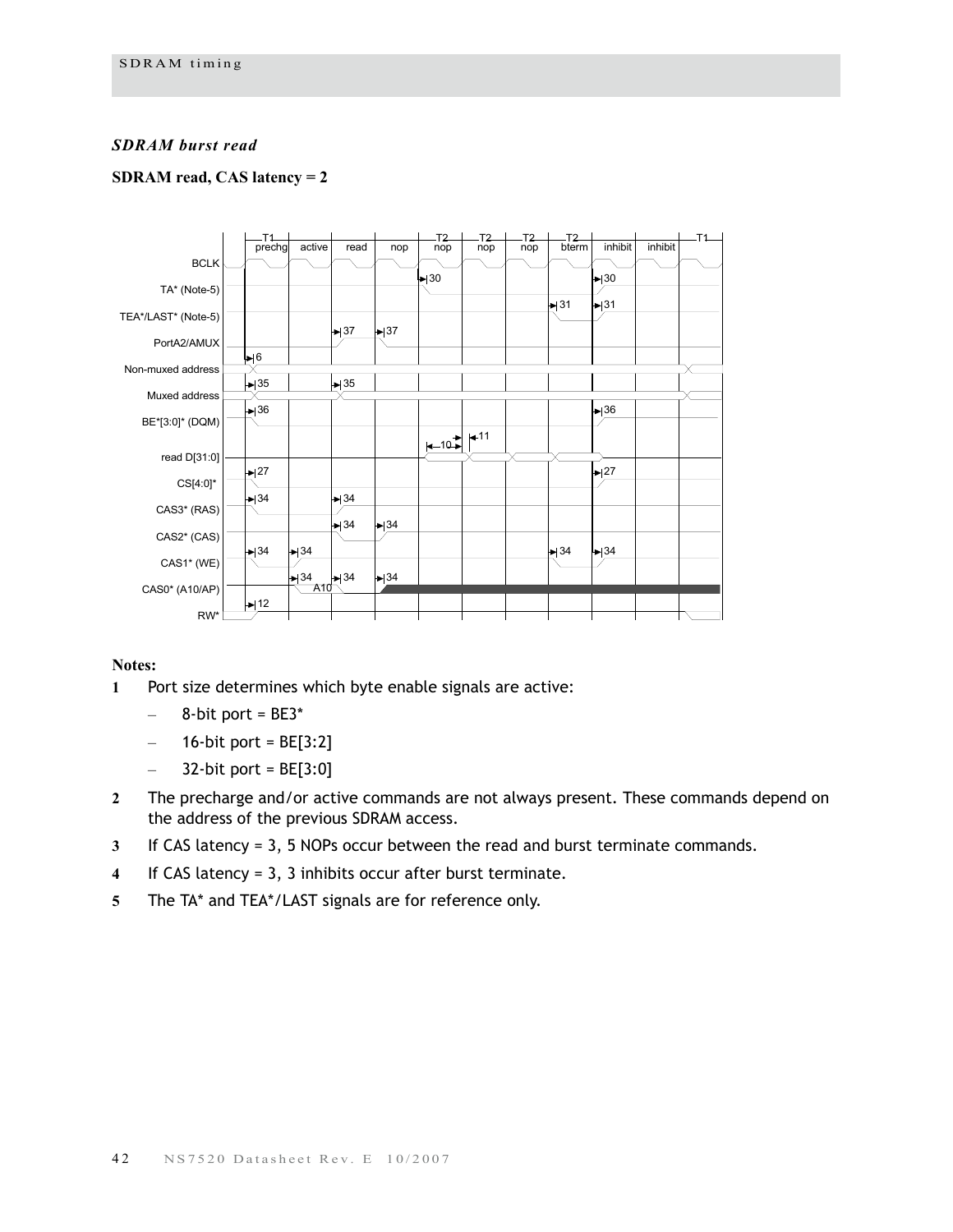### *SDRAM burst read*

**SDRAM read, CAS latency = 2**

**Notes:**

1. Port size determines which byte enable signals are active:
   - 8-bit port = BE3*
   - 16-bit port = BE[3:2]
   - 32-bit port = BE[3:0]
2. The precharge and/or active commands are not always present. These commands depend on the address of the previous SDRAM access.
3. If CAS latency = 3, 5 NOPs occur between the read and burst terminate commands.
4. If CAS latency = 3, 3 inhibits occur after burst terminate.
5. The TA* and TEA*/LAST signals are for reference only.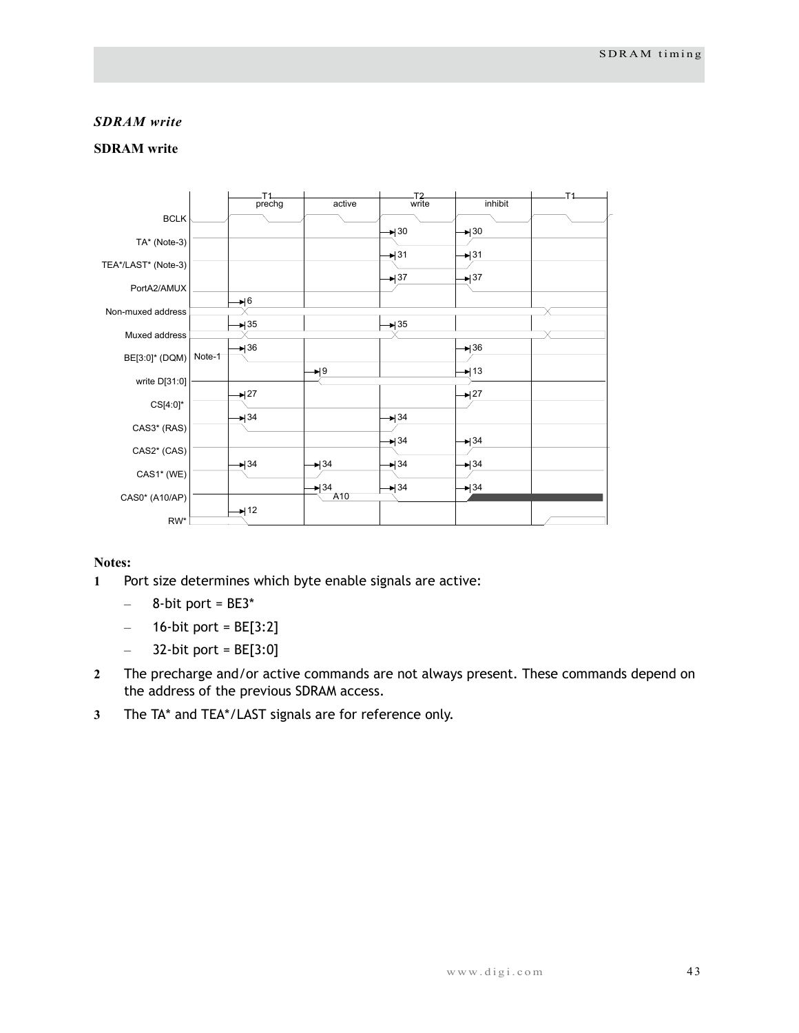*SDRAM write*

**SDRAM write**

**Notes:**

1. Port size determines which byte enable signals are active:
   - 8-bit port = BE3*
   - 16-bit port = BE[3:2]
   - 32-bit port = BE[3:0]
2. The precharge and/or active commands are not always present. These commands depend on the address of the previous SDRAM access.
3. The TA* and TEA*/LAST signals are for reference only.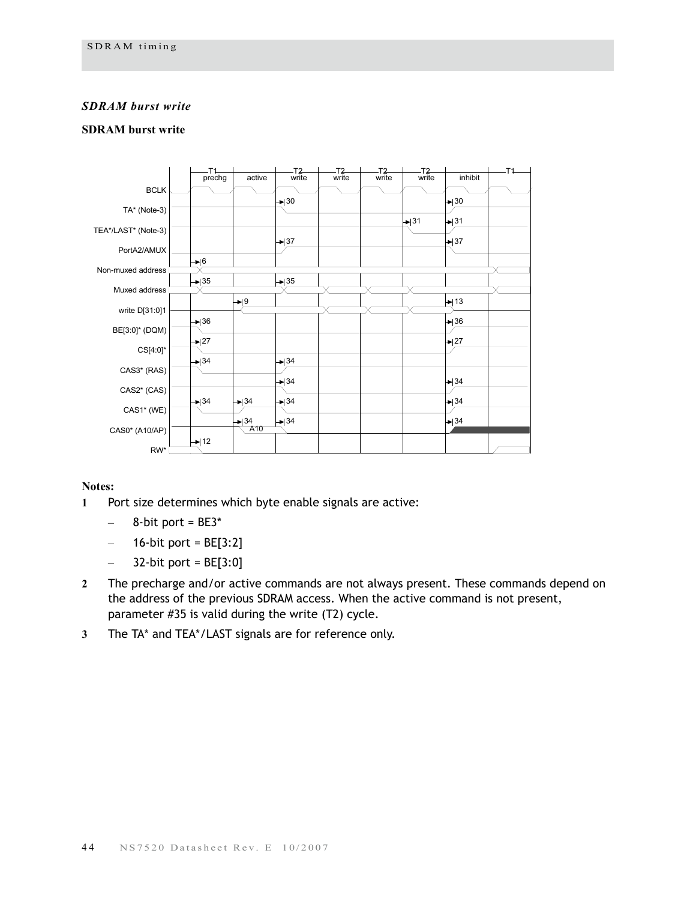### *SDRAM burst write*

**SDRAM burst write**

**Notes:**

**1** Port size determines which byte enable signals are active:

- 8-bit port = BE3*
- 16-bit port = BE[3:2]
- 32-bit port = BE[3:0]

**2** The precharge and/or active commands are not always present. These commands depend on the address of the previous SDRAM access. When the active command is not present, parameter #35 is valid during the write (T2) cycle.

**3** The TA* and TEA*/LAST signals are for reference only.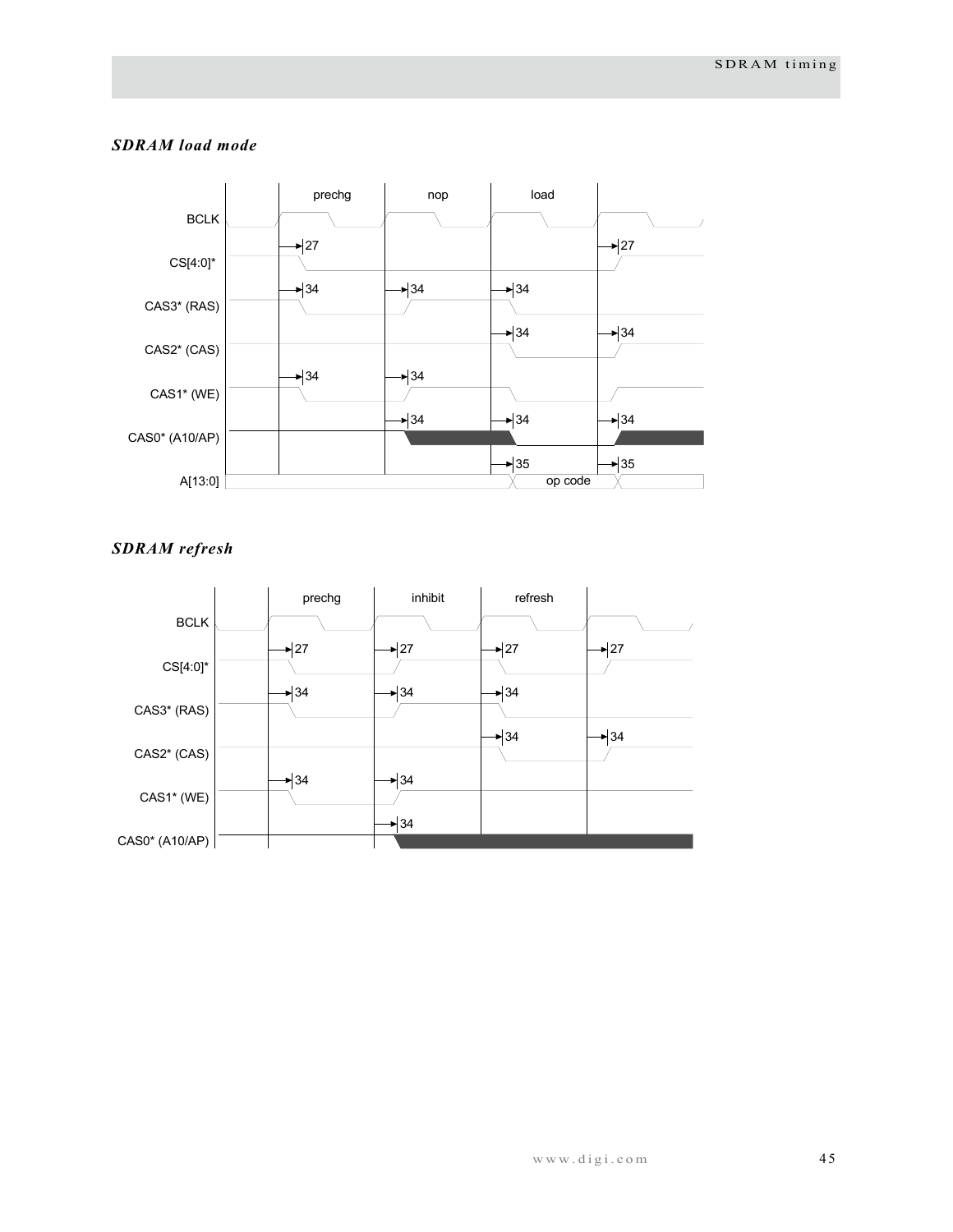### *SDRAM load mode*

prechg | nop | load

BCLK

CS[4:0]* — 27, 27

CAS3* (RAS) — 34, 34, 34

CAS2* (CAS) — 34, 34

CAS1* (WE) — 34, 34

CAS0* (A10/AP) — 34, 34, 34

A[13:0] — 35, 35 — op code

### *SDRAM refresh*

prechg | inhibit | refresh

BCLK

CS[4:0]* — 27, 27, 27, 27

CAS3* (RAS) — 34, 34, 34

CAS2* (CAS) — 34, 34

CAS1* (WE) — 34, 34

CAS0* (A10/AP) — 34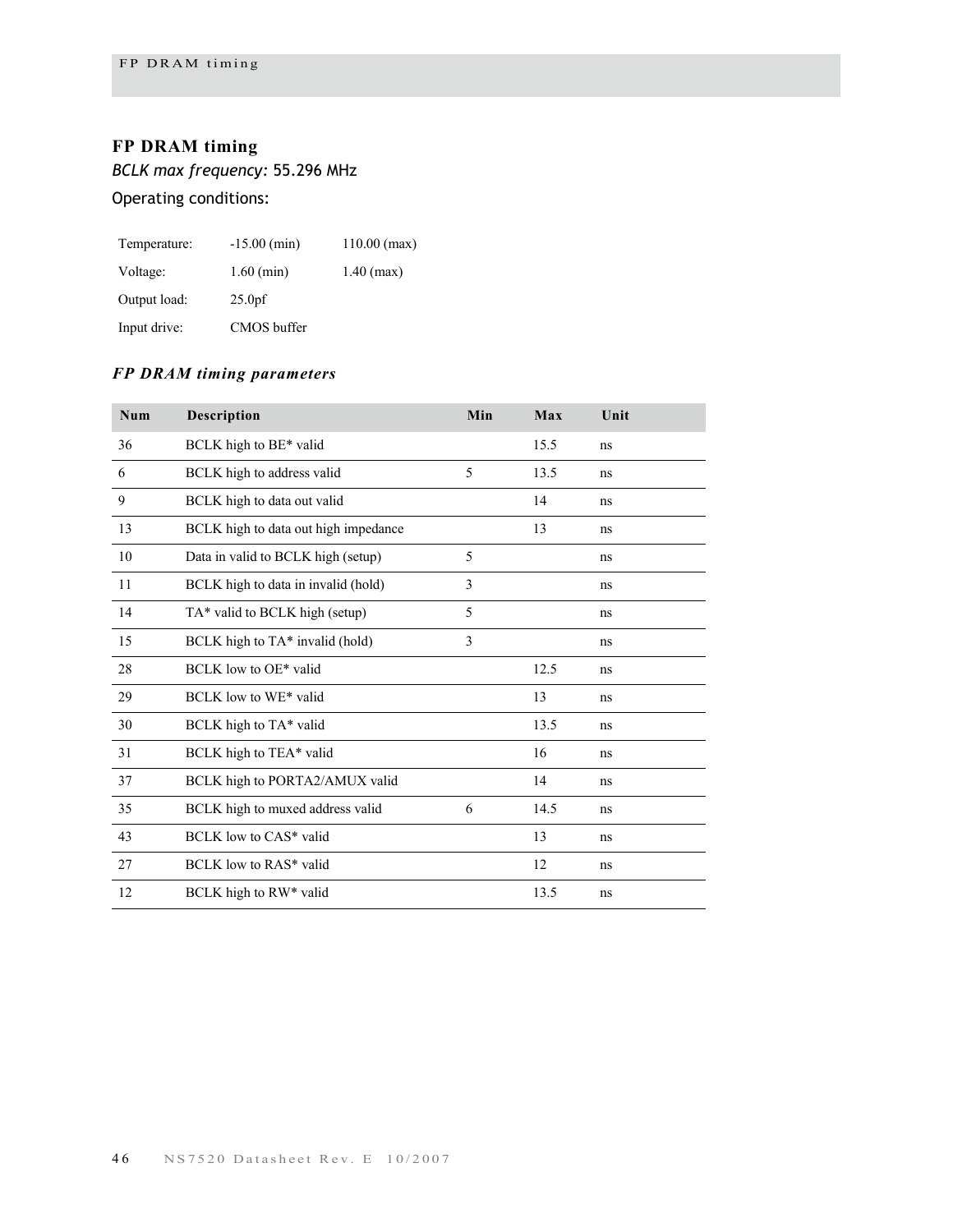## FP DRAM timing

*BCLK max frequency:* 55.296 MHz

Operating conditions:

| | | |
|---|---|---|
| Temperature: | -15.00 (min) | 110.00 (max) |
| Voltage: | 1.60 (min) | 1.40 (max) |
| Output load: | 25.0pf | |
| Input drive: | CMOS buffer | |

### *FP DRAM timing parameters*

| Num | Description | Min | Max | Unit |
|---|---|---|---|---|
| 36 | BCLK high to BE* valid | | 15.5 | ns |
| 6 | BCLK high to address valid | 5 | 13.5 | ns |
| 9 | BCLK high to data out valid | | 14 | ns |
| 13 | BCLK high to data out high impedance | | 13 | ns |
| 10 | Data in valid to BCLK high (setup) | 5 | | ns |
| 11 | BCLK high to data in invalid (hold) | 3 | | ns |
| 14 | TA* valid to BCLK high (setup) | 5 | | ns |
| 15 | BCLK high to TA* invalid (hold) | 3 | | ns |
| 28 | BCLK low to OE* valid | | 12.5 | ns |
| 29 | BCLK low to WE* valid | | 13 | ns |
| 30 | BCLK high to TA* valid | | 13.5 | ns |
| 31 | BCLK high to TEA* valid | | 16 | ns |
| 37 | BCLK high to PORTA2/AMUX valid | | 14 | ns |
| 35 | BCLK high to muxed address valid | 6 | 14.5 | ns |
| 43 | BCLK low to CAS* valid | | 13 | ns |
| 27 | BCLK low to RAS* valid | | 12 | ns |
| 12 | BCLK high to RW* valid | | 13.5 | ns |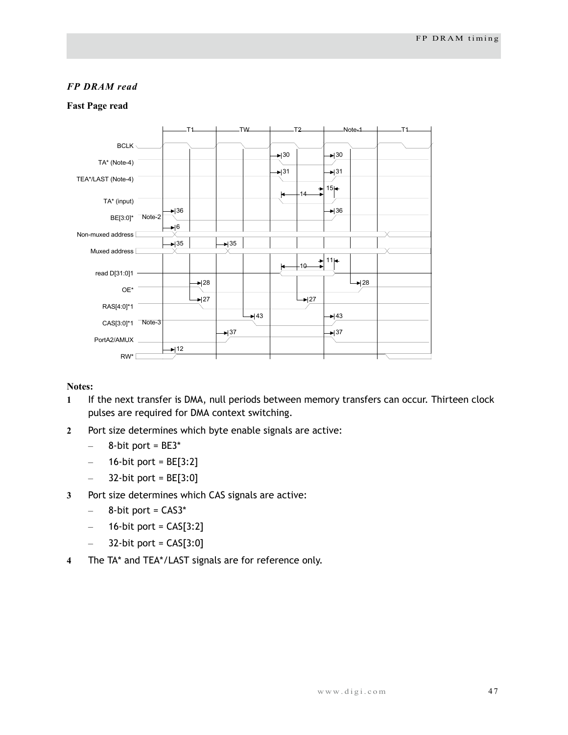*FP DRAM read*

**Fast Page read**

**Notes:**

1. If the next transfer is DMA, null periods between memory transfers can occur. Thirteen clock pulses are required for DMA context switching.
2. Port size determines which byte enable signals are active:
   - 8-bit port = BE3*
   - 16-bit port = BE[3:2]
   - 32-bit port = BE[3:0]
3. Port size determines which CAS signals are active:
   - 8-bit port = CAS3*
   - 16-bit port = CAS[3:2]
   - 32-bit port = CAS[3:0]
4. The TA* and TEA*/LAST signals are for reference only.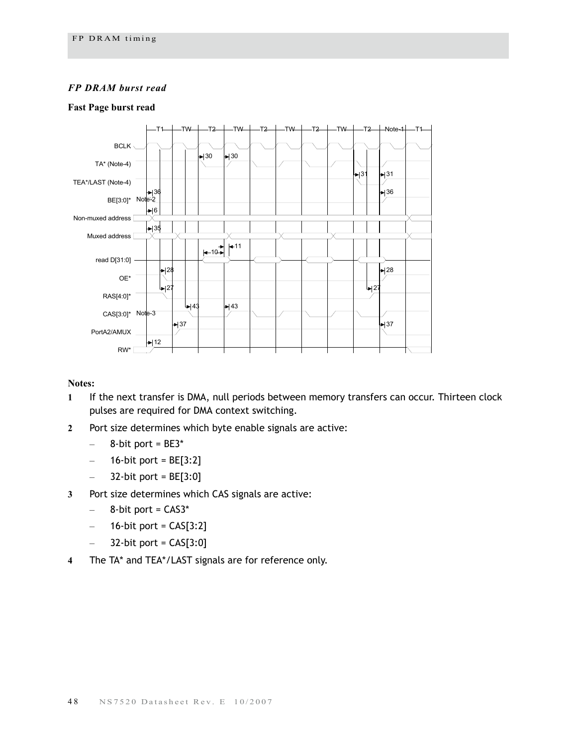### *FP DRAM burst read*

**Fast Page burst read**

**Notes:**

1. If the next transfer is DMA, null periods between memory transfers can occur. Thirteen clock pulses are required for DMA context switching.
2. Port size determines which byte enable signals are active:
   - 8-bit port = BE3*
   - 16-bit port = BE[3:2]
   - 32-bit port = BE[3:0]
3. Port size determines which CAS signals are active:
   - 8-bit port = CAS3*
   - 16-bit port = CAS[3:2]
   - 32-bit port = CAS[3:0]
4. The TA* and TEA*/LAST signals are for reference only.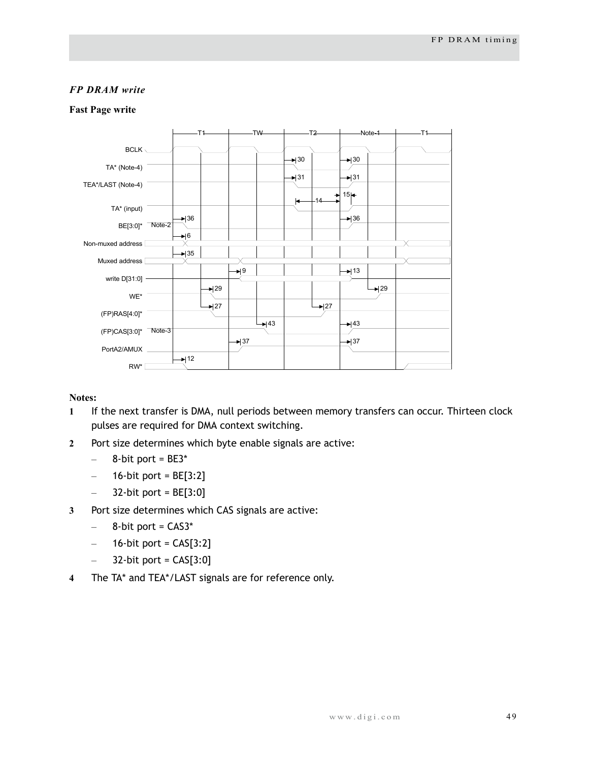### *FP DRAM write*

**Fast Page write**

**Notes:**

1. If the next transfer is DMA, null periods between memory transfers can occur. Thirteen clock pulses are required for DMA context switching.
2. Port size determines which byte enable signals are active:
   - 8-bit port = BE3*
   - 16-bit port = BE[3:2]
   - 32-bit port = BE[3:0]
3. Port size determines which CAS signals are active:
   - 8-bit port = CAS3*
   - 16-bit port = CAS[3:2]
   - 32-bit port = CAS[3:0]
4. The TA* and TEA*/LAST signals are for reference only.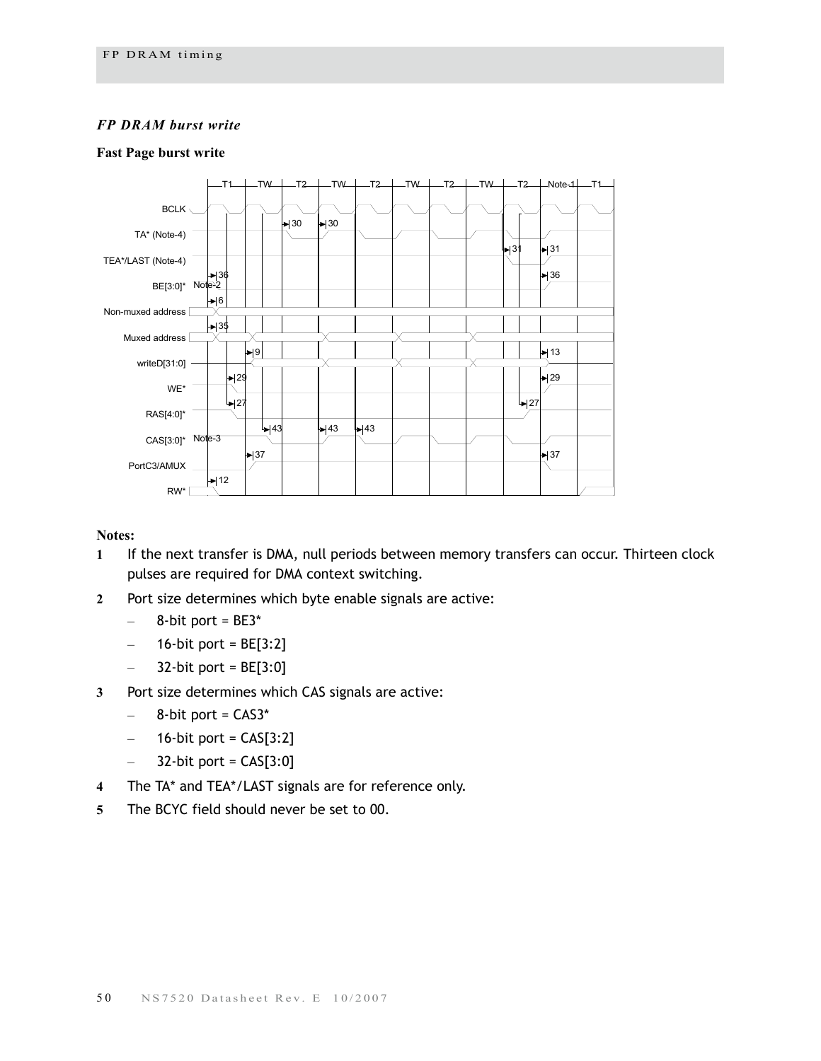### *FP DRAM burst write*

**Fast Page burst write**

T1 TW T2 TW T2 TW T2 TW T2 Note-1 T1

BCLK

TA* (Note-4)

TEA*/LAST (Note-4)

BE[3:0]* Note-2

Non-muxed address

Muxed address

writeD[31:0]

WE*

RAS[4:0]*

CAS[3:0]* Note-3

PortC3/AMUX

RW*

**Notes:**

1. If the next transfer is DMA, null periods between memory transfers can occur. Thirteen clock pulses are required for DMA context switching.
2. Port size determines which byte enable signals are active:
   - 8-bit port = BE3*
   - 16-bit port = BE[3:2]
   - 32-bit port = BE[3:0]
3. Port size determines which CAS signals are active:
   - 8-bit port = CAS3*
   - 16-bit port = CAS[3:2]
   - 32-bit port = CAS[3:0]
4. The TA* and TEA*/LAST signals are for reference only.
5. The BCYC field should never be set to 00.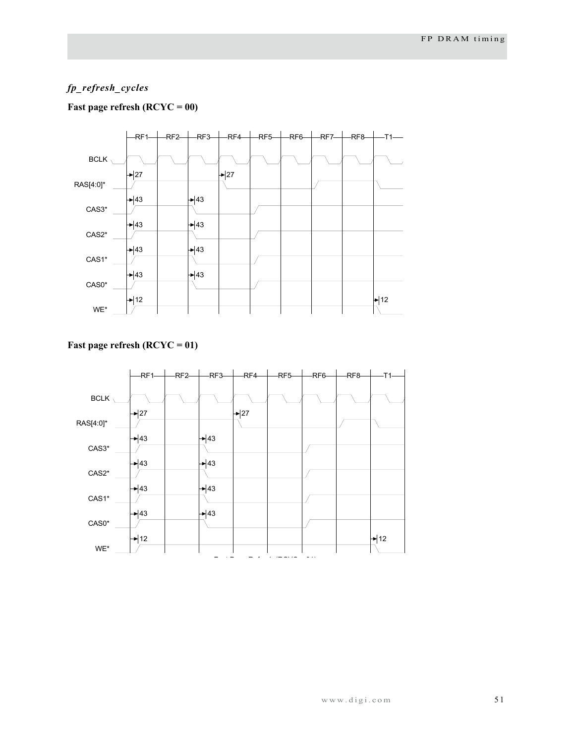### *fp_refresh_cycles*

**Fast page refresh (RCYC = 00)**

**Fast page refresh (RCYC = 01)**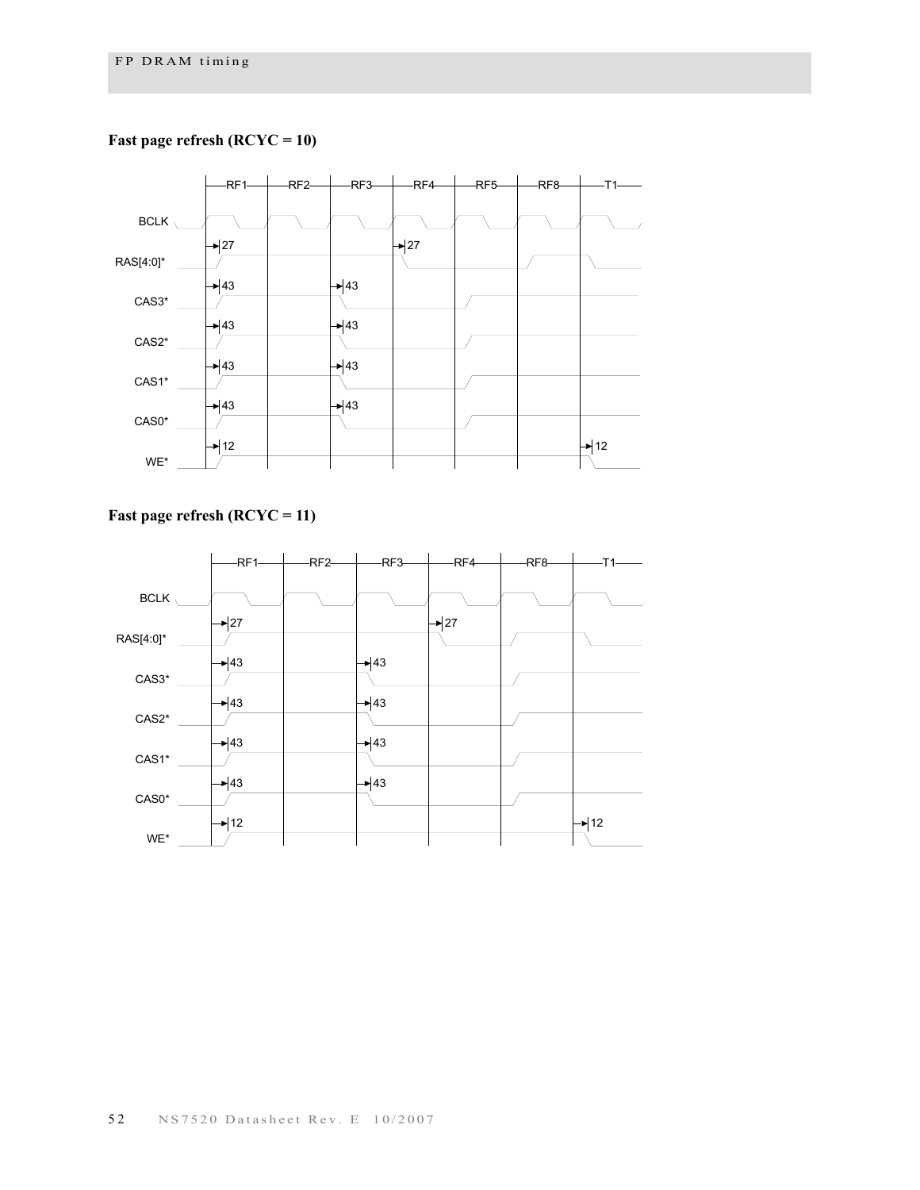### Fast page refresh (RCYC = 10)

RF1 RF2 RF3 RF4 RF5 RF8 T1

BCLK

RAS[4:0]* 27 27

CAS3* 43 43

CAS2* 43 43

CAS1* 43 43

CAS0* 43 43

WE* 12 12

### Fast page refresh (RCYC = 11)

RF1 RF2 RF3 RF4 RF8 T1

BCLK

RAS[4:0]* 27 27

CAS3* 43 43

CAS2* 43 43

CAS1* 43 43

CAS0* 43 43

WE* 12 12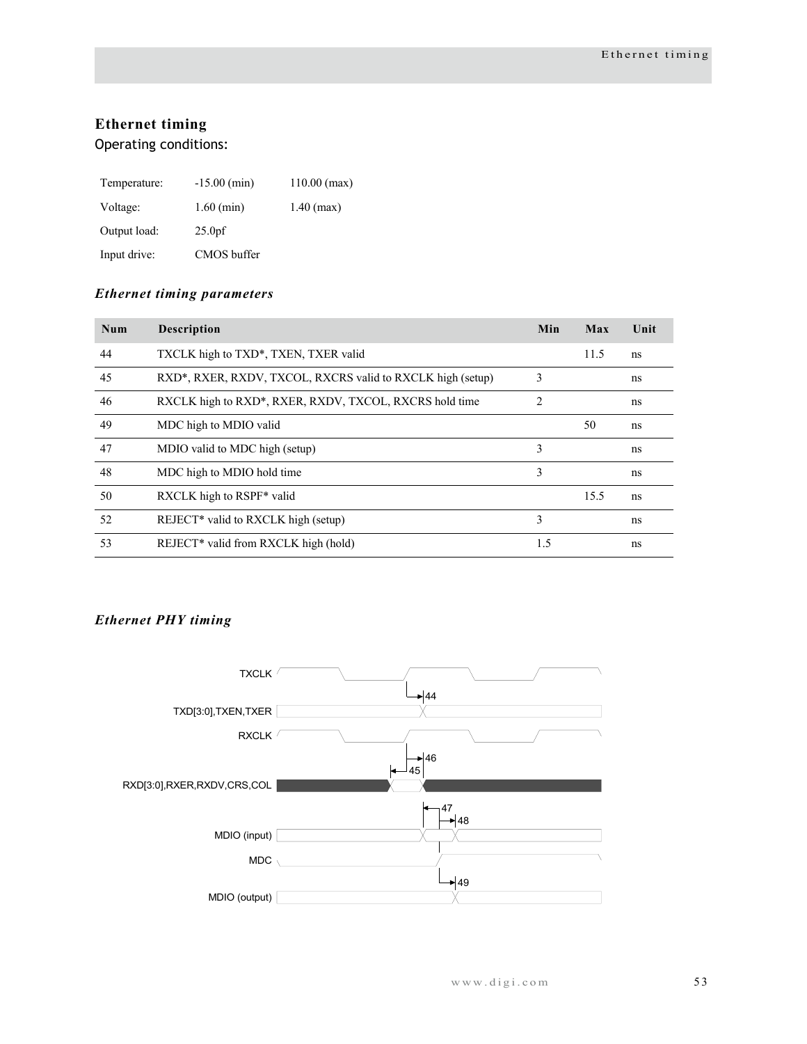## Ethernet timing

Operating conditions:

| | | |
|---|---|---|
| Temperature: | -15.00 (min) | 110.00 (max) |
| Voltage: | 1.60 (min) | 1.40 (max) |
| Output load: | 25.0pf | |
| Input drive: | CMOS buffer | |

### *Ethernet timing parameters*

| Num | Description | Min | Max | Unit |
|---|---|---|---|---|
| 44 | TXCLK high to TXD*, TXEN, TXER valid | | 11.5 | ns |
| 45 | RXD*, RXER, RXDV, TXCOL, RXCRS valid to RXCLK high (setup) | 3 | | ns |
| 46 | RXCLK high to RXD*, RXER, RXDV, TXCOL, RXCRS hold time | 2 | | ns |
| 49 | MDC high to MDIO valid | | 50 | ns |
| 47 | MDIO valid to MDC high (setup) | 3 | | ns |
| 48 | MDC high to MDIO hold time | 3 | | ns |
| 50 | RXCLK high to RSPF* valid | | 15.5 | ns |
| 52 | REJECT* valid to RXCLK high (setup) | 3 | | ns |
| 53 | REJECT* valid from RXCLK high (hold) | 1.5 | | ns |

### *Ethernet PHY timing*

TXCLK

44

TXD[3:0],TXEN,TXER

RXCLK

46

45

RXD[3:0],RXER,RXDV,CRS,COL

47

48

MDIO (input)

MDC

49

MDIO (output)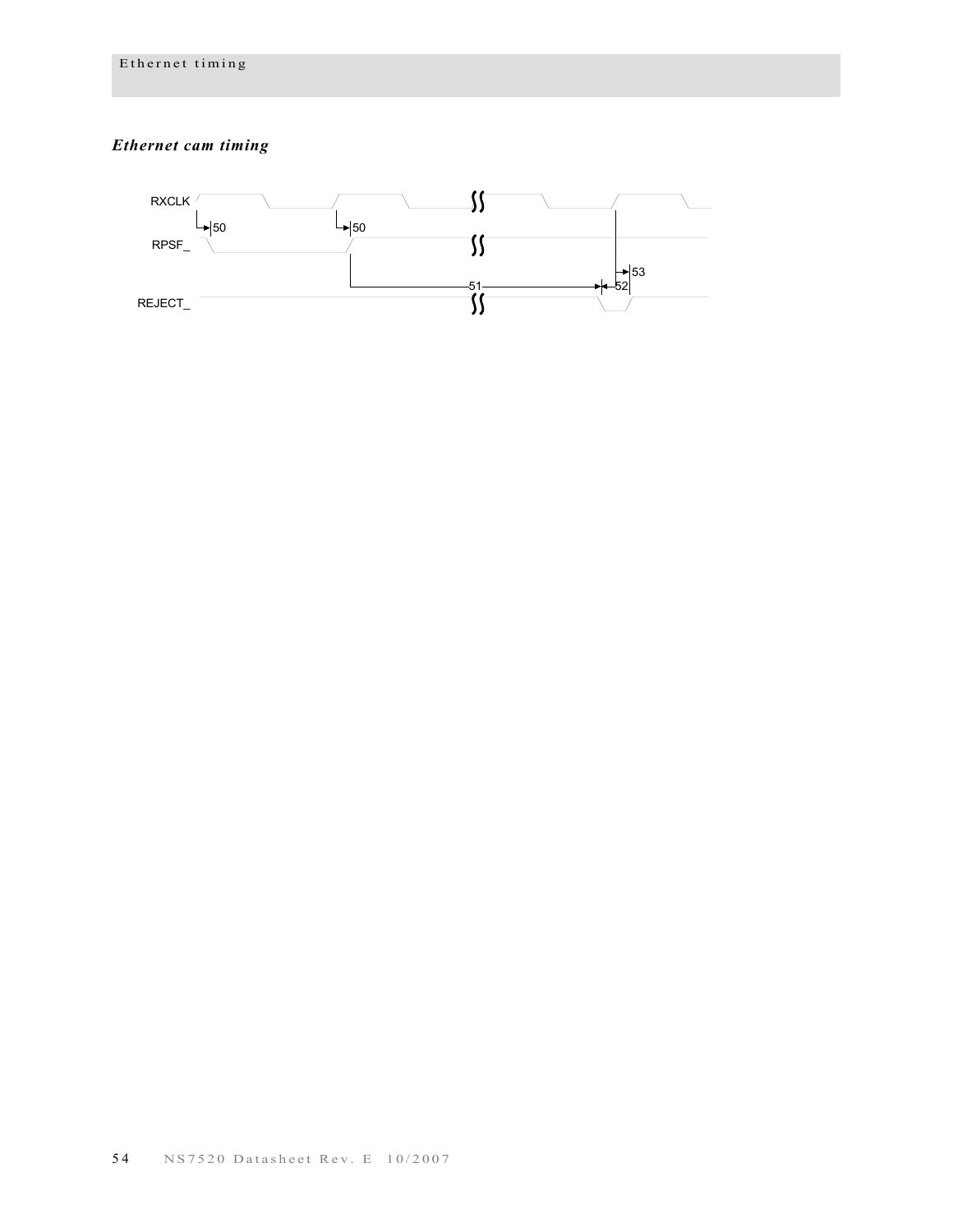### *Ethernet cam timing*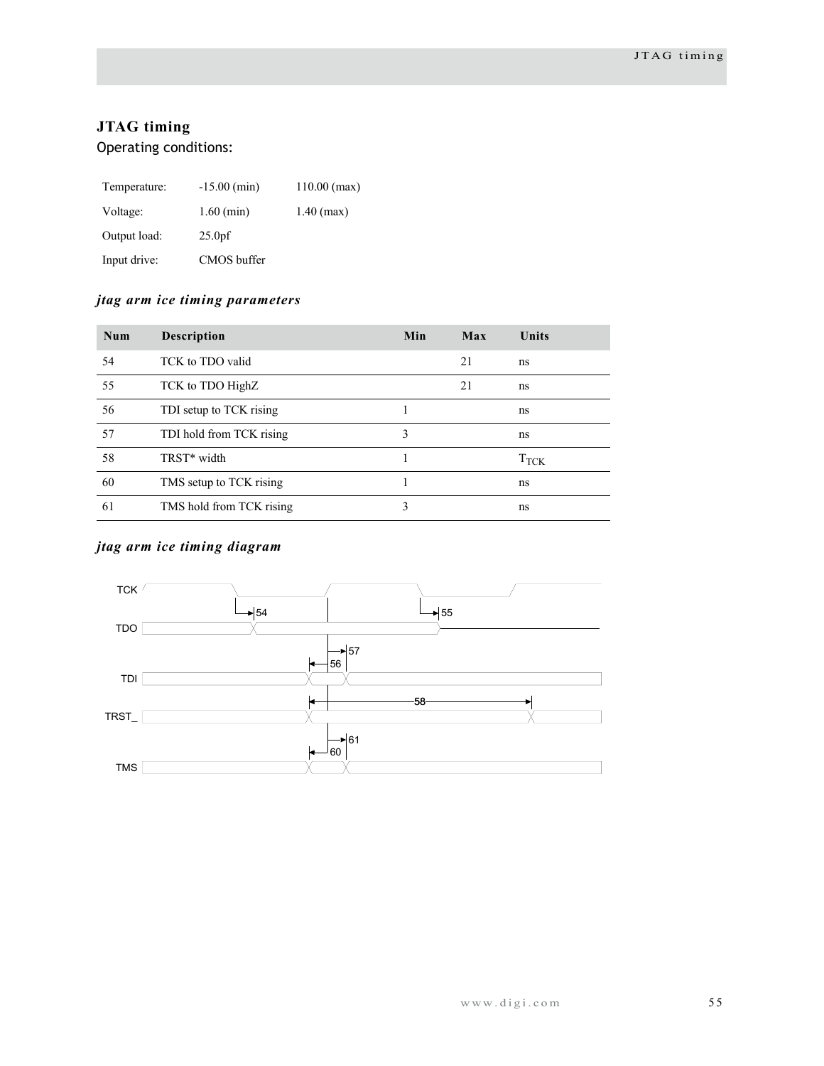## JTAG timing

Operating conditions:

| Temperature: | -15.00 (min) | 110.00 (max) |
|---|---|---|
| Voltage: | 1.60 (min) | 1.40 (max) |
| Output load: | 25.0pf | |
| Input drive: | CMOS buffer | |

### *jtag arm ice timing parameters*

| Num | Description | Min | Max | Units |
|---|---|---|---|---|
| 54 | TCK to TDO valid | | 21 | ns |
| 55 | TCK to TDO HighZ | | 21 | ns |
| 56 | TDI setup to TCK rising | 1 | | ns |
| 57 | TDI hold from TCK rising | 3 | | ns |
| 58 | TRST* width | 1 | | $T_{TCK}$ |
| 60 | TMS setup to TCK rising | 1 | | ns |
| 61 | TMS hold from TCK rising | 3 | | ns |

### *jtag arm ice timing diagram*

TCK

54 55

TDO

57

56

TDI

58

TRST_

61

60

TMS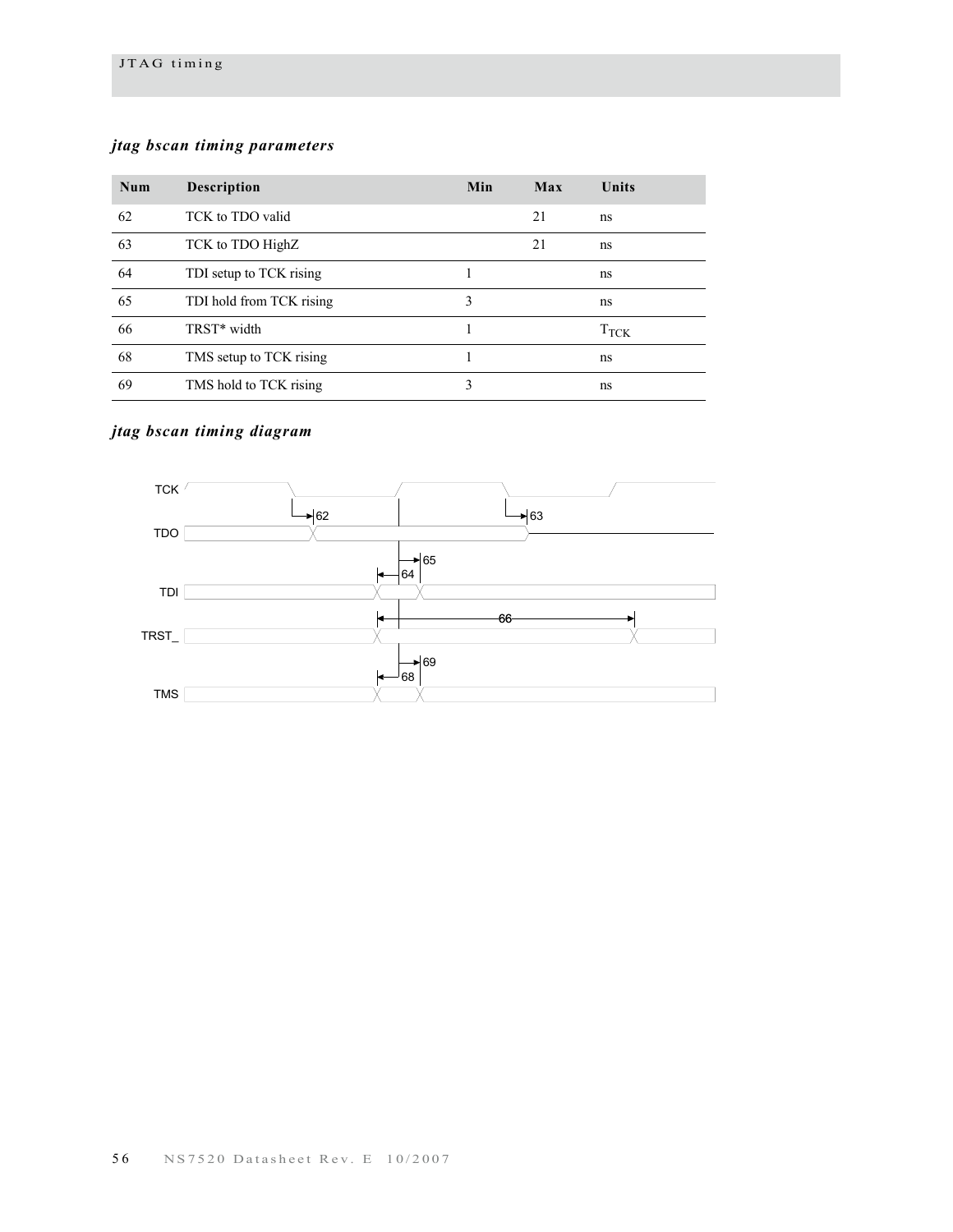### *jtag bscan timing parameters*

| Num | Description | Min | Max | Units |
|---|---|---|---|---|
| 62 | TCK to TDO valid | | 21 | ns |
| 63 | TCK to TDO HighZ | | 21 | ns |
| 64 | TDI setup to TCK rising | 1 | | ns |
| 65 | TDI hold from TCK rising | 3 | | ns |
| 66 | TRST* width | 1 | | $T_{TCK}$ |
| 68 | TMS setup to TCK rising | 1 | | ns |
| 69 | TMS hold to TCK rising | 3 | | ns |

### *jtag bscan timing diagram*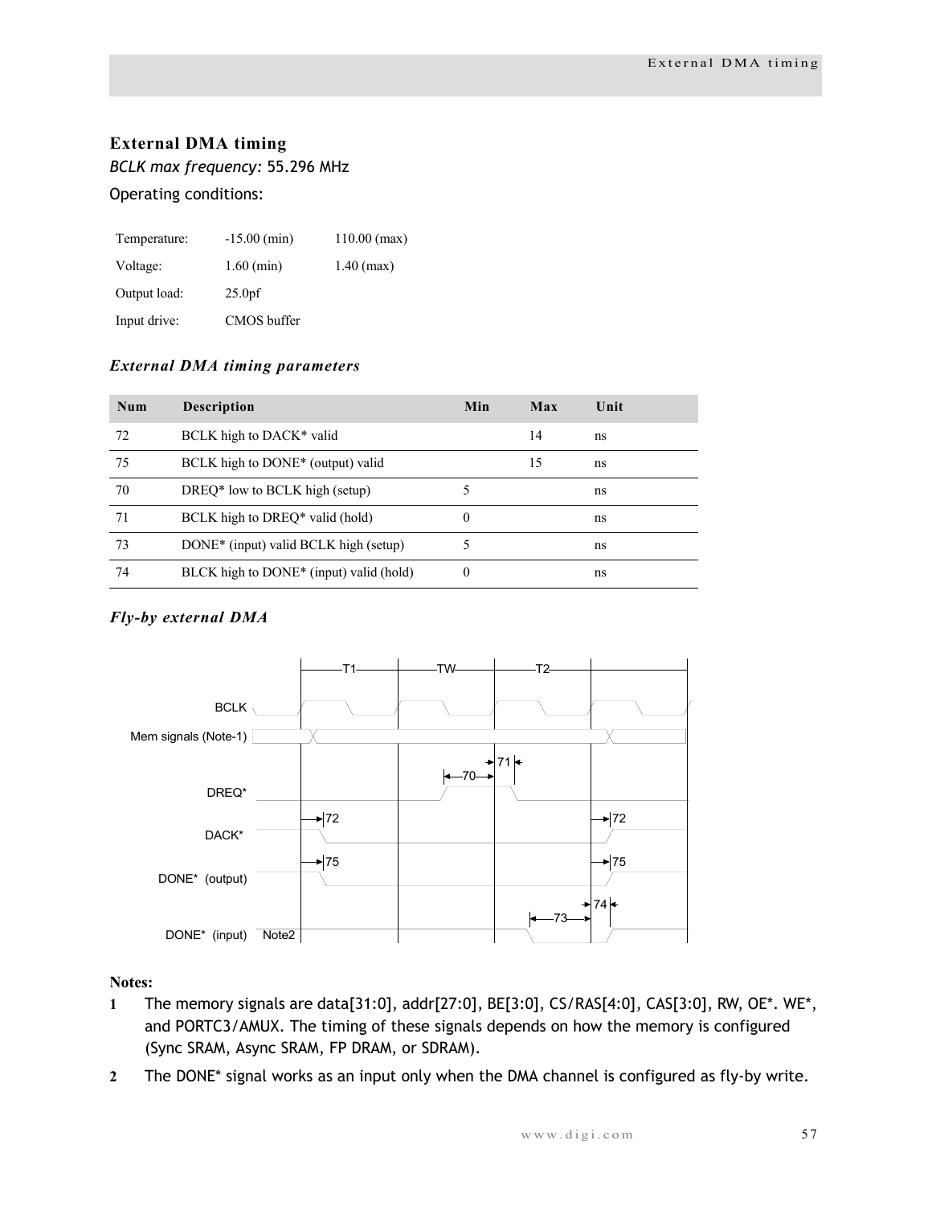## External DMA timing

*BCLK max frequency:* 55.296 MHz

Operating conditions:

| | | |
|---|---|---|
| Temperature: | -15.00 (min) | 110.00 (max) |
| Voltage: | 1.60 (min) | 1.40 (max) |
| Output load: | 25.0pf | |
| Input drive: | CMOS buffer | |

### *External DMA timing parameters*

| Num | Description | Min | Max | Unit |
|---|---|---|---|---|
| 72 | BCLK high to DACK* valid | | 14 | ns |
| 75 | BCLK high to DONE* (output) valid | | 15 | ns |
| 70 | DREQ* low to BCLK high (setup) | 5 | | ns |
| 71 | BCLK high to DREQ* valid (hold) | 0 | | ns |
| 73 | DONE* (input) valid BCLK high (setup) | 5 | | ns |
| 74 | BLCK high to DONE* (input) valid (hold) | 0 | | ns |

### *Fly-by external DMA*

**Notes:**

1. The memory signals are data[31:0], addr[27:0], BE[3:0], CS/RAS[4:0], CAS[3:0], RW, OE*. WE*, and PORTC3/AMUX. The timing of these signals depends on how the memory is configured (Sync SRAM, Async SRAM, FP DRAM, or SDRAM).
2. The DONE* signal works as an input only when the DMA channel is configured as fly-by write.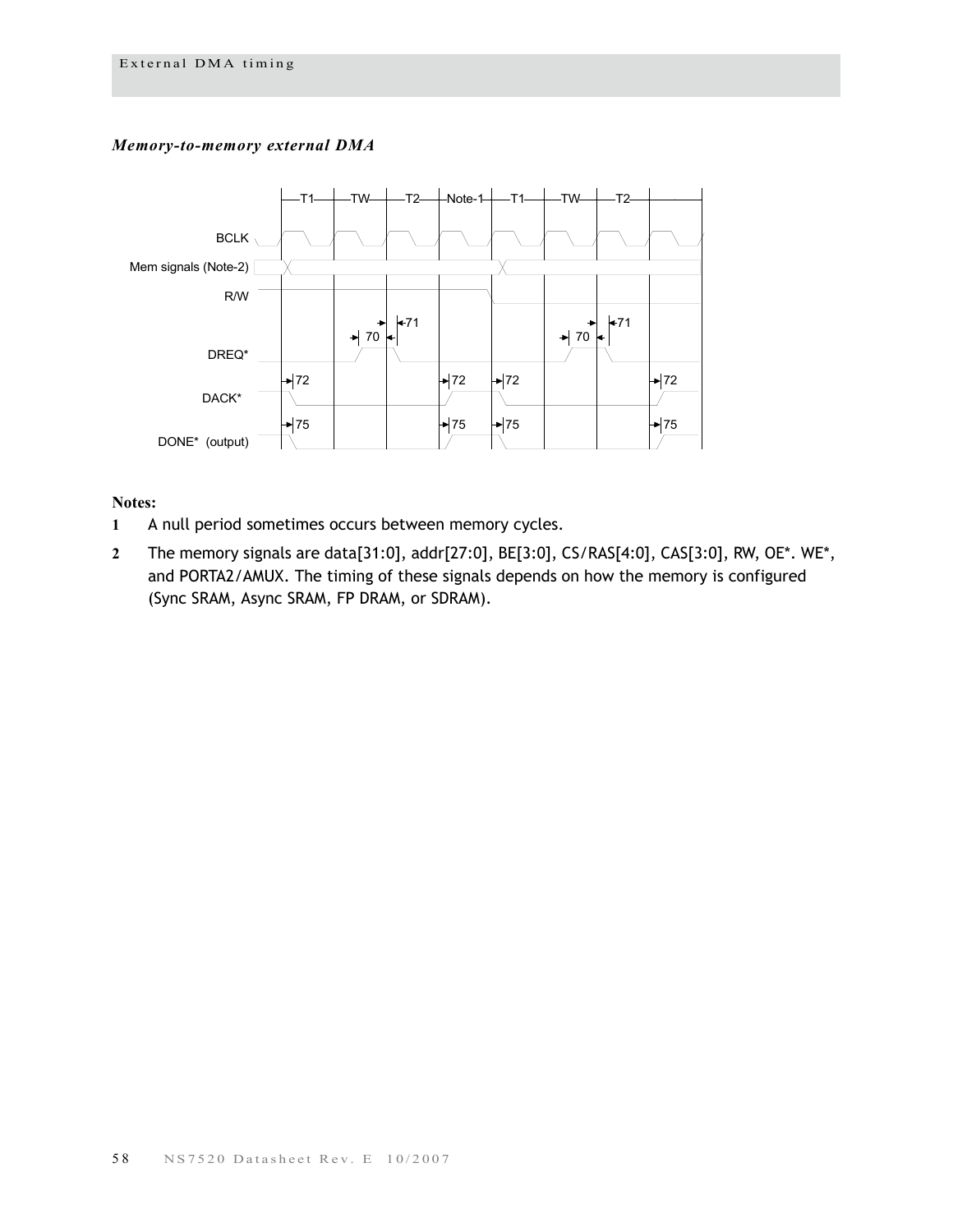*Memory-to-memory external DMA*

**Notes:**

1. A null period sometimes occurs between memory cycles.
2. The memory signals are data[31:0], addr[27:0], BE[3:0], CS/RAS[4:0], CAS[3:0], RW, OE*. WE*, and PORTA2/AMUX. The timing of these signals depends on how the memory is configured (Sync SRAM, Async SRAM, FP DRAM, or SDRAM).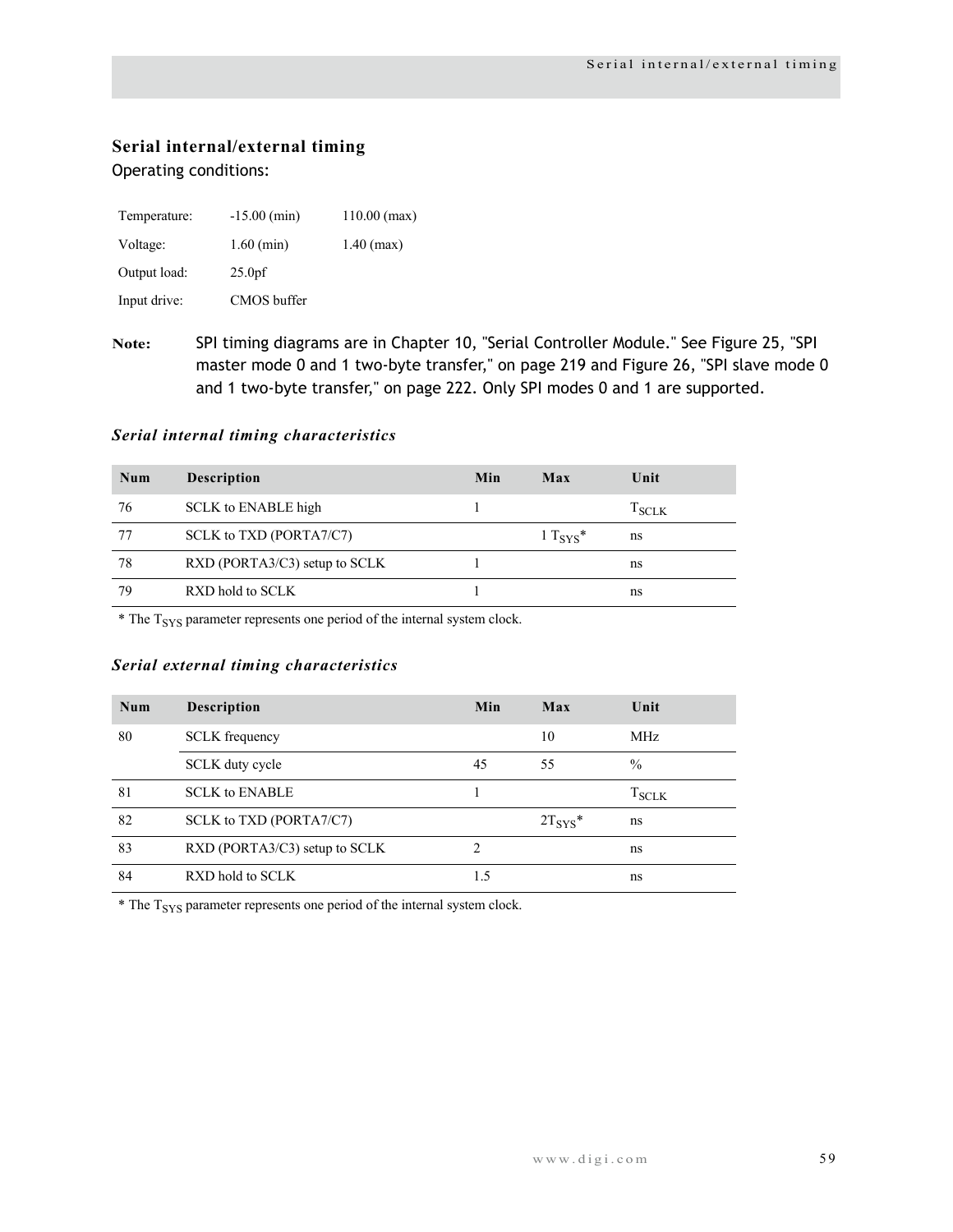## Serial internal/external timing

Operating conditions:

| | | |
|---|---|---|
| Temperature: | -15.00 (min) | 110.00 (max) |
| Voltage: | 1.60 (min) | 1.40 (max) |
| Output load: | 25.0pf | |
| Input drive: | CMOS buffer | |

**Note:** SPI timing diagrams are in Chapter 10, "Serial Controller Module." See Figure 25, "SPI master mode 0 and 1 two-byte transfer," on page 219 and Figure 26, "SPI slave mode 0 and 1 two-byte transfer," on page 222. Only SPI modes 0 and 1 are supported.

### *Serial internal timing characteristics*

| Num | Description | Min | Max | Unit |
|---|---|---|---|---|
| 76 | SCLK to ENABLE high | 1 | | $T_{SCLK}$ |
| 77 | SCLK to TXD (PORTA7/C7) | | 1 $T_{SYS}$* | ns |
| 78 | RXD (PORTA3/C3) setup to SCLK | 1 | | ns |
| 79 | RXD hold to SCLK | 1 | | ns |

* The $T_{SYS}$ parameter represents one period of the internal system clock.

### *Serial external timing characteristics*

| Num | Description | Min | Max | Unit |
|---|---|---|---|---|
| 80 | SCLK frequency | | 10 | MHz |
| | SCLK duty cycle | 45 | 55 | % |
| 81 | SCLK to ENABLE | 1 | | $T_{SCLK}$ |
| 82 | SCLK to TXD (PORTA7/C7) | | $2T_{SYS}$* | ns |
| 83 | RXD (PORTA3/C3) setup to SCLK | 2 | | ns |
| 84 | RXD hold to SCLK | 1.5 | | ns |

* The $T_{SYS}$ parameter represents one period of the internal system clock.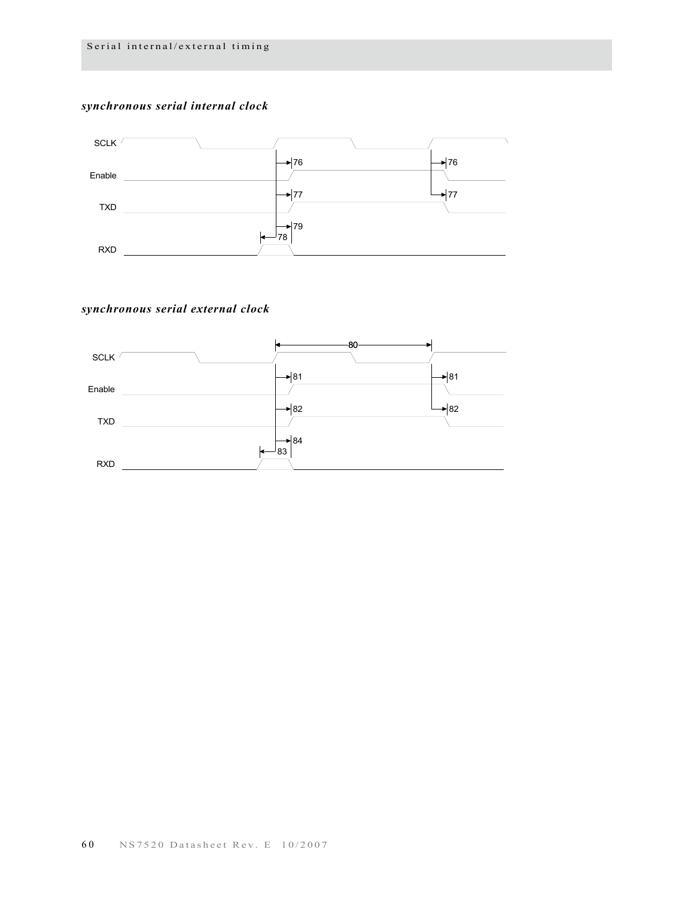### *synchronous serial internal clock*

### *synchronous serial external clock*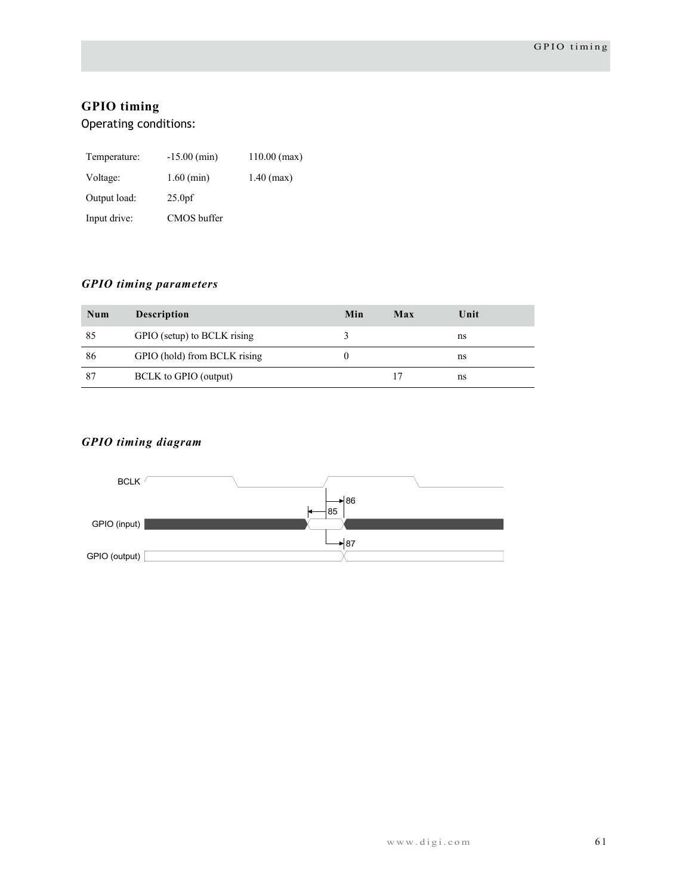## GPIO timing

Operating conditions:

| Temperature: | -15.00 (min) | 110.00 (max) |
|---|---|---|
| Voltage: | 1.60 (min) | 1.40 (max) |
| Output load: | 25.0pf | |
| Input drive: | CMOS buffer | |

### *GPIO timing parameters*

| Num | Description | Min | Max | Unit |
|---|---|---|---|---|
| 85 | GPIO (setup) to BCLK rising | 3 | | ns |
| 86 | GPIO (hold) from BCLK rising | 0 | | ns |
| 87 | BCLK to GPIO (output) | | 17 | ns |

### *GPIO timing diagram*

BCLK

GPIO (input)

GPIO (output)

85 86 87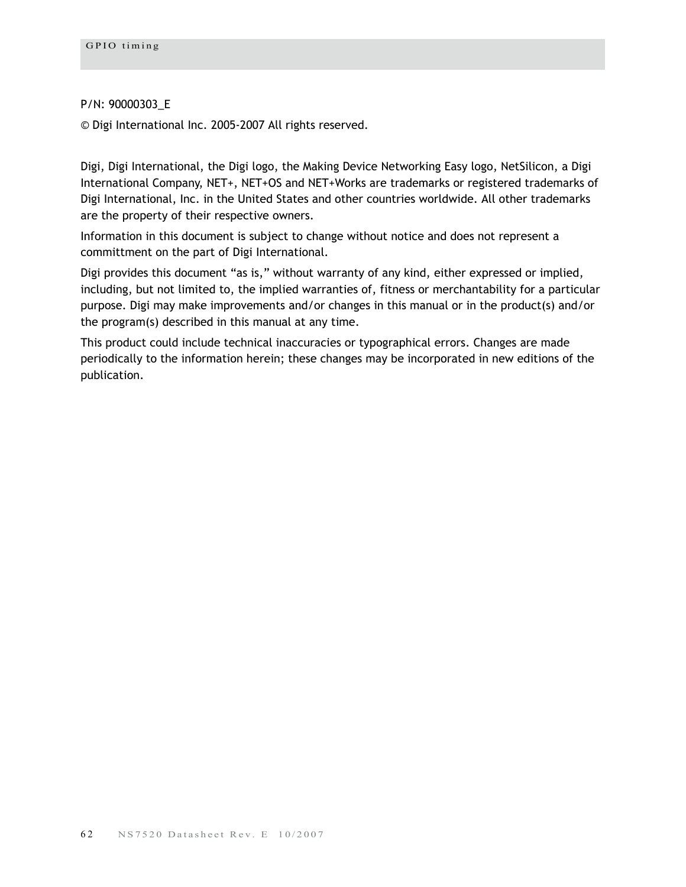P/N: 90000303_E

© Digi International Inc. 2005-2007 All rights reserved.

Digi, Digi International, the Digi logo, the Making Device Networking Easy logo, NetSilicon, a Digi International Company, NET+, NET+OS and NET+Works are trademarks or registered trademarks of Digi International, Inc. in the United States and other countries worldwide. All other trademarks are the property of their respective owners.

Information in this document is subject to change without notice and does not represent a committment on the part of Digi International.

Digi provides this document “as is,” without warranty of any kind, either expressed or implied, including, but not limited to, the implied warranties of, fitness or merchantability for a particular purpose. Digi may make improvements and/or changes in this manual or in the product(s) and/or the program(s) described in this manual at any time.

This product could include technical inaccuracies or typographical errors. Changes are made periodically to the information herein; these changes may be incorporated in new editions of the publication.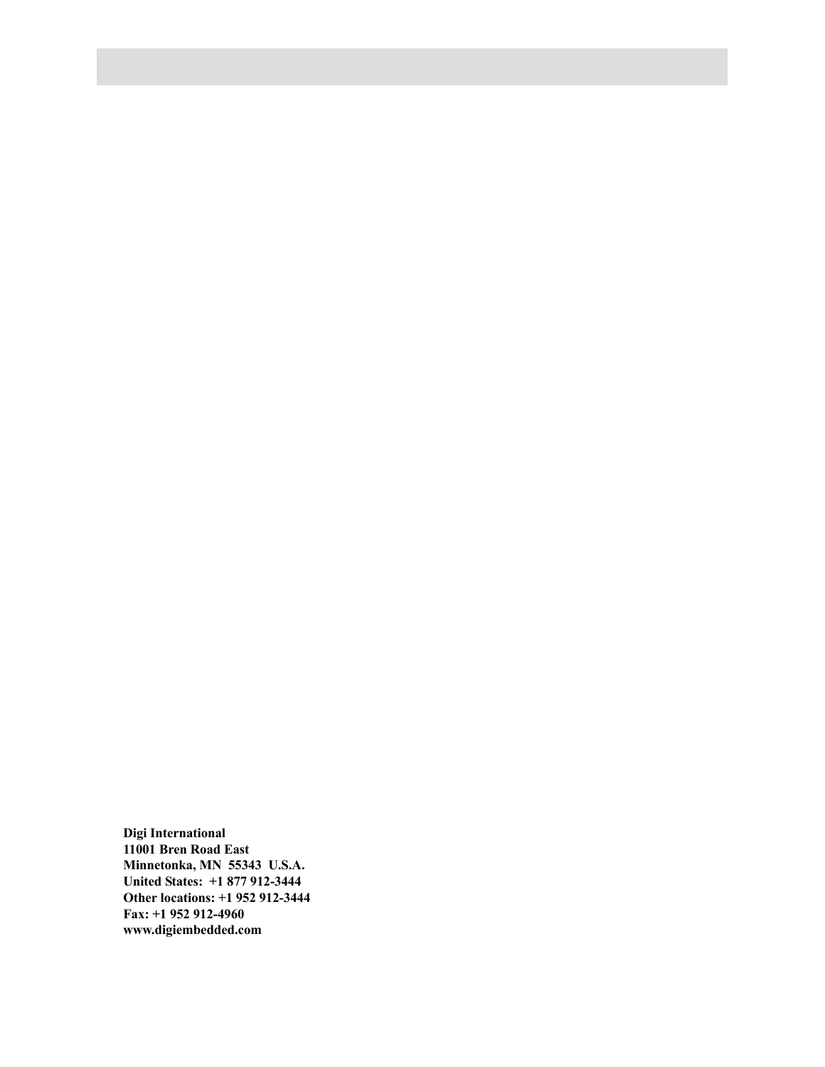**Digi International**
**11001 Bren Road East**
**Minnetonka, MN  55343  U.S.A.**
**United States:  +1 877 912-3444**
**Other locations: +1 952 912-3444**
**Fax: +1 952 912-4960**
**www.digiembedded.com**